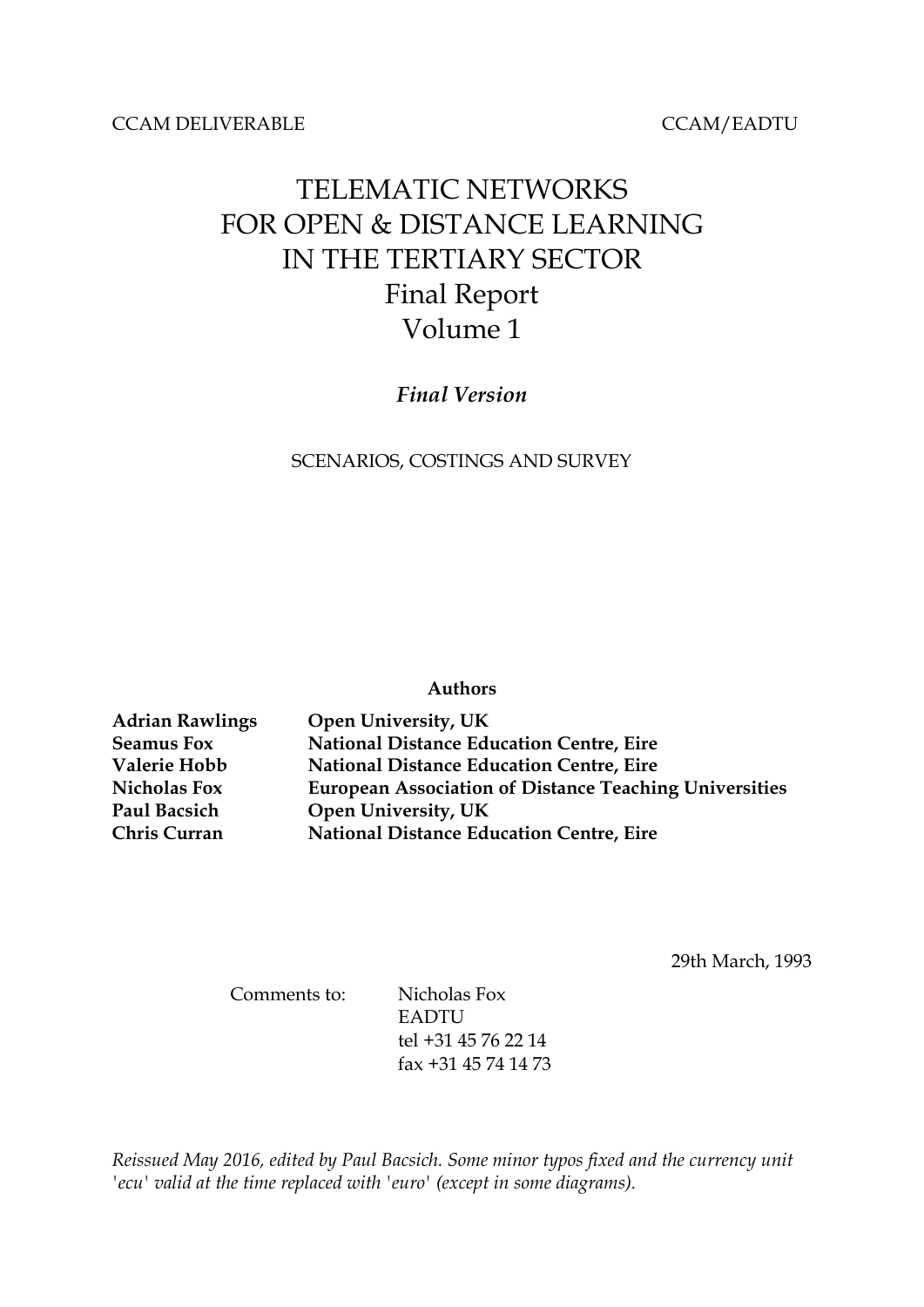CCAM DELIVERABLE CCAM/EADTU

# TELEMATIC NETWORKS FOR OPEN & DISTANCE LEARNING IN THE TERTIARY SECTOR

## Final Report
## Volume 1

***Final Version***

SCENARIOS, COSTINGS AND SURVEY

**Authors**

| | |
|---|---|
| **Adrian Rawlings** | **Open University, UK** |
| **Seamus Fox** | **National Distance Education Centre, Eire** |
| **Valerie Hobb** | **National Distance Education Centre, Eire** |
| **Nicholas Fox** | **European Association of Distance Teaching Universities** |
| **Paul Bacsich** | **Open University, UK** |
| **Chris Curran** | **National Distance Education Centre, Eire** |

29th March, 1993

Comments to: Nicholas Fox
EADTU
tel +31 45 76 22 14
fax +31 45 74 14 73

*Reissued May 2016, edited by Paul Bacsich. Some minor typos fixed and the currency unit 'ecu' valid at the time replaced with 'euro' (except in some diagrams).*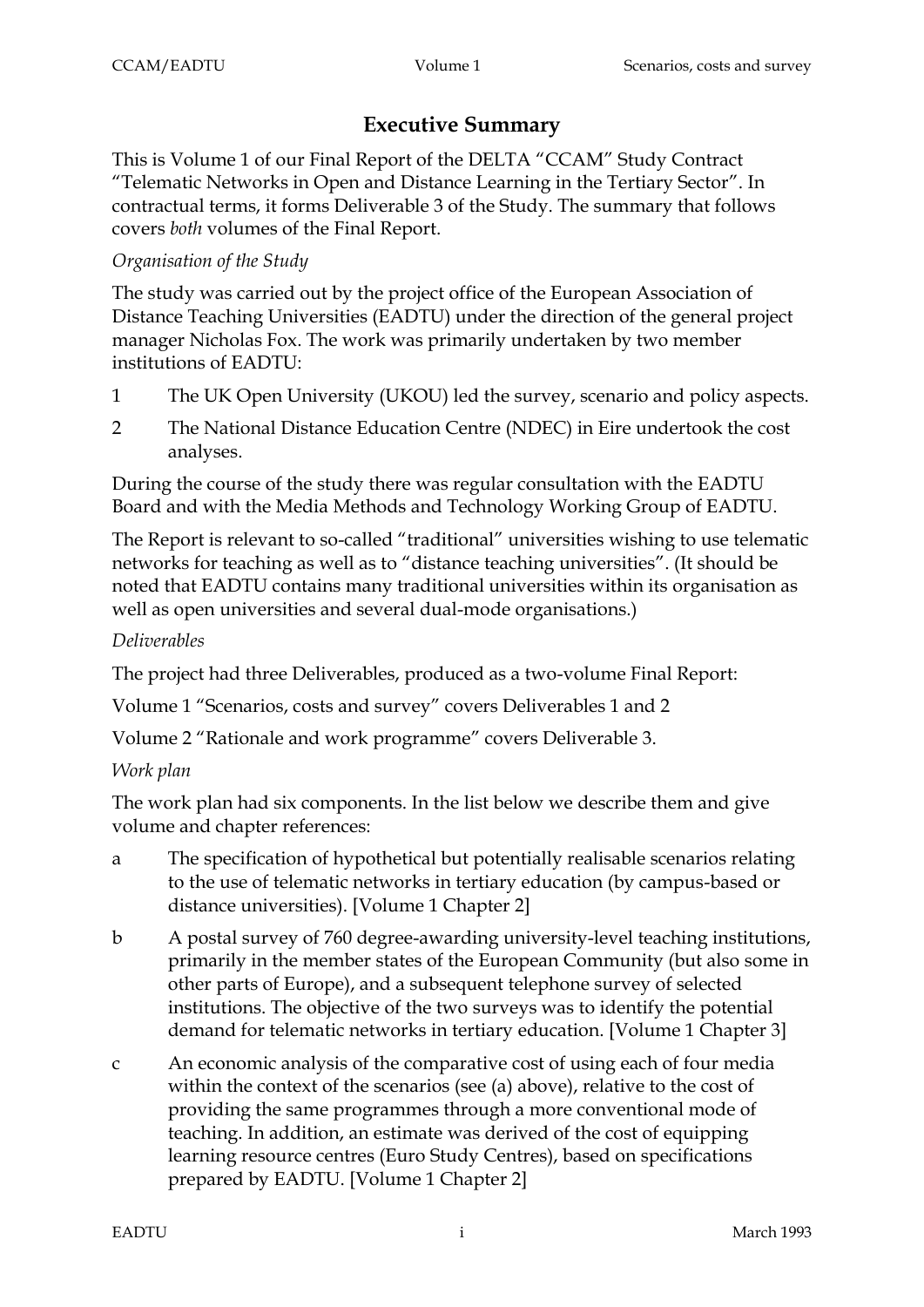## Executive Summary

This is Volume 1 of our Final Report of the DELTA "CCAM" Study Contract "Telematic Networks in Open and Distance Learning in the Tertiary Sector". In contractual terms, it forms Deliverable 3 of the Study. The summary that follows covers *both* volumes of the Final Report.

*Organisation of the Study*

The study was carried out by the project office of the European Association of Distance Teaching Universities (EADTU) under the direction of the general project manager Nicholas Fox. The work was primarily undertaken by two member institutions of EADTU:

1 The UK Open University (UKOU) led the survey, scenario and policy aspects.

2 The National Distance Education Centre (NDEC) in Eire undertook the cost analyses.

During the course of the study there was regular consultation with the EADTU Board and with the Media Methods and Technology Working Group of EADTU.

The Report is relevant to so-called "traditional" universities wishing to use telematic networks for teaching as well as to "distance teaching universities". (It should be noted that EADTU contains many traditional universities within its organisation as well as open universities and several dual-mode organisations.)

*Deliverables*

The project had three Deliverables, produced as a two-volume Final Report:

Volume 1 "Scenarios, costs and survey" covers Deliverables 1 and 2

Volume 2 "Rationale and work programme" covers Deliverable 3.

*Work plan*

The work plan had six components. In the list below we describe them and give volume and chapter references:

a The specification of hypothetical but potentially realisable scenarios relating to the use of telematic networks in tertiary education (by campus-based or distance universities). [Volume 1 Chapter 2]

b A postal survey of 760 degree-awarding university-level teaching institutions, primarily in the member states of the European Community (but also some in other parts of Europe), and a subsequent telephone survey of selected institutions. The objective of the two surveys was to identify the potential demand for telematic networks in tertiary education. [Volume 1 Chapter 3]

c An economic analysis of the comparative cost of using each of four media within the context of the scenarios (see (a) above), relative to the cost of providing the same programmes through a more conventional mode of teaching. In addition, an estimate was derived of the cost of equipping learning resource centres (Euro Study Centres), based on specifications prepared by EADTU. [Volume 1 Chapter 2]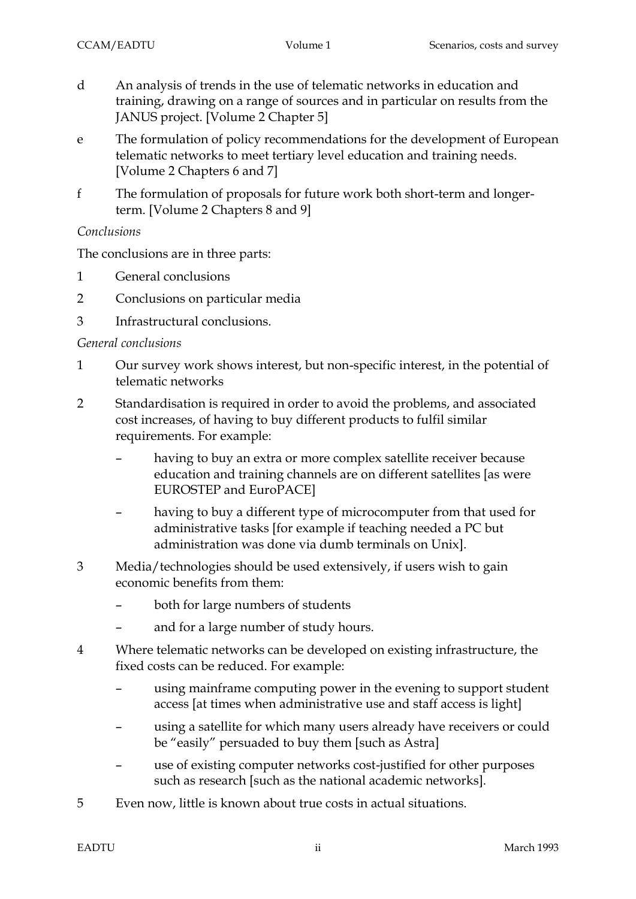d An analysis of trends in the use of telematic networks in education and training, drawing on a range of sources and in particular on results from the JANUS project. [Volume 2 Chapter 5]

e The formulation of policy recommendations for the development of European telematic networks to meet tertiary level education and training needs. [Volume 2 Chapters 6 and 7]

f The formulation of proposals for future work both short-term and longer-term. [Volume 2 Chapters 8 and 9]

*Conclusions*

The conclusions are in three parts:

1. General conclusions
2. Conclusions on particular media
3. Infrastructural conclusions.

*General conclusions*

1. Our survey work shows interest, but non-specific interest, in the potential of telematic networks
2. Standardisation is required in order to avoid the problems, and associated cost increases, of having to buy different products to fulfil similar requirements. For example:
   - having to buy an extra or more complex satellite receiver because education and training channels are on different satellites [as were EUROSTEP and EuroPACE]
   - having to buy a different type of microcomputer from that used for administrative tasks [for example if teaching needed a PC but administration was done via dumb terminals on Unix].
3. Media/technologies should be used extensively, if users wish to gain economic benefits from them:
   - both for large numbers of students
   - and for a large number of study hours.
4. Where telematic networks can be developed on existing infrastructure, the fixed costs can be reduced. For example:
   - using mainframe computing power in the evening to support student access [at times when administrative use and staff access is light]
   - using a satellite for which many users already have receivers or could be "easily" persuaded to buy them [such as Astra]
   - use of existing computer networks cost-justified for other purposes such as research [such as the national academic networks].
5. Even now, little is known about true costs in actual situations.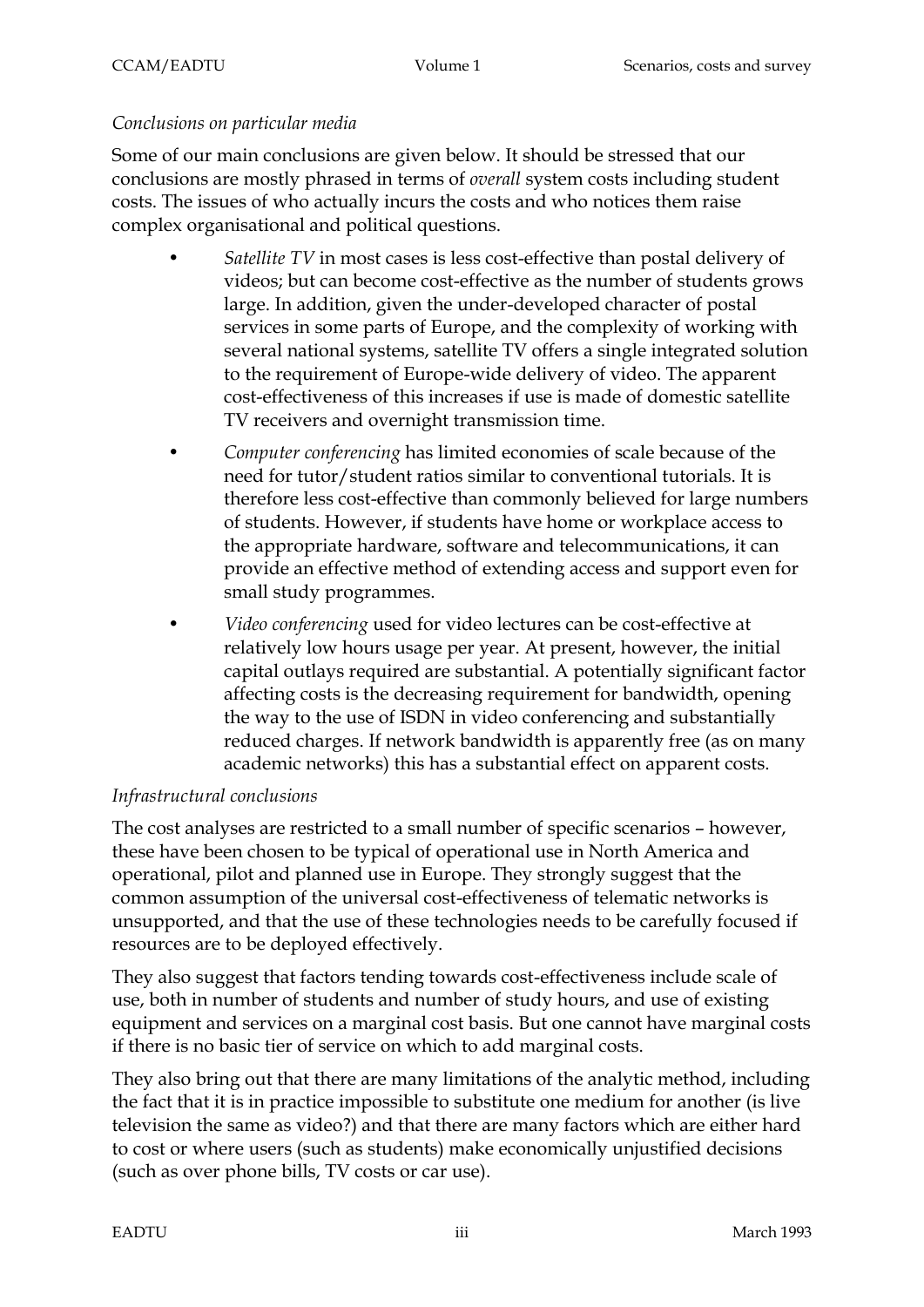*Conclusions on particular media*

Some of our main conclusions are given below. It should be stressed that our conclusions are mostly phrased in terms of *overall* system costs including student costs. The issues of who actually incurs the costs and who notices them raise complex organisational and political questions.

- *Satellite TV* in most cases is less cost-effective than postal delivery of videos; but can become cost-effective as the number of students grows large. In addition, given the under-developed character of postal services in some parts of Europe, and the complexity of working with several national systems, satellite TV offers a single integrated solution to the requirement of Europe-wide delivery of video. The apparent cost-effectiveness of this increases if use is made of domestic satellite TV receivers and overnight transmission time.
- *Computer conferencing* has limited economies of scale because of the need for tutor/student ratios similar to conventional tutorials. It is therefore less cost-effective than commonly believed for large numbers of students. However, if students have home or workplace access to the appropriate hardware, software and telecommunications, it can provide an effective method of extending access and support even for small study programmes.
- *Video conferencing* used for video lectures can be cost-effective at relatively low hours usage per year. At present, however, the initial capital outlays required are substantial. A potentially significant factor affecting costs is the decreasing requirement for bandwidth, opening the way to the use of ISDN in video conferencing and substantially reduced charges. If network bandwidth is apparently free (as on many academic networks) this has a substantial effect on apparent costs.

*Infrastructural conclusions*

The cost analyses are restricted to a small number of specific scenarios – however, these have been chosen to be typical of operational use in North America and operational, pilot and planned use in Europe. They strongly suggest that the common assumption of the universal cost-effectiveness of telematic networks is unsupported, and that the use of these technologies needs to be carefully focused if resources are to be deployed effectively.

They also suggest that factors tending towards cost-effectiveness include scale of use, both in number of students and number of study hours, and use of existing equipment and services on a marginal cost basis. But one cannot have marginal costs if there is no basic tier of service on which to add marginal costs.

They also bring out that there are many limitations of the analytic method, including the fact that it is in practice impossible to substitute one medium for another (is live television the same as video?) and that there are many factors which are either hard to cost or where users (such as students) make economically unjustified decisions (such as over phone bills, TV costs or car use).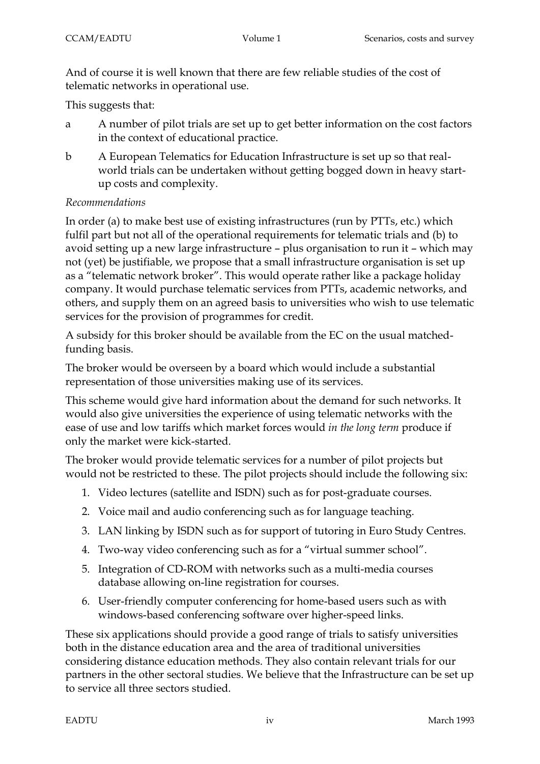And of course it is well known that there are few reliable studies of the cost of telematic networks in operational use.

This suggests that:

a A number of pilot trials are set up to get better information on the cost factors in the context of educational practice.

b A European Telematics for Education Infrastructure is set up so that real-world trials can be undertaken without getting bogged down in heavy start-up costs and complexity.

*Recommendations*

In order (a) to make best use of existing infrastructures (run by PTTs, etc.) which fulfil part but not all of the operational requirements for telematic trials and (b) to avoid setting up a new large infrastructure – plus organisation to run it – which may not (yet) be justifiable, we propose that a small infrastructure organisation is set up as a "telematic network broker". This would operate rather like a package holiday company. It would purchase telematic services from PTTs, academic networks, and others, and supply them on an agreed basis to universities who wish to use telematic services for the provision of programmes for credit.

A subsidy for this broker should be available from the EC on the usual matched-funding basis.

The broker would be overseen by a board which would include a substantial representation of those universities making use of its services.

This scheme would give hard information about the demand for such networks. It would also give universities the experience of using telematic networks with the ease of use and low tariffs which market forces would *in the long term* produce if only the market were kick-started.

The broker would provide telematic services for a number of pilot projects but would not be restricted to these. The pilot projects should include the following six:

1. Video lectures (satellite and ISDN) such as for post-graduate courses.
2. Voice mail and audio conferencing such as for language teaching.
3. LAN linking by ISDN such as for support of tutoring in Euro Study Centres.
4. Two-way video conferencing such as for a "virtual summer school".
5. Integration of CD-ROM with networks such as a multi-media courses database allowing on-line registration for courses.
6. User-friendly computer conferencing for home-based users such as with windows-based conferencing software over higher-speed links.

These six applications should provide a good range of trials to satisfy universities both in the distance education area and the area of traditional universities considering distance education methods. They also contain relevant trials for our partners in the other sectoral studies. We believe that the Infrastructure can be set up to service all three sectors studied.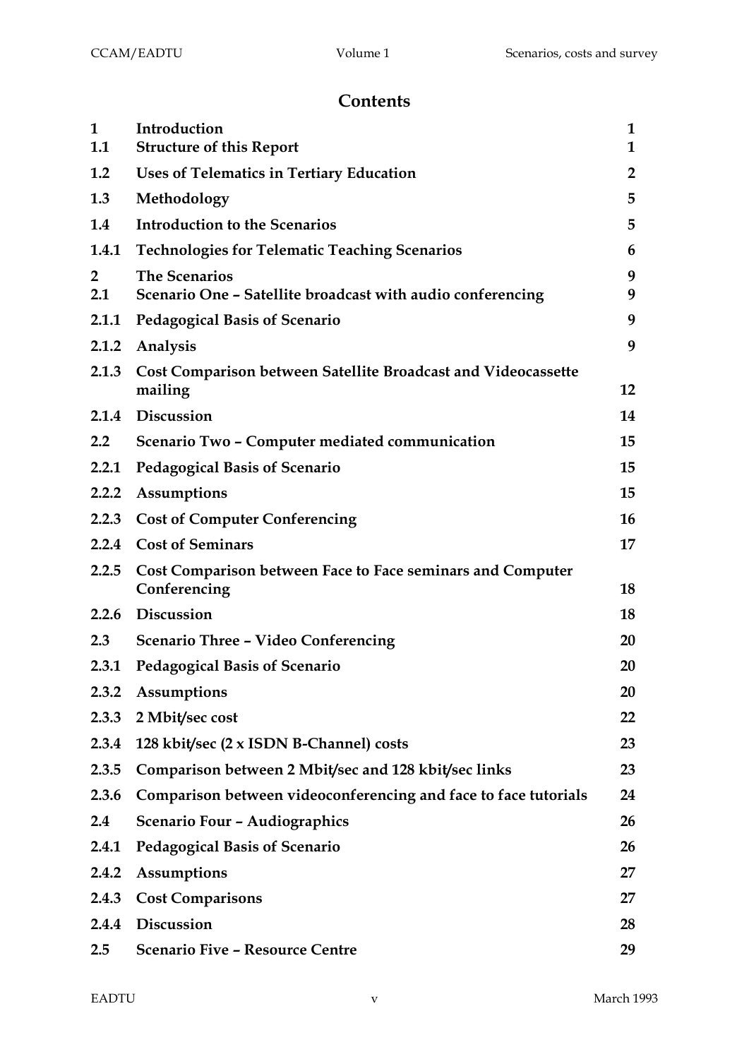# Contents

| | | |
|---|---|---|
| **1** | **Introduction** | **1** |
| **1.1** | **Structure of this Report** | **1** |
| **1.2** | **Uses of Telematics in Tertiary Education** | **2** |
| **1.3** | **Methodology** | **5** |
| **1.4** | **Introduction to the Scenarios** | **5** |
| **1.4.1** | **Technologies for Telematic Teaching Scenarios** | **6** |
| **2** | **The Scenarios** | **9** |
| **2.1** | **Scenario One – Satellite broadcast with audio conferencing** | **9** |
| **2.1.1** | **Pedagogical Basis of Scenario** | **9** |
| **2.1.2** | **Analysis** | **9** |
| **2.1.3** | **Cost Comparison between Satellite Broadcast and Videocassette mailing** | **12** |
| **2.1.4** | **Discussion** | **14** |
| **2.2** | **Scenario Two – Computer mediated communication** | **15** |
| **2.2.1** | **Pedagogical Basis of Scenario** | **15** |
| **2.2.2** | **Assumptions** | **15** |
| **2.2.3** | **Cost of Computer Conferencing** | **16** |
| **2.2.4** | **Cost of Seminars** | **17** |
| **2.2.5** | **Cost Comparison between Face to Face seminars and Computer Conferencing** | **18** |
| **2.2.6** | **Discussion** | **18** |
| **2.3** | **Scenario Three – Video Conferencing** | **20** |
| **2.3.1** | **Pedagogical Basis of Scenario** | **20** |
| **2.3.2** | **Assumptions** | **20** |
| **2.3.3** | **2 Mbit/sec cost** | **22** |
| **2.3.4** | **128 kbit/sec (2 x ISDN B-Channel) costs** | **23** |
| **2.3.5** | **Comparison between 2 Mbit/sec and 128 kbit/sec links** | **23** |
| **2.3.6** | **Comparison between videoconferencing and face to face tutorials** | **24** |
| **2.4** | **Scenario Four – Audiographics** | **26** |
| **2.4.1** | **Pedagogical Basis of Scenario** | **26** |
| **2.4.2** | **Assumptions** | **27** |
| **2.4.3** | **Cost Comparisons** | **27** |
| **2.4.4** | **Discussion** | **28** |
| **2.5** | **Scenario Five – Resource Centre** | **29** |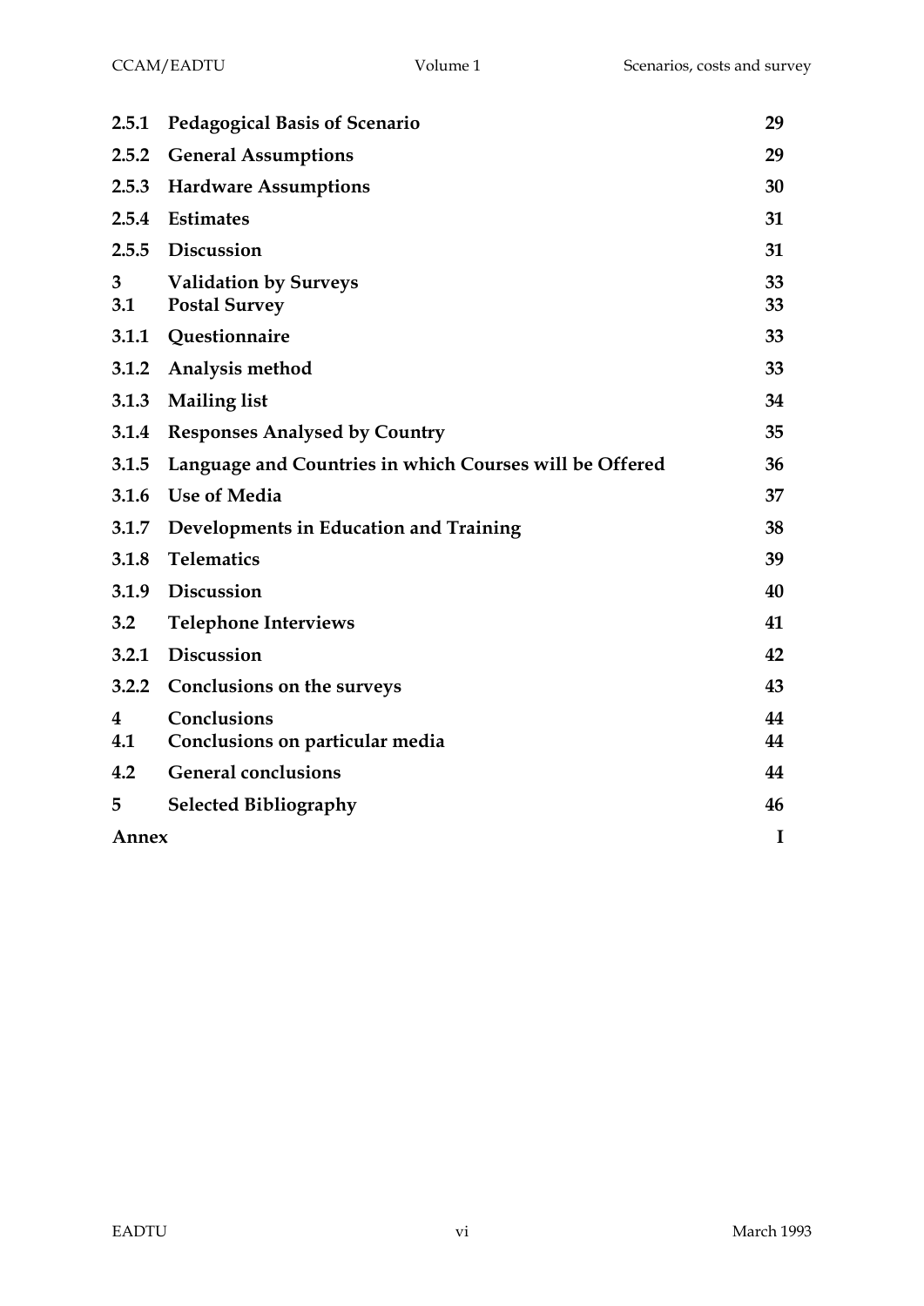| | | |
|---|---|---|
| **2.5.1** | **Pedagogical Basis of Scenario** | **29** |
| **2.5.2** | **General Assumptions** | **29** |
| **2.5.3** | **Hardware Assumptions** | **30** |
| **2.5.4** | **Estimates** | **31** |
| **2.5.5** | **Discussion** | **31** |
| **3** | **Validation by Surveys** | **33** |
| **3.1** | **Postal Survey** | **33** |
| **3.1.1** | **Questionnaire** | **33** |
| **3.1.2** | **Analysis method** | **33** |
| **3.1.3** | **Mailing list** | **34** |
| **3.1.4** | **Responses Analysed by Country** | **35** |
| **3.1.5** | **Language and Countries in which Courses will be Offered** | **36** |
| **3.1.6** | **Use of Media** | **37** |
| **3.1.7** | **Developments in Education and Training** | **38** |
| **3.1.8** | **Telematics** | **39** |
| **3.1.9** | **Discussion** | **40** |
| **3.2** | **Telephone Interviews** | **41** |
| **3.2.1** | **Discussion** | **42** |
| **3.2.2** | **Conclusions on the surveys** | **43** |
| **4** | **Conclusions** | **44** |
| **4.1** | **Conclusions on particular media** | **44** |
| **4.2** | **General conclusions** | **44** |
| **5** | **Selected Bibliography** | **46** |
| **Annex** | | **I** |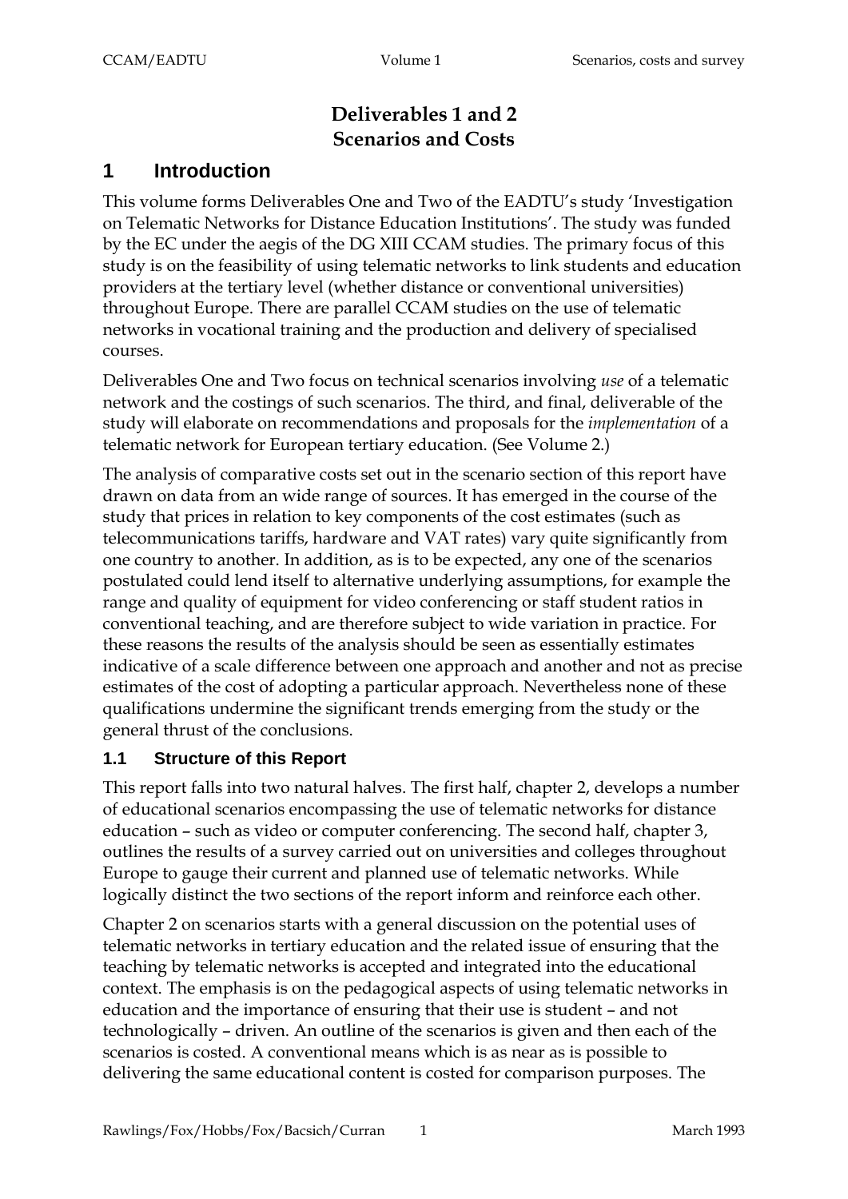**Deliverables 1 and 2**
**Scenarios and Costs**

# 1 Introduction

This volume forms Deliverables One and Two of the EADTU's study 'Investigation on Telematic Networks for Distance Education Institutions'. The study was funded by the EC under the aegis of the DG XIII CCAM studies. The primary focus of this study is on the feasibility of using telematic networks to link students and education providers at the tertiary level (whether distance or conventional universities) throughout Europe. There are parallel CCAM studies on the use of telematic networks in vocational training and the production and delivery of specialised courses.

Deliverables One and Two focus on technical scenarios involving *use* of a telematic network and the costings of such scenarios. The third, and final, deliverable of the study will elaborate on recommendations and proposals for the *implementation* of a telematic network for European tertiary education. (See Volume 2.)

The analysis of comparative costs set out in the scenario section of this report have drawn on data from an wide range of sources. It has emerged in the course of the study that prices in relation to key components of the cost estimates (such as telecommunications tariffs, hardware and VAT rates) vary quite significantly from one country to another. In addition, as is to be expected, any one of the scenarios postulated could lend itself to alternative underlying assumptions, for example the range and quality of equipment for video conferencing or staff student ratios in conventional teaching, and are therefore subject to wide variation in practice. For these reasons the results of the analysis should be seen as essentially estimates indicative of a scale difference between one approach and another and not as precise estimates of the cost of adopting a particular approach. Nevertheless none of these qualifications undermine the significant trends emerging from the study or the general thrust of the conclusions.

## 1.1 Structure of this Report

This report falls into two natural halves. The first half, chapter 2, develops a number of educational scenarios encompassing the use of telematic networks for distance education – such as video or computer conferencing. The second half, chapter 3, outlines the results of a survey carried out on universities and colleges throughout Europe to gauge their current and planned use of telematic networks. While logically distinct the two sections of the report inform and reinforce each other.

Chapter 2 on scenarios starts with a general discussion on the potential uses of telematic networks in tertiary education and the related issue of ensuring that the teaching by telematic networks is accepted and integrated into the educational context. The emphasis is on the pedagogical aspects of using telematic networks in education and the importance of ensuring that their use is student – and not technologically – driven. An outline of the scenarios is given and then each of the scenarios is costed. A conventional means which is as near as is possible to delivering the same educational content is costed for comparison purposes. The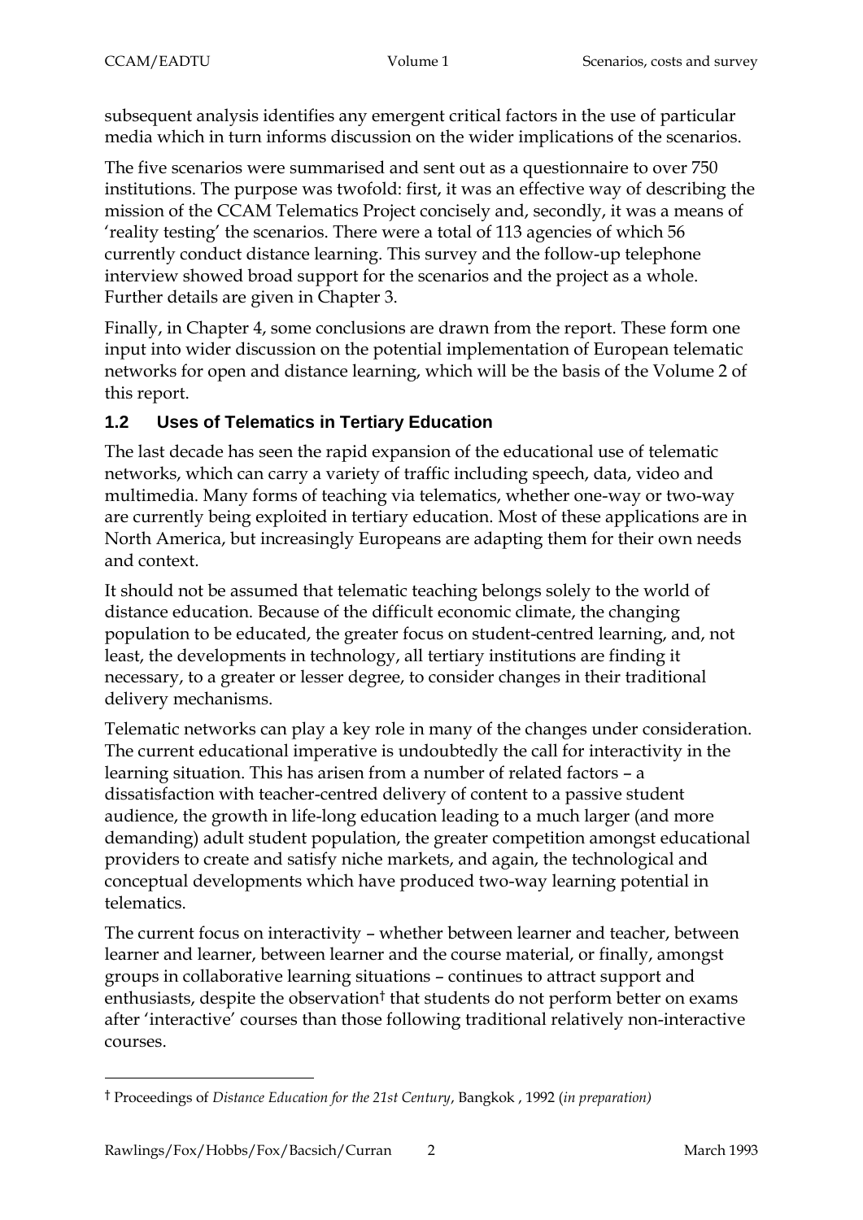subsequent analysis identifies any emergent critical factors in the use of particular media which in turn informs discussion on the wider implications of the scenarios.

The five scenarios were summarised and sent out as a questionnaire to over 750 institutions. The purpose was twofold: first, it was an effective way of describing the mission of the CCAM Telematics Project concisely and, secondly, it was a means of 'reality testing' the scenarios. There were a total of 113 agencies of which 56 currently conduct distance learning. This survey and the follow-up telephone interview showed broad support for the scenarios and the project as a whole. Further details are given in Chapter 3.

Finally, in Chapter 4, some conclusions are drawn from the report. These form one input into wider discussion on the potential implementation of European telematic networks for open and distance learning, which will be the basis of the Volume 2 of this report.

## 1.2 Uses of Telematics in Tertiary Education

The last decade has seen the rapid expansion of the educational use of telematic networks, which can carry a variety of traffic including speech, data, video and multimedia. Many forms of teaching via telematics, whether one-way or two-way are currently being exploited in tertiary education. Most of these applications are in North America, but increasingly Europeans are adapting them for their own needs and context.

It should not be assumed that telematic teaching belongs solely to the world of distance education. Because of the difficult economic climate, the changing population to be educated, the greater focus on student-centred learning, and, not least, the developments in technology, all tertiary institutions are finding it necessary, to a greater or lesser degree, to consider changes in their traditional delivery mechanisms.

Telematic networks can play a key role in many of the changes under consideration. The current educational imperative is undoubtedly the call for interactivity in the learning situation. This has arisen from a number of related factors – a dissatisfaction with teacher-centred delivery of content to a passive student audience, the growth in life-long education leading to a much larger (and more demanding) adult student population, the greater competition amongst educational providers to create and satisfy niche markets, and again, the technological and conceptual developments which have produced two-way learning potential in telematics.

The current focus on interactivity – whether between learner and teacher, between learner and learner, between learner and the course material, or finally, amongst groups in collaborative learning situations – continues to attract support and enthusiasts, despite the observation† that students do not perform better on exams after 'interactive' courses than those following traditional relatively non-interactive courses.

---

† Proceedings of *Distance Education for the 21st Century*, Bangkok , 1992 (*in preparation)*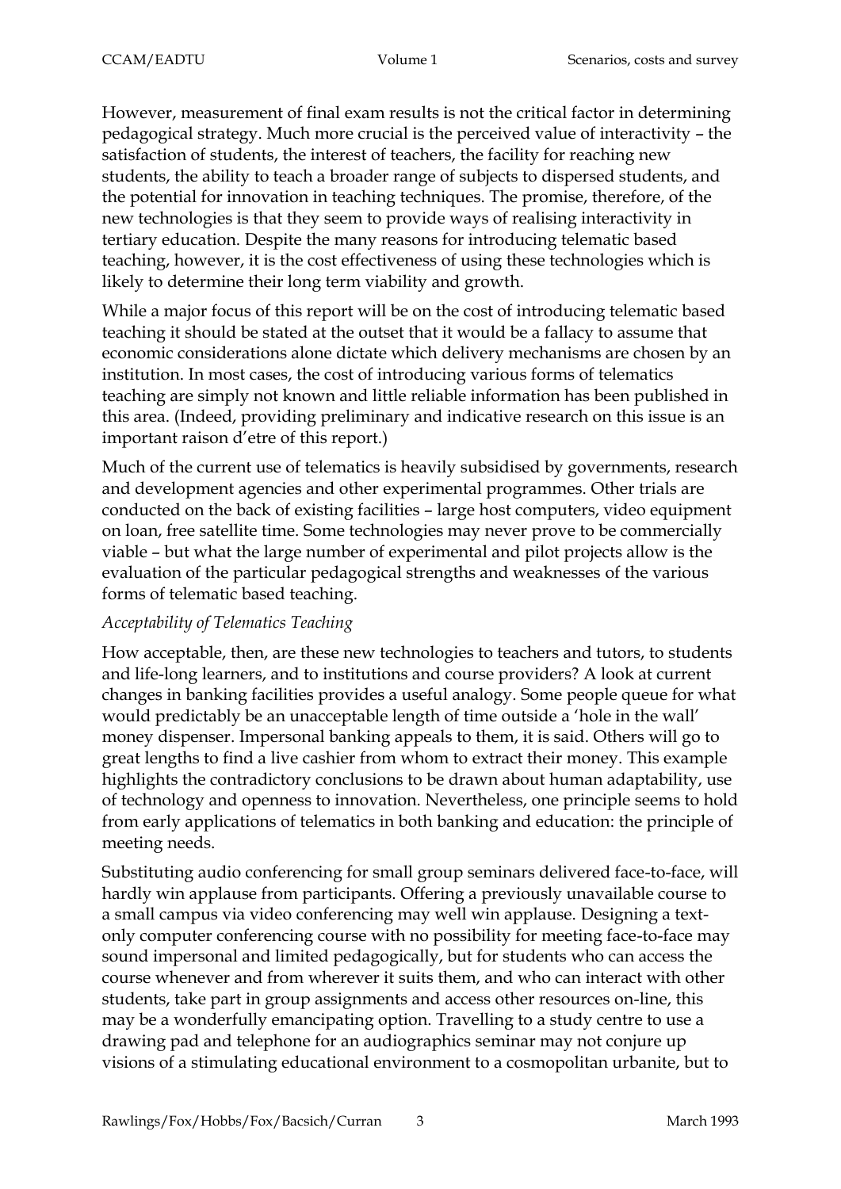However, measurement of final exam results is not the critical factor in determining pedagogical strategy. Much more crucial is the perceived value of interactivity – the satisfaction of students, the interest of teachers, the facility for reaching new students, the ability to teach a broader range of subjects to dispersed students, and the potential for innovation in teaching techniques. The promise, therefore, of the new technologies is that they seem to provide ways of realising interactivity in tertiary education. Despite the many reasons for introducing telematic based teaching, however, it is the cost effectiveness of using these technologies which is likely to determine their long term viability and growth.

While a major focus of this report will be on the cost of introducing telematic based teaching it should be stated at the outset that it would be a fallacy to assume that economic considerations alone dictate which delivery mechanisms are chosen by an institution. In most cases, the cost of introducing various forms of telematics teaching are simply not known and little reliable information has been published in this area. (Indeed, providing preliminary and indicative research on this issue is an important raison d'etre of this report.)

Much of the current use of telematics is heavily subsidised by governments, research and development agencies and other experimental programmes. Other trials are conducted on the back of existing facilities – large host computers, video equipment on loan, free satellite time. Some technologies may never prove to be commercially viable – but what the large number of experimental and pilot projects allow is the evaluation of the particular pedagogical strengths and weaknesses of the various forms of telematic based teaching.

*Acceptability of Telematics Teaching*

How acceptable, then, are these new technologies to teachers and tutors, to students and life-long learners, and to institutions and course providers? A look at current changes in banking facilities provides a useful analogy. Some people queue for what would predictably be an unacceptable length of time outside a 'hole in the wall' money dispenser. Impersonal banking appeals to them, it is said. Others will go to great lengths to find a live cashier from whom to extract their money. This example highlights the contradictory conclusions to be drawn about human adaptability, use of technology and openness to innovation. Nevertheless, one principle seems to hold from early applications of telematics in both banking and education: the principle of meeting needs.

Substituting audio conferencing for small group seminars delivered face-to-face, will hardly win applause from participants. Offering a previously unavailable course to a small campus via video conferencing may well win applause. Designing a text-only computer conferencing course with no possibility for meeting face-to-face may sound impersonal and limited pedagogically, but for students who can access the course whenever and from wherever it suits them, and who can interact with other students, take part in group assignments and access other resources on-line, this may be a wonderfully emancipating option. Travelling to a study centre to use a drawing pad and telephone for an audiographics seminar may not conjure up visions of a stimulating educational environment to a cosmopolitan urbanite, but to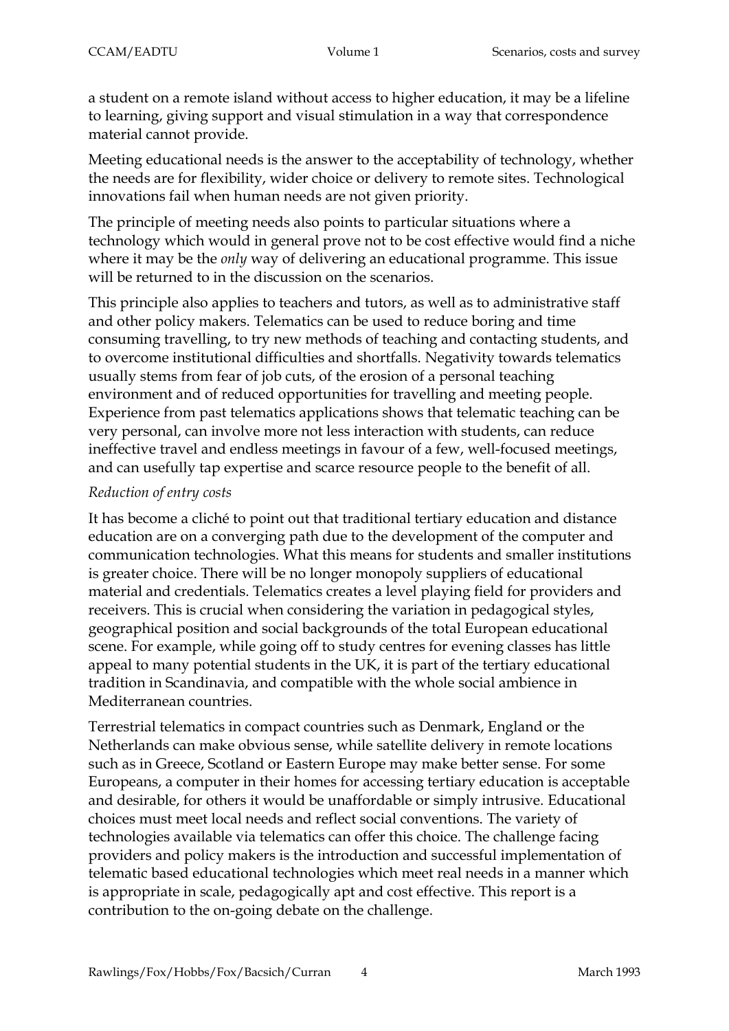a student on a remote island without access to higher education, it may be a lifeline to learning, giving support and visual stimulation in a way that correspondence material cannot provide.

Meeting educational needs is the answer to the acceptability of technology, whether the needs are for flexibility, wider choice or delivery to remote sites. Technological innovations fail when human needs are not given priority.

The principle of meeting needs also points to particular situations where a technology which would in general prove not to be cost effective would find a niche where it may be the *only* way of delivering an educational programme. This issue will be returned to in the discussion on the scenarios.

This principle also applies to teachers and tutors, as well as to administrative staff and other policy makers. Telematics can be used to reduce boring and time consuming travelling, to try new methods of teaching and contacting students, and to overcome institutional difficulties and shortfalls. Negativity towards telematics usually stems from fear of job cuts, of the erosion of a personal teaching environment and of reduced opportunities for travelling and meeting people. Experience from past telematics applications shows that telematic teaching can be very personal, can involve more not less interaction with students, can reduce ineffective travel and endless meetings in favour of a few, well-focused meetings, and can usefully tap expertise and scarce resource people to the benefit of all.

*Reduction of entry costs*

It has become a cliché to point out that traditional tertiary education and distance education are on a converging path due to the development of the computer and communication technologies. What this means for students and smaller institutions is greater choice. There will be no longer monopoly suppliers of educational material and credentials. Telematics creates a level playing field for providers and receivers. This is crucial when considering the variation in pedagogical styles, geographical position and social backgrounds of the total European educational scene. For example, while going off to study centres for evening classes has little appeal to many potential students in the UK, it is part of the tertiary educational tradition in Scandinavia, and compatible with the whole social ambience in Mediterranean countries.

Terrestrial telematics in compact countries such as Denmark, England or the Netherlands can make obvious sense, while satellite delivery in remote locations such as in Greece, Scotland or Eastern Europe may make better sense. For some Europeans, a computer in their homes for accessing tertiary education is acceptable and desirable, for others it would be unaffordable or simply intrusive. Educational choices must meet local needs and reflect social conventions. The variety of technologies available via telematics can offer this choice. The challenge facing providers and policy makers is the introduction and successful implementation of telematic based educational technologies which meet real needs in a manner which is appropriate in scale, pedagogically apt and cost effective. This report is a contribution to the on-going debate on the challenge.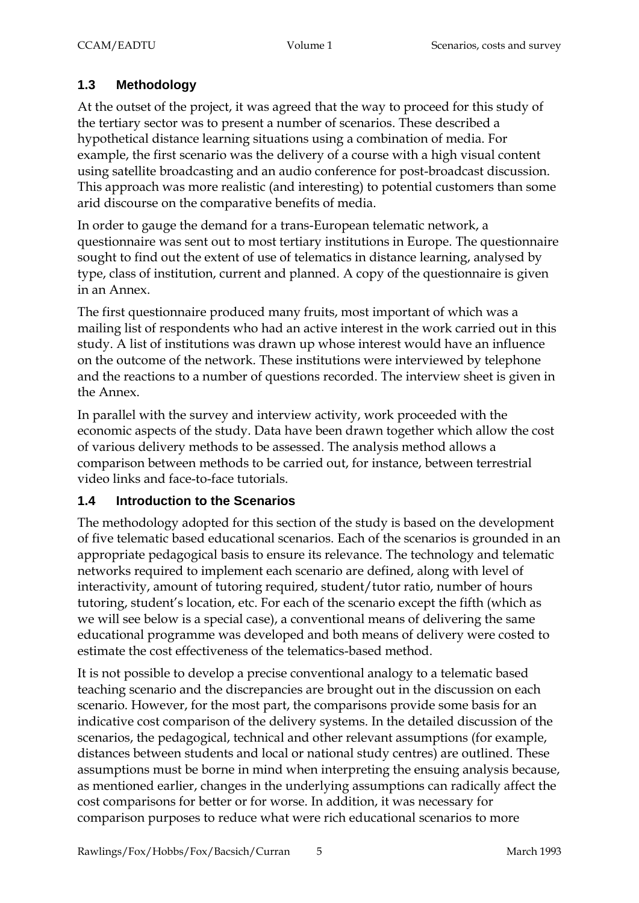## 1.3 Methodology

At the outset of the project, it was agreed that the way to proceed for this study of the tertiary sector was to present a number of scenarios. These described a hypothetical distance learning situations using a combination of media. For example, the first scenario was the delivery of a course with a high visual content using satellite broadcasting and an audio conference for post-broadcast discussion. This approach was more realistic (and interesting) to potential customers than some arid discourse on the comparative benefits of media.

In order to gauge the demand for a trans-European telematic network, a questionnaire was sent out to most tertiary institutions in Europe. The questionnaire sought to find out the extent of use of telematics in distance learning, analysed by type, class of institution, current and planned. A copy of the questionnaire is given in an Annex.

The first questionnaire produced many fruits, most important of which was a mailing list of respondents who had an active interest in the work carried out in this study. A list of institutions was drawn up whose interest would have an influence on the outcome of the network. These institutions were interviewed by telephone and the reactions to a number of questions recorded. The interview sheet is given in the Annex.

In parallel with the survey and interview activity, work proceeded with the economic aspects of the study. Data have been drawn together which allow the cost of various delivery methods to be assessed. The analysis method allows a comparison between methods to be carried out, for instance, between terrestrial video links and face-to-face tutorials.

## 1.4 Introduction to the Scenarios

The methodology adopted for this section of the study is based on the development of five telematic based educational scenarios. Each of the scenarios is grounded in an appropriate pedagogical basis to ensure its relevance. The technology and telematic networks required to implement each scenario are defined, along with level of interactivity, amount of tutoring required, student/tutor ratio, number of hours tutoring, student's location, etc. For each of the scenario except the fifth (which as we will see below is a special case), a conventional means of delivering the same educational programme was developed and both means of delivery were costed to estimate the cost effectiveness of the telematics-based method.

It is not possible to develop a precise conventional analogy to a telematic based teaching scenario and the discrepancies are brought out in the discussion on each scenario. However, for the most part, the comparisons provide some basis for an indicative cost comparison of the delivery systems. In the detailed discussion of the scenarios, the pedagogical, technical and other relevant assumptions (for example, distances between students and local or national study centres) are outlined. These assumptions must be borne in mind when interpreting the ensuing analysis because, as mentioned earlier, changes in the underlying assumptions can radically affect the cost comparisons for better or for worse. In addition, it was necessary for comparison purposes to reduce what were rich educational scenarios to more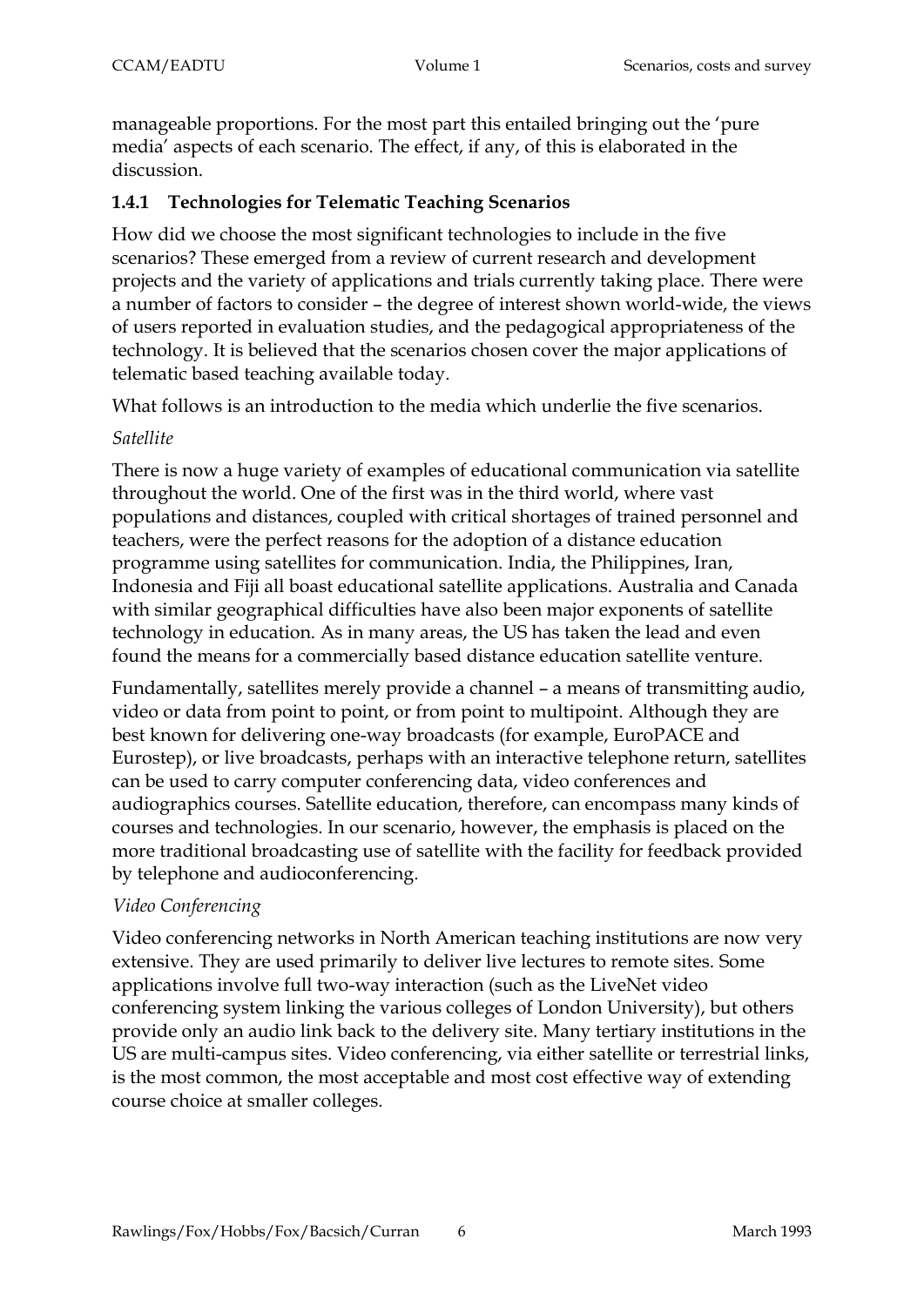manageable proportions. For the most part this entailed bringing out the 'pure media' aspects of each scenario. The effect, if any, of this is elaborated in the discussion.

### 1.4.1 Technologies for Telematic Teaching Scenarios

How did we choose the most significant technologies to include in the five scenarios? These emerged from a review of current research and development projects and the variety of applications and trials currently taking place. There were a number of factors to consider – the degree of interest shown world-wide, the views of users reported in evaluation studies, and the pedagogical appropriateness of the technology. It is believed that the scenarios chosen cover the major applications of telematic based teaching available today.

What follows is an introduction to the media which underlie the five scenarios.

*Satellite*

There is now a huge variety of examples of educational communication via satellite throughout the world. One of the first was in the third world, where vast populations and distances, coupled with critical shortages of trained personnel and teachers, were the perfect reasons for the adoption of a distance education programme using satellites for communication. India, the Philippines, Iran, Indonesia and Fiji all boast educational satellite applications. Australia and Canada with similar geographical difficulties have also been major exponents of satellite technology in education. As in many areas, the US has taken the lead and even found the means for a commercially based distance education satellite venture.

Fundamentally, satellites merely provide a channel – a means of transmitting audio, video or data from point to point, or from point to multipoint. Although they are best known for delivering one-way broadcasts (for example, EuroPACE and Eurostep), or live broadcasts, perhaps with an interactive telephone return, satellites can be used to carry computer conferencing data, video conferences and audiographics courses. Satellite education, therefore, can encompass many kinds of courses and technologies. In our scenario, however, the emphasis is placed on the more traditional broadcasting use of satellite with the facility for feedback provided by telephone and audioconferencing.

*Video Conferencing*

Video conferencing networks in North American teaching institutions are now very extensive. They are used primarily to deliver live lectures to remote sites. Some applications involve full two-way interaction (such as the LiveNet video conferencing system linking the various colleges of London University), but others provide only an audio link back to the delivery site. Many tertiary institutions in the US are multi-campus sites. Video conferencing, via either satellite or terrestrial links, is the most common, the most acceptable and most cost effective way of extending course choice at smaller colleges.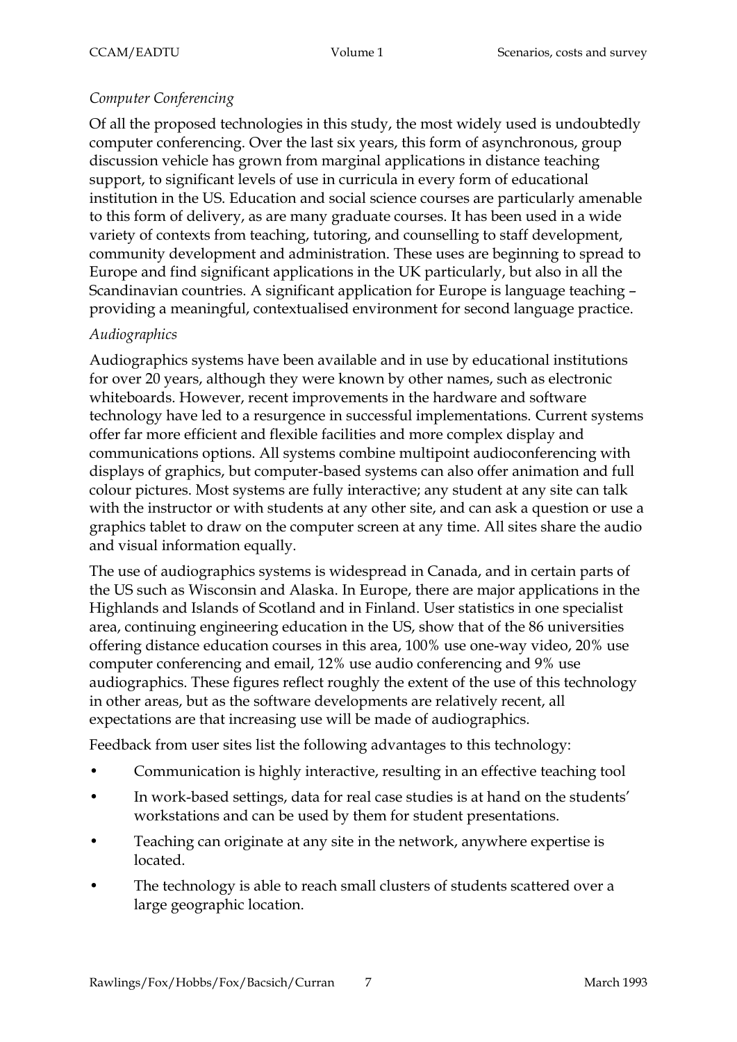*Computer Conferencing*

Of all the proposed technologies in this study, the most widely used is undoubtedly computer conferencing. Over the last six years, this form of asynchronous, group discussion vehicle has grown from marginal applications in distance teaching support, to significant levels of use in curricula in every form of educational institution in the US. Education and social science courses are particularly amenable to this form of delivery, as are many graduate courses. It has been used in a wide variety of contexts from teaching, tutoring, and counselling to staff development, community development and administration. These uses are beginning to spread to Europe and find significant applications in the UK particularly, but also in all the Scandinavian countries. A significant application for Europe is language teaching – providing a meaningful, contextualised environment for second language practice.

*Audiographics*

Audiographics systems have been available and in use by educational institutions for over 20 years, although they were known by other names, such as electronic whiteboards. However, recent improvements in the hardware and software technology have led to a resurgence in successful implementations. Current systems offer far more efficient and flexible facilities and more complex display and communications options. All systems combine multipoint audioconferencing with displays of graphics, but computer-based systems can also offer animation and full colour pictures. Most systems are fully interactive; any student at any site can talk with the instructor or with students at any other site, and can ask a question or use a graphics tablet to draw on the computer screen at any time. All sites share the audio and visual information equally.

The use of audiographics systems is widespread in Canada, and in certain parts of the US such as Wisconsin and Alaska. In Europe, there are major applications in the Highlands and Islands of Scotland and in Finland. User statistics in one specialist area, continuing engineering education in the US, show that of the 86 universities offering distance education courses in this area, 100% use one-way video, 20% use computer conferencing and email, 12% use audio conferencing and 9% use audiographics. These figures reflect roughly the extent of the use of this technology in other areas, but as the software developments are relatively recent, all expectations are that increasing use will be made of audiographics.

Feedback from user sites list the following advantages to this technology:

- Communication is highly interactive, resulting in an effective teaching tool
- In work-based settings, data for real case studies is at hand on the students' workstations and can be used by them for student presentations.
- Teaching can originate at any site in the network, anywhere expertise is located.
- The technology is able to reach small clusters of students scattered over a large geographic location.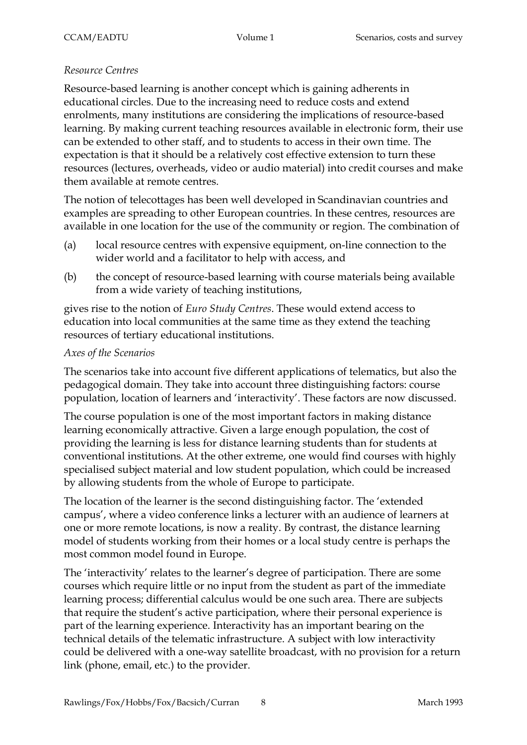*Resource Centres*

Resource-based learning is another concept which is gaining adherents in educational circles. Due to the increasing need to reduce costs and extend enrolments, many institutions are considering the implications of resource-based learning. By making current teaching resources available in electronic form, their use can be extended to other staff, and to students to access in their own time. The expectation is that it should be a relatively cost effective extension to turn these resources (lectures, overheads, video or audio material) into credit courses and make them available at remote centres.

The notion of telecottages has been well developed in Scandinavian countries and examples are spreading to other European countries. In these centres, resources are available in one location for the use of the community or region. The combination of

(a) local resource centres with expensive equipment, on-line connection to the wider world and a facilitator to help with access, and

(b) the concept of resource-based learning with course materials being available from a wide variety of teaching institutions,

gives rise to the notion of *Euro Study Centres*. These would extend access to education into local communities at the same time as they extend the teaching resources of tertiary educational institutions.

*Axes of the Scenarios*

The scenarios take into account five different applications of telematics, but also the pedagogical domain. They take into account three distinguishing factors: course population, location of learners and 'interactivity'. These factors are now discussed.

The course population is one of the most important factors in making distance learning economically attractive. Given a large enough population, the cost of providing the learning is less for distance learning students than for students at conventional institutions. At the other extreme, one would find courses with highly specialised subject material and low student population, which could be increased by allowing students from the whole of Europe to participate.

The location of the learner is the second distinguishing factor. The 'extended campus', where a video conference links a lecturer with an audience of learners at one or more remote locations, is now a reality. By contrast, the distance learning model of students working from their homes or a local study centre is perhaps the most common model found in Europe.

The 'interactivity' relates to the learner's degree of participation. There are some courses which require little or no input from the student as part of the immediate learning process; differential calculus would be one such area. There are subjects that require the student's active participation, where their personal experience is part of the learning experience. Interactivity has an important bearing on the technical details of the telematic infrastructure. A subject with low interactivity could be delivered with a one-way satellite broadcast, with no provision for a return link (phone, email, etc.) to the provider.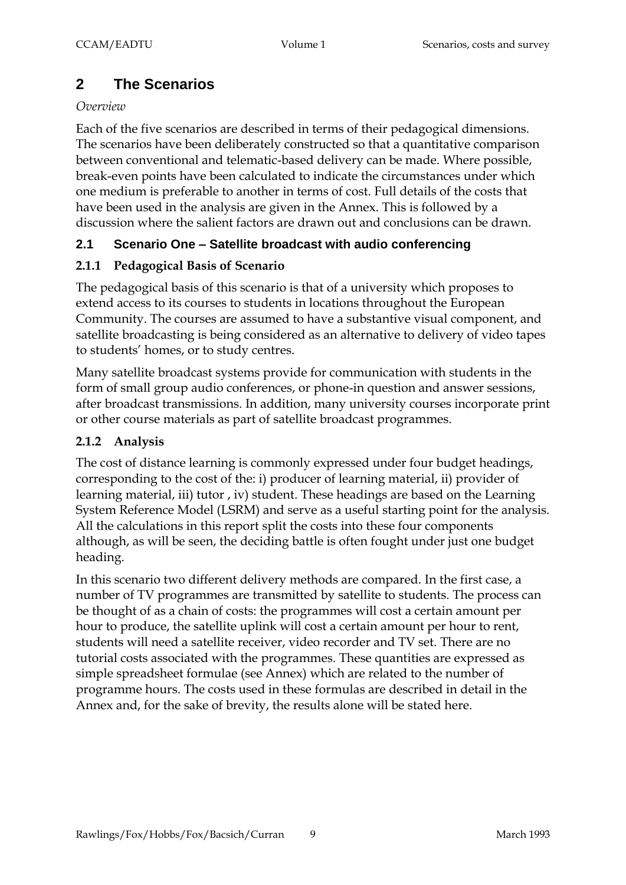# 2 The Scenarios

*Overview*

Each of the five scenarios are described in terms of their pedagogical dimensions. The scenarios have been deliberately constructed so that a quantitative comparison between conventional and telematic-based delivery can be made. Where possible, break-even points have been calculated to indicate the circumstances under which one medium is preferable to another in terms of cost. Full details of the costs that have been used in the analysis are given in the Annex. This is followed by a discussion where the salient factors are drawn out and conclusions can be drawn.

## 2.1 Scenario One – Satellite broadcast with audio conferencing

### 2.1.1 Pedagogical Basis of Scenario

The pedagogical basis of this scenario is that of a university which proposes to extend access to its courses to students in locations throughout the European Community. The courses are assumed to have a substantive visual component, and satellite broadcasting is being considered as an alternative to delivery of video tapes to students' homes, or to study centres.

Many satellite broadcast systems provide for communication with students in the form of small group audio conferences, or phone-in question and answer sessions, after broadcast transmissions. In addition, many university courses incorporate print or other course materials as part of satellite broadcast programmes.

### 2.1.2 Analysis

The cost of distance learning is commonly expressed under four budget headings, corresponding to the cost of the: i) producer of learning material, ii) provider of learning material, iii) tutor , iv) student. These headings are based on the Learning System Reference Model (LSRM) and serve as a useful starting point for the analysis. All the calculations in this report split the costs into these four components although, as will be seen, the deciding battle is often fought under just one budget heading.

In this scenario two different delivery methods are compared. In the first case, a number of TV programmes are transmitted by satellite to students. The process can be thought of as a chain of costs: the programmes will cost a certain amount per hour to produce, the satellite uplink will cost a certain amount per hour to rent, students will need a satellite receiver, video recorder and TV set. There are no tutorial costs associated with the programmes. These quantities are expressed as simple spreadsheet formulae (see Annex) which are related to the number of programme hours. The costs used in these formulas are described in detail in the Annex and, for the sake of brevity, the results alone will be stated here.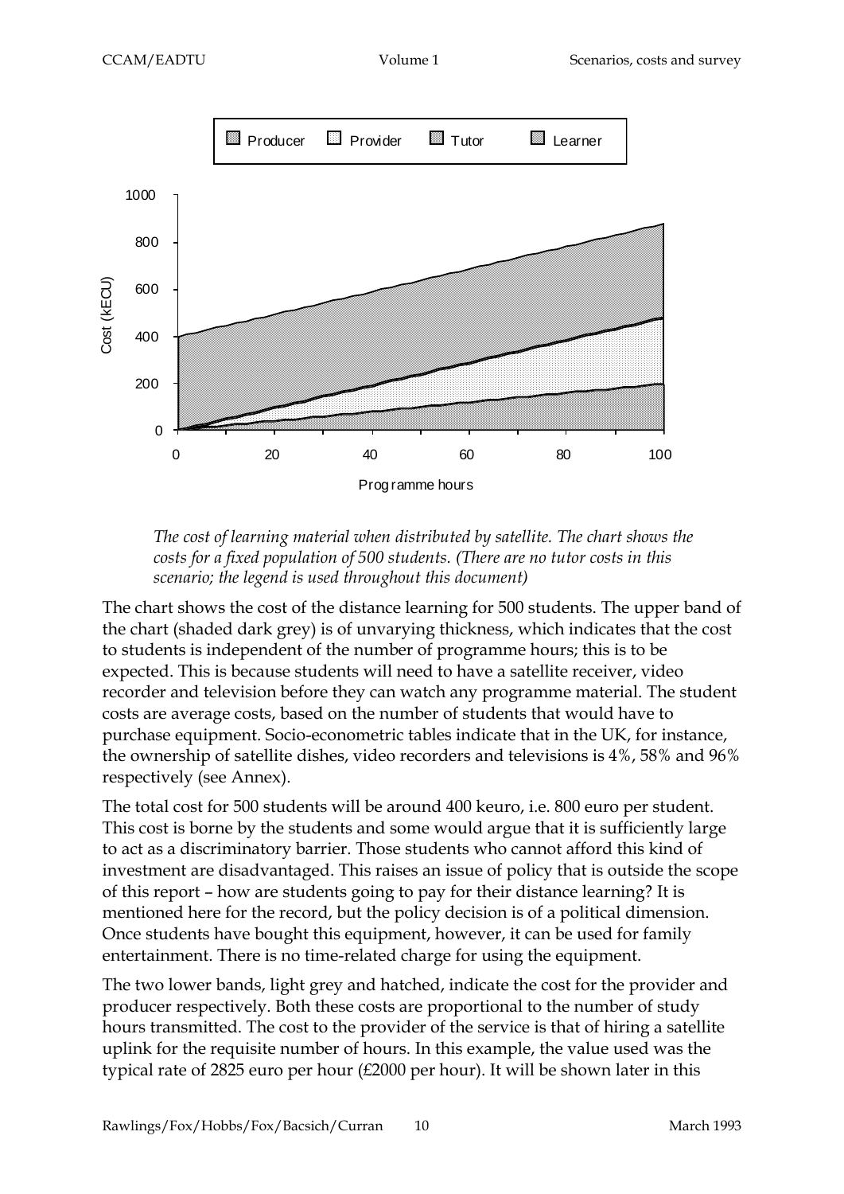*The cost of learning material when distributed by satellite. The chart shows the costs for a fixed population of 500 students. (There are no tutor costs in this scenario; the legend is used throughout this document)*

The chart shows the cost of the distance learning for 500 students. The upper band of the chart (shaded dark grey) is of unvarying thickness, which indicates that the cost to students is independent of the number of programme hours; this is to be expected. This is because students will need to have a satellite receiver, video recorder and television before they can watch any programme material. The student costs are average costs, based on the number of students that would have to purchase equipment. Socio-econometric tables indicate that in the UK, for instance, the ownership of satellite dishes, video recorders and televisions is 4%, 58% and 96% respectively (see Annex).

The total cost for 500 students will be around 400 keuro, i.e. 800 euro per student. This cost is borne by the students and some would argue that it is sufficiently large to act as a discriminatory barrier. Those students who cannot afford this kind of investment are disadvantaged. This raises an issue of policy that is outside the scope of this report – how are students going to pay for their distance learning? It is mentioned here for the record, but the policy decision is of a political dimension. Once students have bought this equipment, however, it can be used for family entertainment. There is no time-related charge for using the equipment.

The two lower bands, light grey and hatched, indicate the cost for the provider and producer respectively. Both these costs are proportional to the number of study hours transmitted. The cost to the provider of the service is that of hiring a satellite uplink for the requisite number of hours. In this example, the value used was the typical rate of 2825 euro per hour (£2000 per hour). It will be shown later in this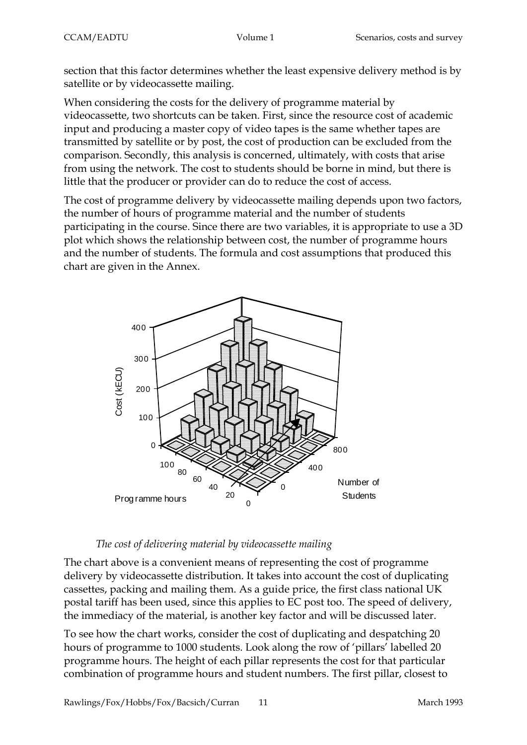section that this factor determines whether the least expensive delivery method is by satellite or by videocassette mailing.

When considering the costs for the delivery of programme material by videocassette, two shortcuts can be taken. First, since the resource cost of academic input and producing a master copy of video tapes is the same whether tapes are transmitted by satellite or by post, the cost of production can be excluded from the comparison. Secondly, this analysis is concerned, ultimately, with costs that arise from using the network. The cost to students should be borne in mind, but there is little that the producer or provider can do to reduce the cost of access.

The cost of programme delivery by videocassette mailing depends upon two factors, the number of hours of programme material and the number of students participating in the course. Since there are two variables, it is appropriate to use a 3D plot which shows the relationship between cost, the number of programme hours and the number of students. The formula and cost assumptions that produced this chart are given in the Annex.

*The cost of delivering material by videocassette mailing*

The chart above is a convenient means of representing the cost of programme delivery by videocassette distribution. It takes into account the cost of duplicating cassettes, packing and mailing them. As a guide price, the first class national UK postal tariff has been used, since this applies to EC post too. The speed of delivery, the immediacy of the material, is another key factor and will be discussed later.

To see how the chart works, consider the cost of duplicating and despatching 20 hours of programme to 1000 students. Look along the row of 'pillars' labelled 20 programme hours. The height of each pillar represents the cost for that particular combination of programme hours and student numbers. The first pillar, closest to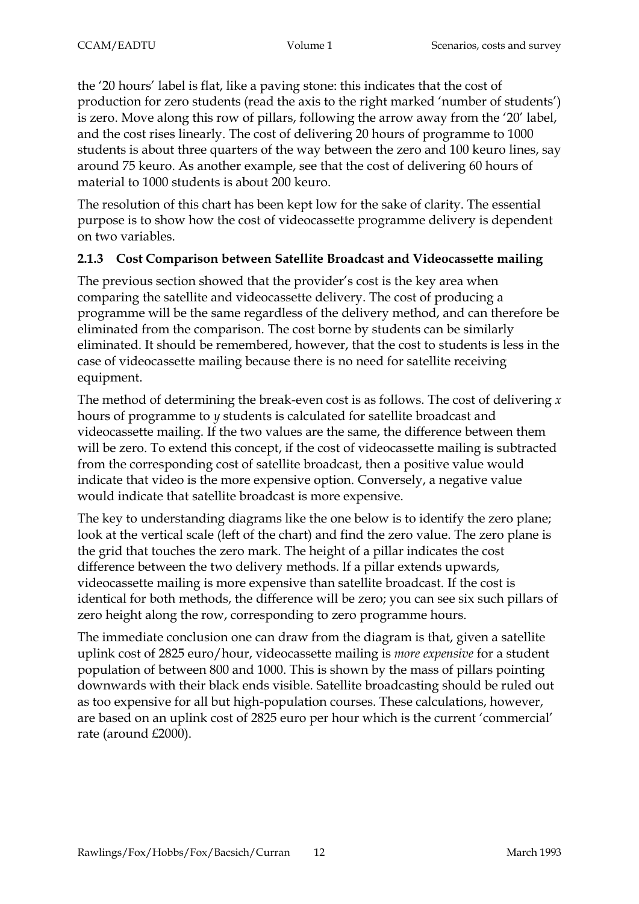the '20 hours' label is flat, like a paving stone: this indicates that the cost of production for zero students (read the axis to the right marked 'number of students') is zero. Move along this row of pillars, following the arrow away from the '20' label, and the cost rises linearly. The cost of delivering 20 hours of programme to 1000 students is about three quarters of the way between the zero and 100 keuro lines, say around 75 keuro. As another example, see that the cost of delivering 60 hours of material to 1000 students is about 200 keuro.

The resolution of this chart has been kept low for the sake of clarity. The essential purpose is to show how the cost of videocassette programme delivery is dependent on two variables.

### 2.1.3 Cost Comparison between Satellite Broadcast and Videocassette mailing

The previous section showed that the provider's cost is the key area when comparing the satellite and videocassette delivery. The cost of producing a programme will be the same regardless of the delivery method, and can therefore be eliminated from the comparison. The cost borne by students can be similarly eliminated. It should be remembered, however, that the cost to students is less in the case of videocassette mailing because there is no need for satellite receiving equipment.

The method of determining the break-even cost is as follows. The cost of delivering $x$ hours of programme to $y$ students is calculated for satellite broadcast and videocassette mailing. If the two values are the same, the difference between them will be zero. To extend this concept, if the cost of videocassette mailing is subtracted from the corresponding cost of satellite broadcast, then a positive value would indicate that video is the more expensive option. Conversely, a negative value would indicate that satellite broadcast is more expensive.

The key to understanding diagrams like the one below is to identify the zero plane; look at the vertical scale (left of the chart) and find the zero value. The zero plane is the grid that touches the zero mark. The height of a pillar indicates the cost difference between the two delivery methods. If a pillar extends upwards, videocassette mailing is more expensive than satellite broadcast. If the cost is identical for both methods, the difference will be zero; you can see six such pillars of zero height along the row, corresponding to zero programme hours.

The immediate conclusion one can draw from the diagram is that, given a satellite uplink cost of 2825 euro/hour, videocassette mailing is *more expensive* for a student population of between 800 and 1000. This is shown by the mass of pillars pointing downwards with their black ends visible. Satellite broadcasting should be ruled out as too expensive for all but high-population courses. These calculations, however, are based on an uplink cost of 2825 euro per hour which is the current 'commercial' rate (around £2000).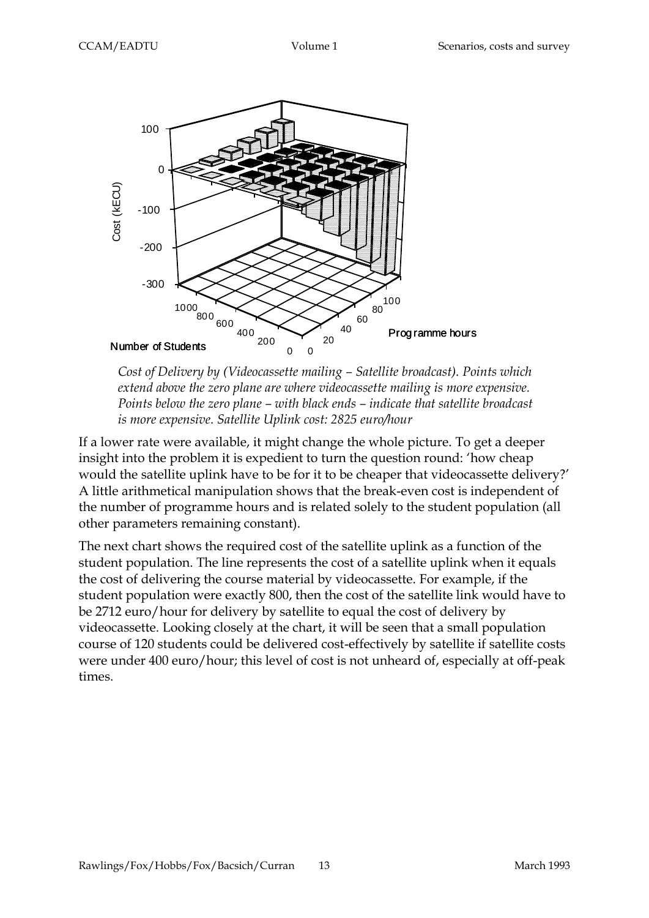*Cost of Delivery by (Videocassette mailing – Satellite broadcast). Points which extend above the zero plane are where videocassette mailing is more expensive. Points below the zero plane – with black ends – indicate that satellite broadcast is more expensive. Satellite Uplink cost: 2825 euro/hour*

If a lower rate were available, it might change the whole picture. To get a deeper insight into the problem it is expedient to turn the question round: 'how cheap would the satellite uplink have to be for it to be cheaper that videocassette delivery?' A little arithmetical manipulation shows that the break-even cost is independent of the number of programme hours and is related solely to the student population (all other parameters remaining constant).

The next chart shows the required cost of the satellite uplink as a function of the student population. The line represents the cost of a satellite uplink when it equals the cost of delivering the course material by videocassette. For example, if the student population were exactly 800, then the cost of the satellite link would have to be 2712 euro/hour for delivery by satellite to equal the cost of delivery by videocassette. Looking closely at the chart, it will be seen that a small population course of 120 students could be delivered cost-effectively by satellite if satellite costs were under 400 euro/hour; this level of cost is not unheard of, especially at off-peak times.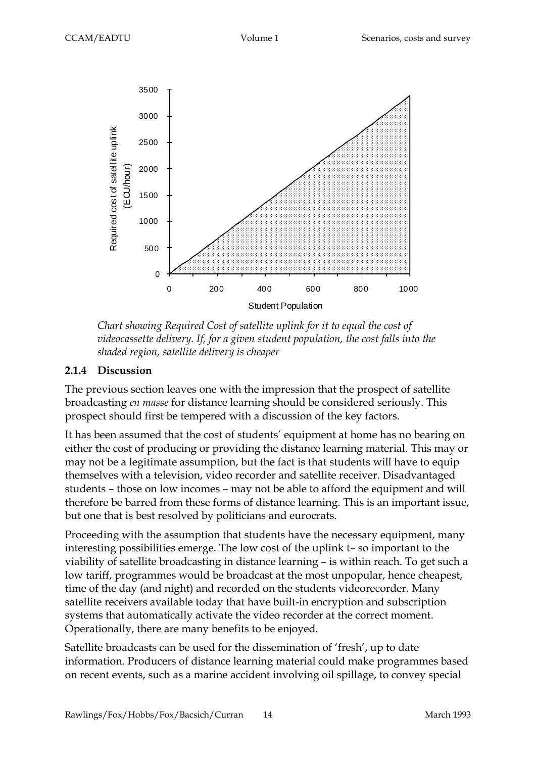*Chart showing Required Cost of satellite uplink for it to equal the cost of videocassette delivery. If, for a given student population, the cost falls into the shaded region, satellite delivery is cheaper*

### 2.1.4 Discussion

The previous section leaves one with the impression that the prospect of satellite broadcasting *en masse* for distance learning should be considered seriously. This prospect should first be tempered with a discussion of the key factors.

It has been assumed that the cost of students' equipment at home has no bearing on either the cost of producing or providing the distance learning material. This may or may not be a legitimate assumption, but the fact is that students will have to equip themselves with a television, video recorder and satellite receiver. Disadvantaged students – those on low incomes – may not be able to afford the equipment and will therefore be barred from these forms of distance learning. This is an important issue, but one that is best resolved by politicians and eurocrats.

Proceeding with the assumption that students have the necessary equipment, many interesting possibilities emerge. The low cost of the uplink t– so important to the viability of satellite broadcasting in distance learning – is within reach. To get such a low tariff, programmes would be broadcast at the most unpopular, hence cheapest, time of the day (and night) and recorded on the students videorecorder. Many satellite receivers available today that have built-in encryption and subscription systems that automatically activate the video recorder at the correct moment. Operationally, there are many benefits to be enjoyed.

Satellite broadcasts can be used for the dissemination of 'fresh', up to date information. Producers of distance learning material could make programmes based on recent events, such as a marine accident involving oil spillage, to convey special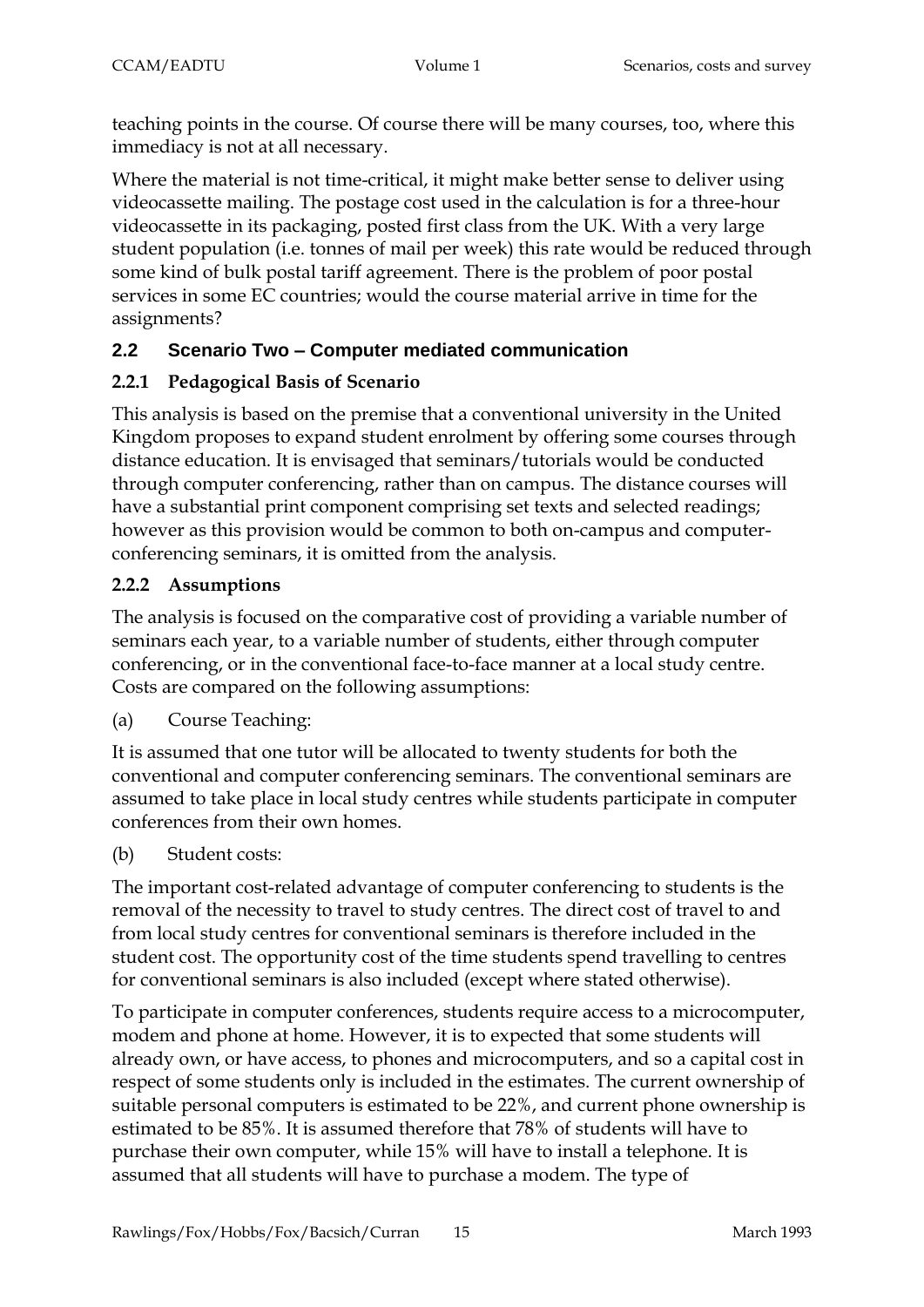teaching points in the course. Of course there will be many courses, too, where this immediacy is not at all necessary.

Where the material is not time-critical, it might make better sense to deliver using videocassette mailing. The postage cost used in the calculation is for a three-hour videocassette in its packaging, posted first class from the UK. With a very large student population (i.e. tonnes of mail per week) this rate would be reduced through some kind of bulk postal tariff agreement. There is the problem of poor postal services in some EC countries; would the course material arrive in time for the assignments?

## 2.2 Scenario Two – Computer mediated communication

### 2.2.1 Pedagogical Basis of Scenario

This analysis is based on the premise that a conventional university in the United Kingdom proposes to expand student enrolment by offering some courses through distance education. It is envisaged that seminars/tutorials would be conducted through computer conferencing, rather than on campus. The distance courses will have a substantial print component comprising set texts and selected readings; however as this provision would be common to both on-campus and computer-conferencing seminars, it is omitted from the analysis.

### 2.2.2 Assumptions

The analysis is focused on the comparative cost of providing a variable number of seminars each year, to a variable number of students, either through computer conferencing, or in the conventional face-to-face manner at a local study centre. Costs are compared on the following assumptions:

(a) Course Teaching:

It is assumed that one tutor will be allocated to twenty students for both the conventional and computer conferencing seminars. The conventional seminars are assumed to take place in local study centres while students participate in computer conferences from their own homes.

(b) Student costs:

The important cost-related advantage of computer conferencing to students is the removal of the necessity to travel to study centres. The direct cost of travel to and from local study centres for conventional seminars is therefore included in the student cost. The opportunity cost of the time students spend travelling to centres for conventional seminars is also included (except where stated otherwise).

To participate in computer conferences, students require access to a microcomputer, modem and phone at home. However, it is to expected that some students will already own, or have access, to phones and microcomputers, and so a capital cost in respect of some students only is included in the estimates. The current ownership of suitable personal computers is estimated to be 22%, and current phone ownership is estimated to be 85%. It is assumed therefore that 78% of students will have to purchase their own computer, while 15% will have to install a telephone. It is assumed that all students will have to purchase a modem. The type of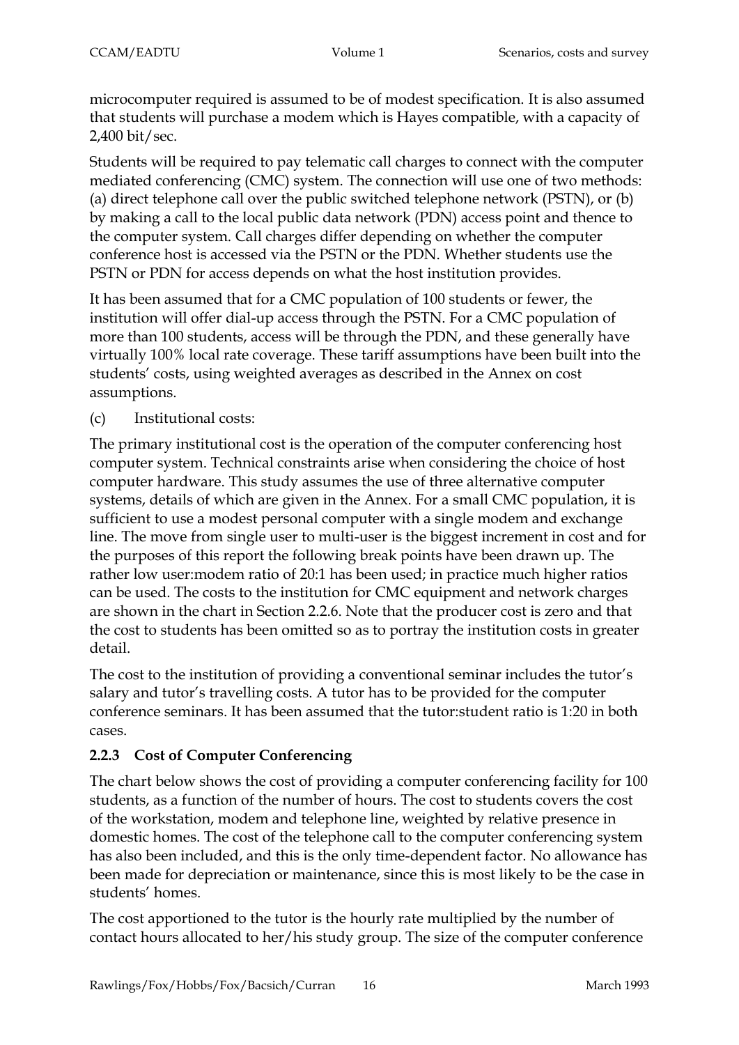microcomputer required is assumed to be of modest specification. It is also assumed that students will purchase a modem which is Hayes compatible, with a capacity of 2,400 bit/sec.

Students will be required to pay telematic call charges to connect with the computer mediated conferencing (CMC) system. The connection will use one of two methods: (a) direct telephone call over the public switched telephone network (PSTN), or (b) by making a call to the local public data network (PDN) access point and thence to the computer system. Call charges differ depending on whether the computer conference host is accessed via the PSTN or the PDN. Whether students use the PSTN or PDN for access depends on what the host institution provides.

It has been assumed that for a CMC population of 100 students or fewer, the institution will offer dial-up access through the PSTN. For a CMC population of more than 100 students, access will be through the PDN, and these generally have virtually 100% local rate coverage. These tariff assumptions have been built into the students' costs, using weighted averages as described in the Annex on cost assumptions.

(c) Institutional costs:

The primary institutional cost is the operation of the computer conferencing host computer system. Technical constraints arise when considering the choice of host computer hardware. This study assumes the use of three alternative computer systems, details of which are given in the Annex. For a small CMC population, it is sufficient to use a modest personal computer with a single modem and exchange line. The move from single user to multi-user is the biggest increment in cost and for the purposes of this report the following break points have been drawn up. The rather low user:modem ratio of 20:1 has been used; in practice much higher ratios can be used. The costs to the institution for CMC equipment and network charges are shown in the chart in Section 2.2.6. Note that the producer cost is zero and that the cost to students has been omitted so as to portray the institution costs in greater detail.

The cost to the institution of providing a conventional seminar includes the tutor's salary and tutor's travelling costs. A tutor has to be provided for the computer conference seminars. It has been assumed that the tutor:student ratio is 1:20 in both cases.

### 2.2.3 Cost of Computer Conferencing

The chart below shows the cost of providing a computer conferencing facility for 100 students, as a function of the number of hours. The cost to students covers the cost of the workstation, modem and telephone line, weighted by relative presence in domestic homes. The cost of the telephone call to the computer conferencing system has also been included, and this is the only time-dependent factor. No allowance has been made for depreciation or maintenance, since this is most likely to be the case in students' homes.

The cost apportioned to the tutor is the hourly rate multiplied by the number of contact hours allocated to her/his study group. The size of the computer conference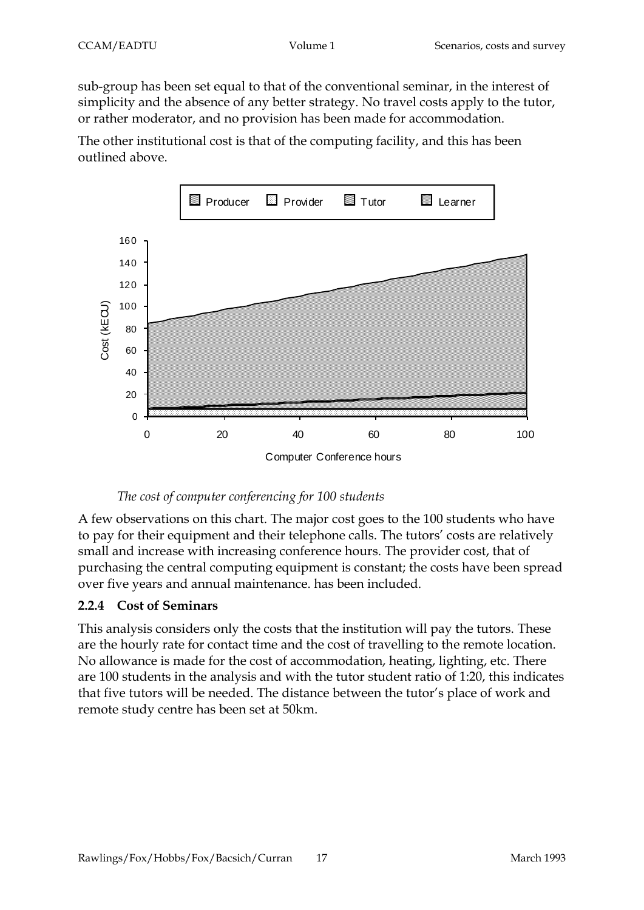sub-group has been set equal to that of the conventional seminar, in the interest of simplicity and the absence of any better strategy. No travel costs apply to the tutor, or rather moderator, and no provision has been made for accommodation.

The other institutional cost is that of the computing facility, and this has been outlined above.

*The cost of computer conferencing for 100 students*

A few observations on this chart. The major cost goes to the 100 students who have to pay for their equipment and their telephone calls. The tutors' costs are relatively small and increase with increasing conference hours. The provider cost, that of purchasing the central computing equipment is constant; the costs have been spread over five years and annual maintenance. has been included.

### 2.2.4 Cost of Seminars

This analysis considers only the costs that the institution will pay the tutors. These are the hourly rate for contact time and the cost of travelling to the remote location. No allowance is made for the cost of accommodation, heating, lighting, etc. There are 100 students in the analysis and with the tutor student ratio of 1:20, this indicates that five tutors will be needed. The distance between the tutor's place of work and remote study centre has been set at 50km.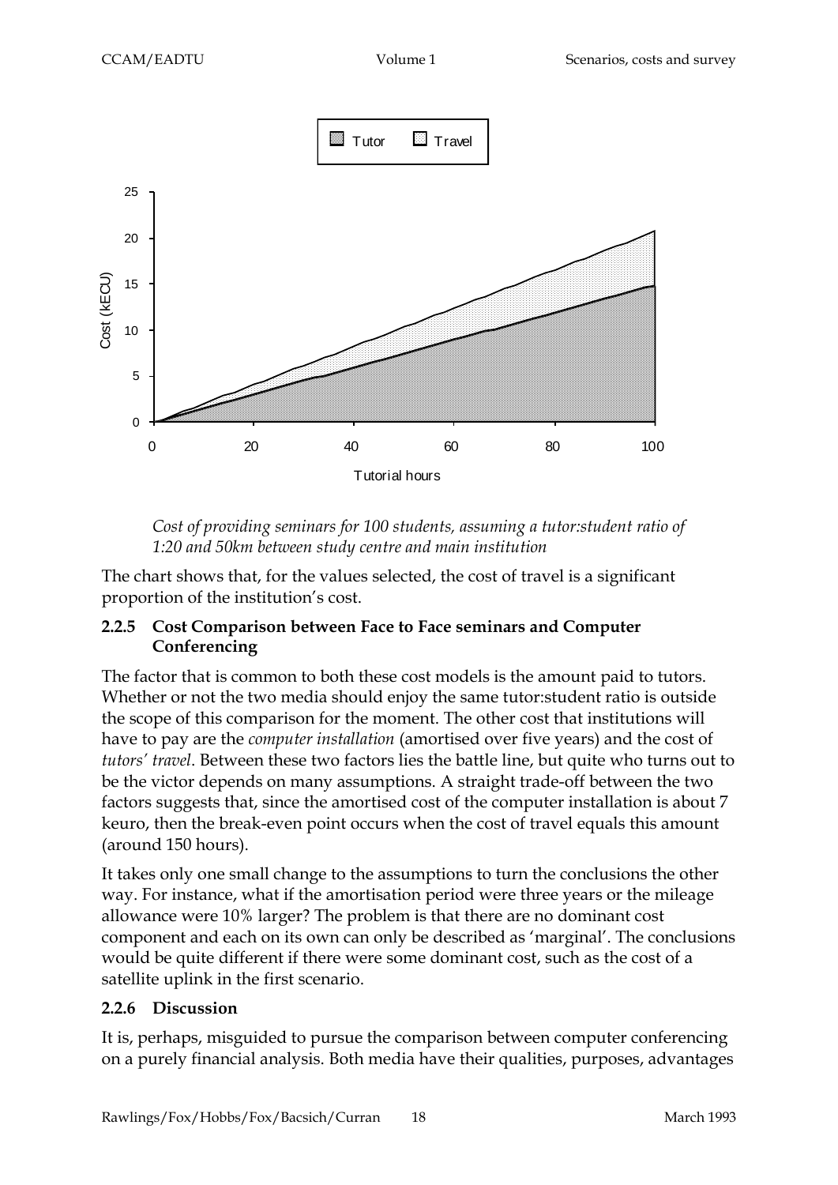*Cost of providing seminars for 100 students, assuming a tutor:student ratio of 1:20 and 50km between study centre and main institution*

The chart shows that, for the values selected, the cost of travel is a significant proportion of the institution's cost.

### 2.2.5 Cost Comparison between Face to Face seminars and Computer Conferencing

The factor that is common to both these cost models is the amount paid to tutors. Whether or not the two media should enjoy the same tutor:student ratio is outside the scope of this comparison for the moment. The other cost that institutions will have to pay are the *computer installation* (amortised over five years) and the cost of *tutors' travel*. Between these two factors lies the battle line, but quite who turns out to be the victor depends on many assumptions. A straight trade-off between the two factors suggests that, since the amortised cost of the computer installation is about 7 keuro, then the break-even point occurs when the cost of travel equals this amount (around 150 hours).

It takes only one small change to the assumptions to turn the conclusions the other way. For instance, what if the amortisation period were three years or the mileage allowance were 10% larger? The problem is that there are no dominant cost component and each on its own can only be described as 'marginal'. The conclusions would be quite different if there were some dominant cost, such as the cost of a satellite uplink in the first scenario.

### 2.2.6 Discussion

It is, perhaps, misguided to pursue the comparison between computer conferencing on a purely financial analysis. Both media have their qualities, purposes, advantages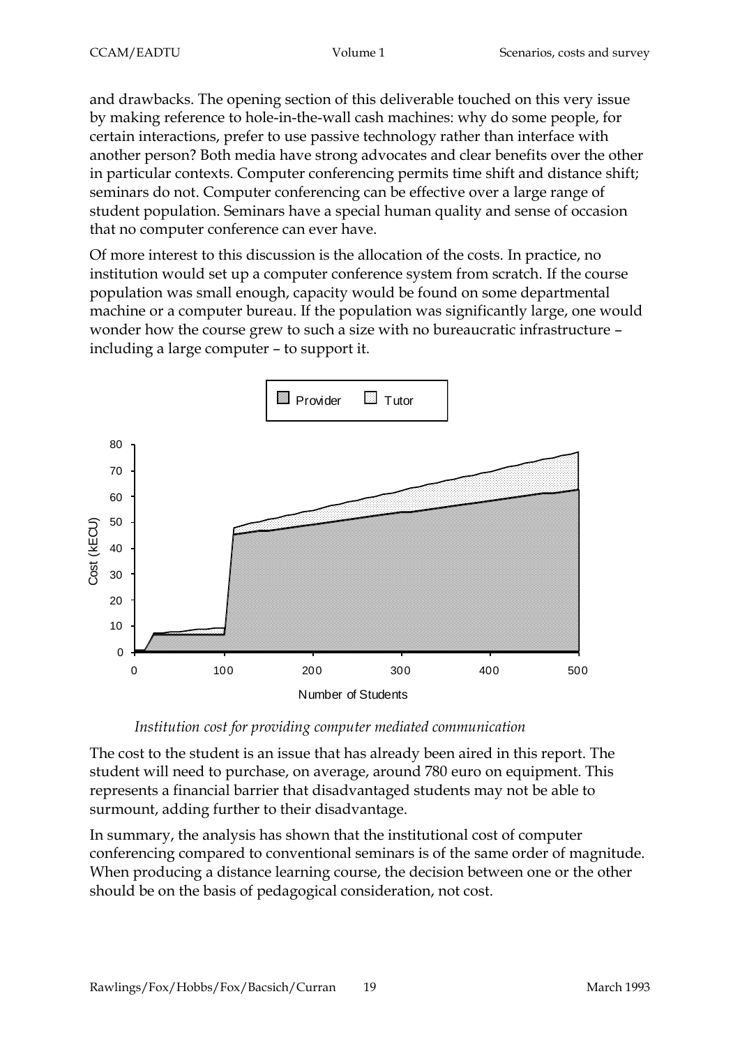and drawbacks. The opening section of this deliverable touched on this very issue by making reference to hole-in-the-wall cash machines: why do some people, for certain interactions, prefer to use passive technology rather than interface with another person? Both media have strong advocates and clear benefits over the other in particular contexts. Computer conferencing permits time shift and distance shift; seminars do not. Computer conferencing can be effective over a large range of student population. Seminars have a special human quality and sense of occasion that no computer conference can ever have.

Of more interest to this discussion is the allocation of the costs. In practice, no institution would set up a computer conference system from scratch. If the course population was small enough, capacity would be found on some departmental machine or a computer bureau. If the population was significantly large, one would wonder how the course grew to such a size with no bureaucratic infrastructure – including a large computer – to support it.

*Institution cost for providing computer mediated communication*

The cost to the student is an issue that has already been aired in this report. The student will need to purchase, on average, around 780 euro on equipment. This represents a financial barrier that disadvantaged students may not be able to surmount, adding further to their disadvantage.

In summary, the analysis has shown that the institutional cost of computer conferencing compared to conventional seminars is of the same order of magnitude. When producing a distance learning course, the decision between one or the other should be on the basis of pedagogical consideration, not cost.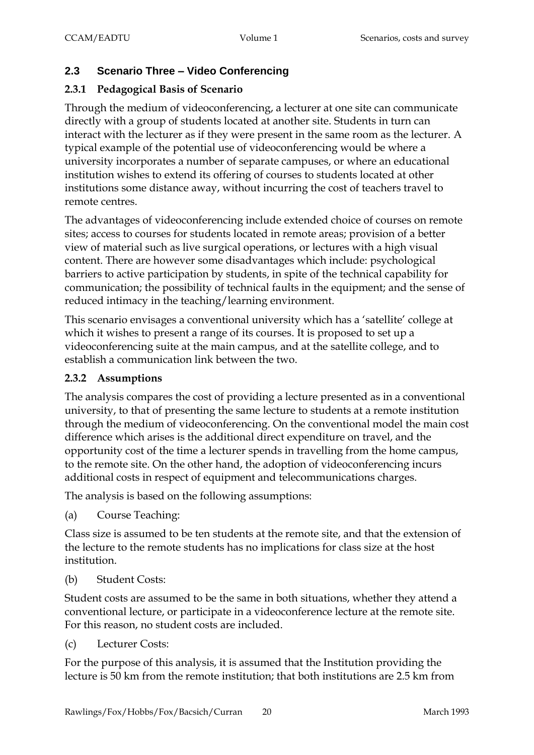## 2.3 Scenario Three – Video Conferencing

### 2.3.1 Pedagogical Basis of Scenario

Through the medium of videoconferencing, a lecturer at one site can communicate directly with a group of students located at another site. Students in turn can interact with the lecturer as if they were present in the same room as the lecturer. A typical example of the potential use of videoconferencing would be where a university incorporates a number of separate campuses, or where an educational institution wishes to extend its offering of courses to students located at other institutions some distance away, without incurring the cost of teachers travel to remote centres.

The advantages of videoconferencing include extended choice of courses on remote sites; access to courses for students located in remote areas; provision of a better view of material such as live surgical operations, or lectures with a high visual content. There are however some disadvantages which include: psychological barriers to active participation by students, in spite of the technical capability for communication; the possibility of technical faults in the equipment; and the sense of reduced intimacy in the teaching/learning environment.

This scenario envisages a conventional university which has a 'satellite' college at which it wishes to present a range of its courses. It is proposed to set up a videoconferencing suite at the main campus, and at the satellite college, and to establish a communication link between the two.

### 2.3.2 Assumptions

The analysis compares the cost of providing a lecture presented as in a conventional university, to that of presenting the same lecture to students at a remote institution through the medium of videoconferencing. On the conventional model the main cost difference which arises is the additional direct expenditure on travel, and the opportunity cost of the time a lecturer spends in travelling from the home campus, to the remote site. On the other hand, the adoption of videoconferencing incurs additional costs in respect of equipment and telecommunications charges.

The analysis is based on the following assumptions:

(a) Course Teaching:

Class size is assumed to be ten students at the remote site, and that the extension of the lecture to the remote students has no implications for class size at the host institution.

(b) Student Costs:

Student costs are assumed to be the same in both situations, whether they attend a conventional lecture, or participate in a videoconference lecture at the remote site. For this reason, no student costs are included.

(c) Lecturer Costs:

For the purpose of this analysis, it is assumed that the Institution providing the lecture is 50 km from the remote institution; that both institutions are 2.5 km from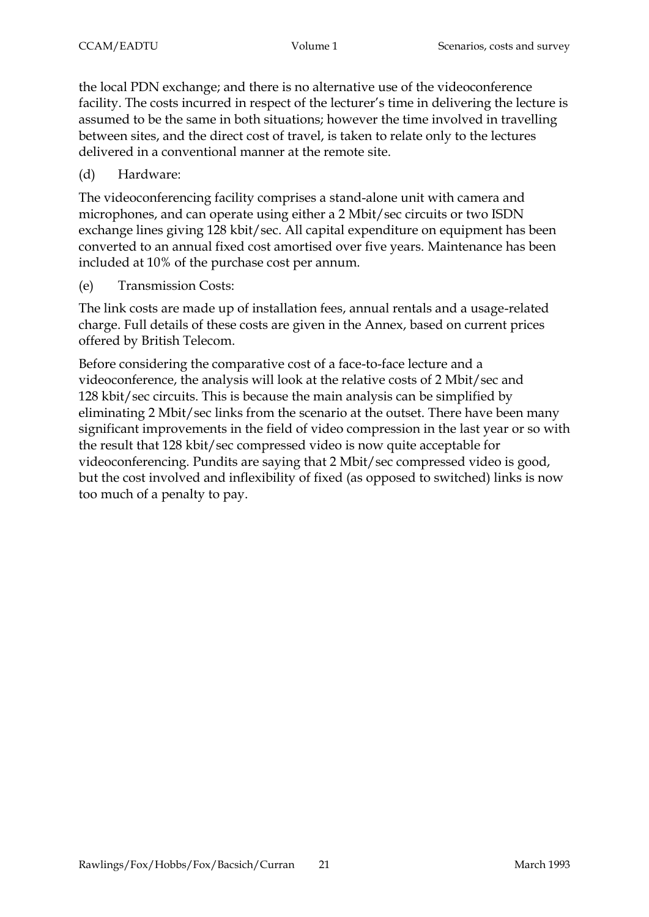the local PDN exchange; and there is no alternative use of the videoconference facility. The costs incurred in respect of the lecturer's time in delivering the lecture is assumed to be the same in both situations; however the time involved in travelling between sites, and the direct cost of travel, is taken to relate only to the lectures delivered in a conventional manner at the remote site.

(d) Hardware:

The videoconferencing facility comprises a stand-alone unit with camera and microphones, and can operate using either a 2 Mbit/sec circuits or two ISDN exchange lines giving 128 kbit/sec. All capital expenditure on equipment has been converted to an annual fixed cost amortised over five years. Maintenance has been included at 10% of the purchase cost per annum.

(e) Transmission Costs:

The link costs are made up of installation fees, annual rentals and a usage-related charge. Full details of these costs are given in the Annex, based on current prices offered by British Telecom.

Before considering the comparative cost of a face-to-face lecture and a videoconference, the analysis will look at the relative costs of 2 Mbit/sec and 128 kbit/sec circuits. This is because the main analysis can be simplified by eliminating 2 Mbit/sec links from the scenario at the outset. There have been many significant improvements in the field of video compression in the last year or so with the result that 128 kbit/sec compressed video is now quite acceptable for videoconferencing. Pundits are saying that 2 Mbit/sec compressed video is good, but the cost involved and inflexibility of fixed (as opposed to switched) links is now too much of a penalty to pay.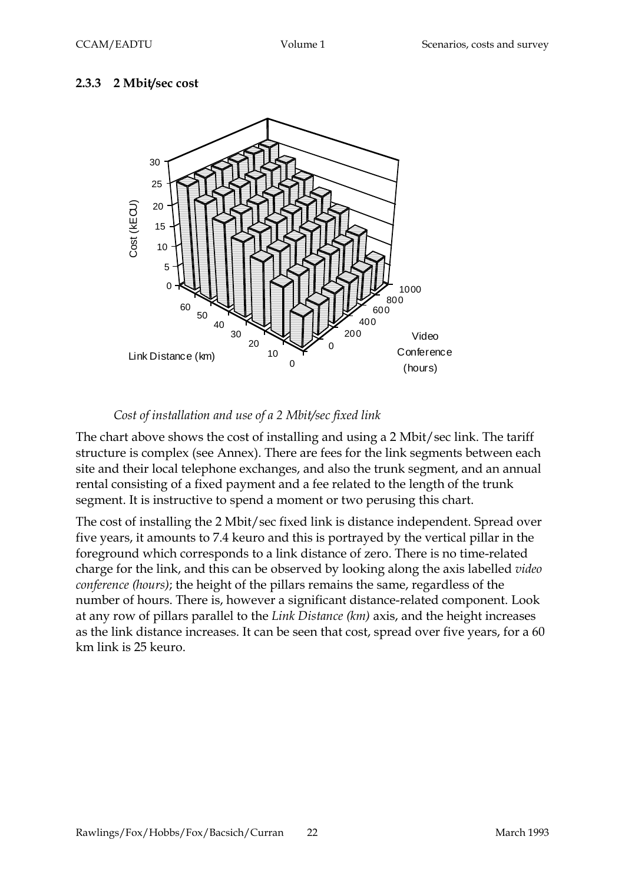### 2.3.3 2 Mbit/sec cost

*Cost of installation and use of a 2 Mbit/sec fixed link*

The chart above shows the cost of installing and using a 2 Mbit/sec link. The tariff structure is complex (see Annex). There are fees for the link segments between each site and their local telephone exchanges, and also the trunk segment, and an annual rental consisting of a fixed payment and a fee related to the length of the trunk segment. It is instructive to spend a moment or two perusing this chart.

The cost of installing the 2 Mbit/sec fixed link is distance independent. Spread over five years, it amounts to 7.4 keuro and this is portrayed by the vertical pillar in the foreground which corresponds to a link distance of zero. There is no time-related charge for the link, and this can be observed by looking along the axis labelled *video conference (hours)*; the height of the pillars remains the same, regardless of the number of hours. There is, however a significant distance-related component. Look at any row of pillars parallel to the *Link Distance (km)* axis, and the height increases as the link distance increases. It can be seen that cost, spread over five years, for a 60 km link is 25 keuro.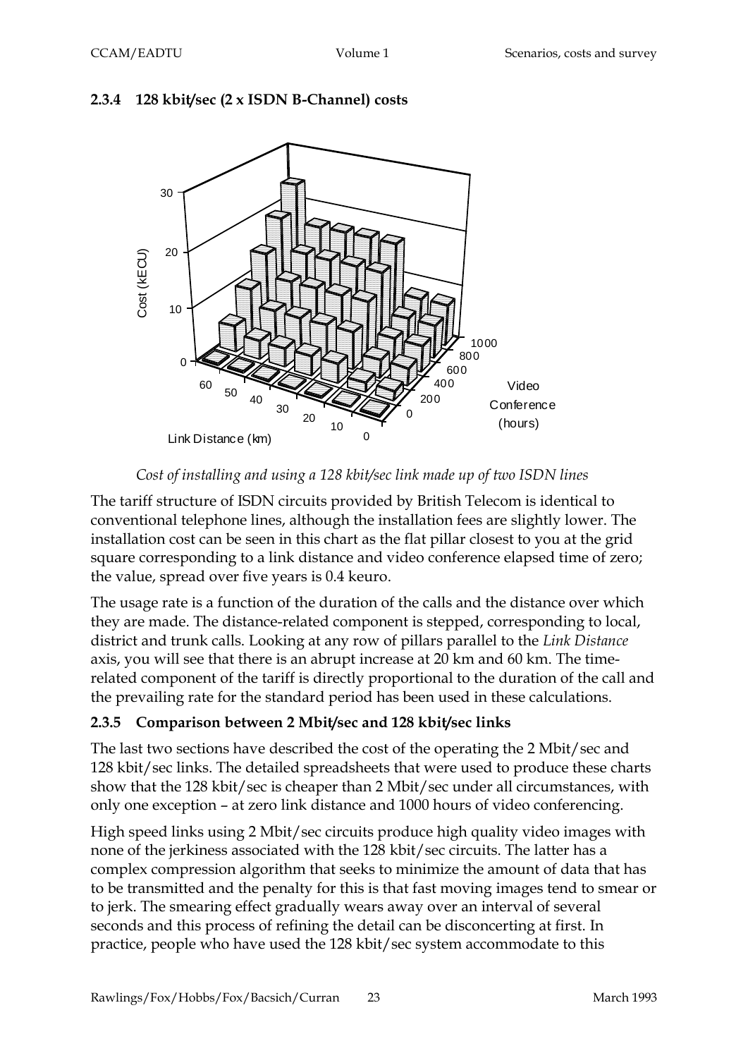### 2.3.4 128 kbit/sec (2 x ISDN B-Channel) costs

*Cost of installing and using a 128 kbit/sec link made up of two ISDN lines*

The tariff structure of ISDN circuits provided by British Telecom is identical to conventional telephone lines, although the installation fees are slightly lower. The installation cost can be seen in this chart as the flat pillar closest to you at the grid square corresponding to a link distance and video conference elapsed time of zero; the value, spread over five years is 0.4 keuro.

The usage rate is a function of the duration of the calls and the distance over which they are made. The distance-related component is stepped, corresponding to local, district and trunk calls. Looking at any row of pillars parallel to the *Link Distance* axis, you will see that there is an abrupt increase at 20 km and 60 km. The time-related component of the tariff is directly proportional to the duration of the call and the prevailing rate for the standard period has been used in these calculations.

### 2.3.5 Comparison between 2 Mbit/sec and 128 kbit/sec links

The last two sections have described the cost of the operating the 2 Mbit/sec and 128 kbit/sec links. The detailed spreadsheets that were used to produce these charts show that the 128 kbit/sec is cheaper than 2 Mbit/sec under all circumstances, with only one exception – at zero link distance and 1000 hours of video conferencing.

High speed links using 2 Mbit/sec circuits produce high quality video images with none of the jerkiness associated with the 128 kbit/sec circuits. The latter has a complex compression algorithm that seeks to minimize the amount of data that has to be transmitted and the penalty for this is that fast moving images tend to smear or to jerk. The smearing effect gradually wears away over an interval of several seconds and this process of refining the detail can be disconcerting at first. In practice, people who have used the 128 kbit/sec system accommodate to this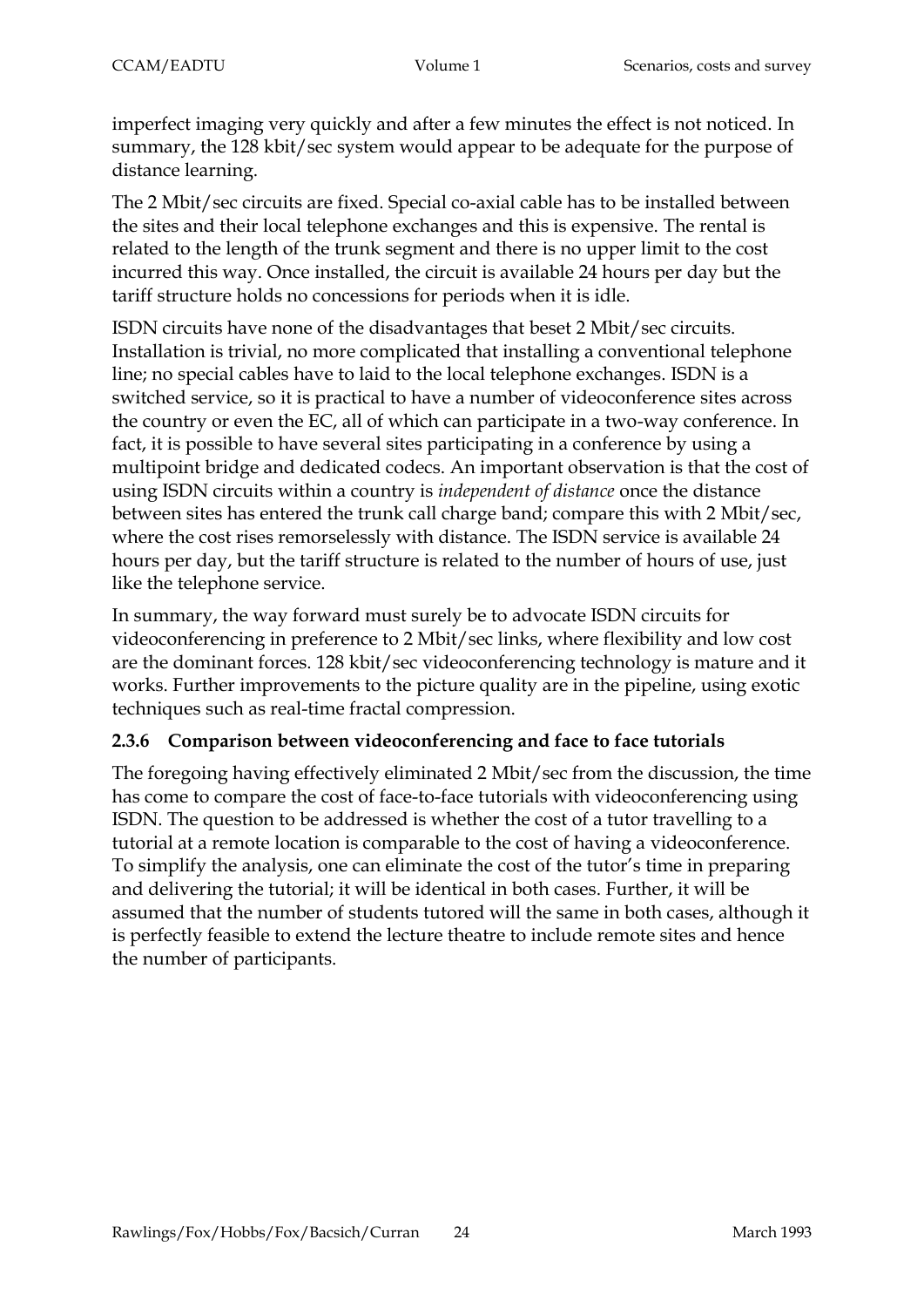imperfect imaging very quickly and after a few minutes the effect is not noticed. In summary, the 128 kbit/sec system would appear to be adequate for the purpose of distance learning.

The 2 Mbit/sec circuits are fixed. Special co-axial cable has to be installed between the sites and their local telephone exchanges and this is expensive. The rental is related to the length of the trunk segment and there is no upper limit to the cost incurred this way. Once installed, the circuit is available 24 hours per day but the tariff structure holds no concessions for periods when it is idle.

ISDN circuits have none of the disadvantages that beset 2 Mbit/sec circuits. Installation is trivial, no more complicated that installing a conventional telephone line; no special cables have to laid to the local telephone exchanges. ISDN is a switched service, so it is practical to have a number of videoconference sites across the country or even the EC, all of which can participate in a two-way conference. In fact, it is possible to have several sites participating in a conference by using a multipoint bridge and dedicated codecs. An important observation is that the cost of using ISDN circuits within a country is *independent of distance* once the distance between sites has entered the trunk call charge band; compare this with 2 Mbit/sec, where the cost rises remorselessly with distance. The ISDN service is available 24 hours per day, but the tariff structure is related to the number of hours of use, just like the telephone service.

In summary, the way forward must surely be to advocate ISDN circuits for videoconferencing in preference to 2 Mbit/sec links, where flexibility and low cost are the dominant forces. 128 kbit/sec videoconferencing technology is mature and it works. Further improvements to the picture quality are in the pipeline, using exotic techniques such as real-time fractal compression.

### 2.3.6 Comparison between videoconferencing and face to face tutorials

The foregoing having effectively eliminated 2 Mbit/sec from the discussion, the time has come to compare the cost of face-to-face tutorials with videoconferencing using ISDN. The question to be addressed is whether the cost of a tutor travelling to a tutorial at a remote location is comparable to the cost of having a videoconference. To simplify the analysis, one can eliminate the cost of the tutor's time in preparing and delivering the tutorial; it will be identical in both cases. Further, it will be assumed that the number of students tutored will the same in both cases, although it is perfectly feasible to extend the lecture theatre to include remote sites and hence the number of participants.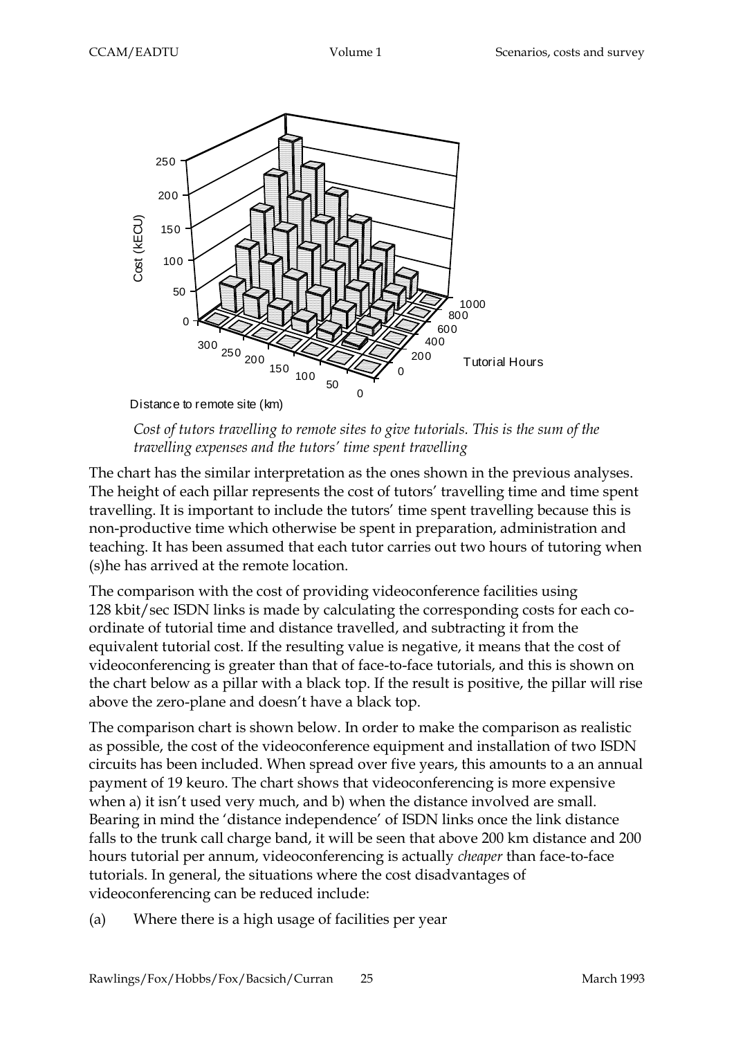*Cost of tutors travelling to remote sites to give tutorials. This is the sum of the travelling expenses and the tutors' time spent travelling*

The chart has the similar interpretation as the ones shown in the previous analyses. The height of each pillar represents the cost of tutors' travelling time and time spent travelling. It is important to include the tutors' time spent travelling because this is non-productive time which otherwise be spent in preparation, administration and teaching. It has been assumed that each tutor carries out two hours of tutoring when (s)he has arrived at the remote location.

The comparison with the cost of providing videoconference facilities using 128 kbit/sec ISDN links is made by calculating the corresponding costs for each co-ordinate of tutorial time and distance travelled, and subtracting it from the equivalent tutorial cost. If the resulting value is negative, it means that the cost of videoconferencing is greater than that of face-to-face tutorials, and this is shown on the chart below as a pillar with a black top. If the result is positive, the pillar will rise above the zero-plane and doesn't have a black top.

The comparison chart is shown below. In order to make the comparison as realistic as possible, the cost of the videoconference equipment and installation of two ISDN circuits has been included. When spread over five years, this amounts to a an annual payment of 19 keuro. The chart shows that videoconferencing is more expensive when a) it isn't used very much, and b) when the distance involved are small. Bearing in mind the 'distance independence' of ISDN links once the link distance falls to the trunk call charge band, it will be seen that above 200 km distance and 200 hours tutorial per annum, videoconferencing is actually *cheaper* than face-to-face tutorials. In general, the situations where the cost disadvantages of videoconferencing can be reduced include:

(a) Where there is a high usage of facilities per year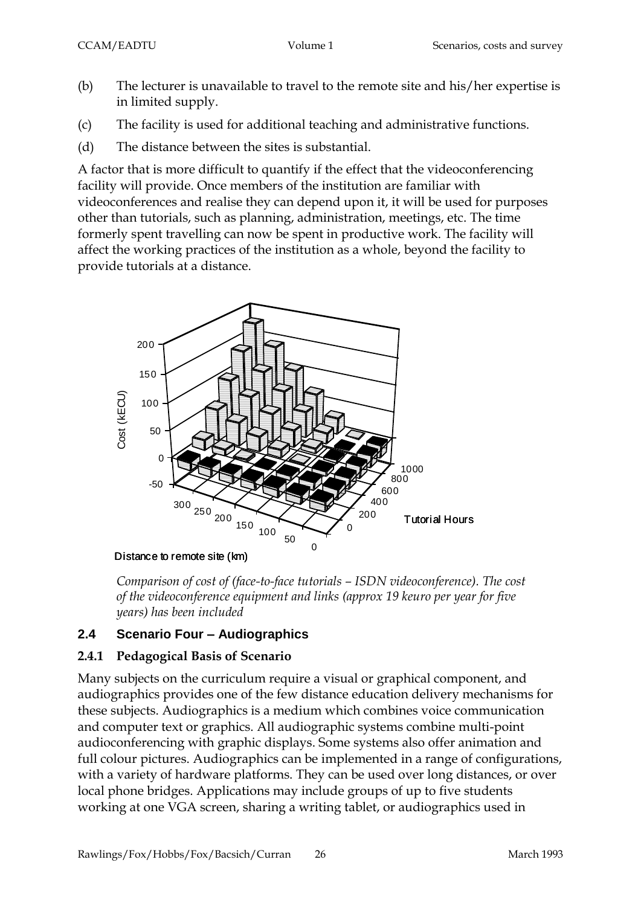(b) The lecturer is unavailable to travel to the remote site and his/her expertise is in limited supply.

(c) The facility is used for additional teaching and administrative functions.

(d) The distance between the sites is substantial.

A factor that is more difficult to quantify if the effect that the videoconferencing facility will provide. Once members of the institution are familiar with videoconferences and realise they can depend upon it, it will be used for purposes other than tutorials, such as planning, administration, meetings, etc. The time formerly spent travelling can now be spent in productive work. The facility will affect the working practices of the institution as a whole, beyond the facility to provide tutorials at a distance.

*Comparison of cost of (face-to-face tutorials – ISDN videoconference). The cost of the videoconference equipment and links (approx 19 keuro per year for five years) has been included*

## 2.4 Scenario Four – Audiographics

### 2.4.1 Pedagogical Basis of Scenario

Many subjects on the curriculum require a visual or graphical component, and audiographics provides one of the few distance education delivery mechanisms for these subjects. Audiographics is a medium which combines voice communication and computer text or graphics. All audiographic systems combine multi-point audioconferencing with graphic displays. Some systems also offer animation and full colour pictures. Audiographics can be implemented in a range of configurations, with a variety of hardware platforms. They can be used over long distances, or over local phone bridges. Applications may include groups of up to five students working at one VGA screen, sharing a writing tablet, or audiographics used in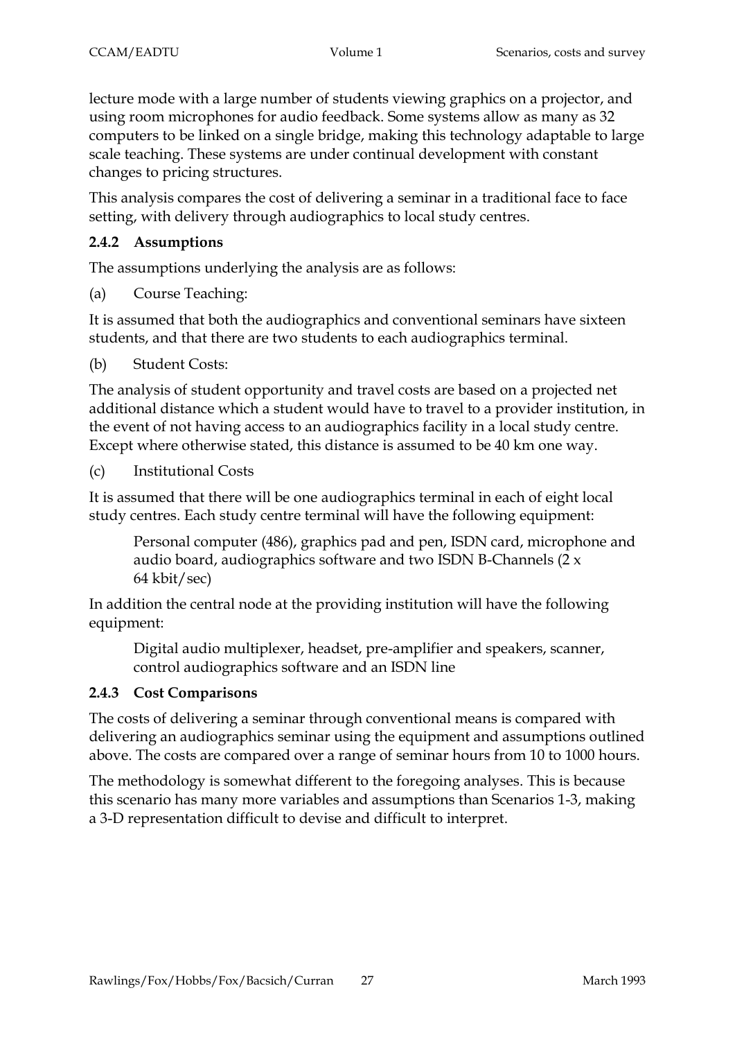lecture mode with a large number of students viewing graphics on a projector, and using room microphones for audio feedback. Some systems allow as many as 32 computers to be linked on a single bridge, making this technology adaptable to large scale teaching. These systems are under continual development with constant changes to pricing structures.

This analysis compares the cost of delivering a seminar in a traditional face to face setting, with delivery through audiographics to local study centres.

### 2.4.2 Assumptions

The assumptions underlying the analysis are as follows:

(a) Course Teaching:

It is assumed that both the audiographics and conventional seminars have sixteen students, and that there are two students to each audiographics terminal.

(b) Student Costs:

The analysis of student opportunity and travel costs are based on a projected net additional distance which a student would have to travel to a provider institution, in the event of not having access to an audiographics facility in a local study centre. Except where otherwise stated, this distance is assumed to be 40 km one way.

(c) Institutional Costs

It is assumed that there will be one audiographics terminal in each of eight local study centres. Each study centre terminal will have the following equipment:

> Personal computer (486), graphics pad and pen, ISDN card, microphone and audio board, audiographics software and two ISDN B-Channels (2 x 64 kbit/sec)

In addition the central node at the providing institution will have the following equipment:

> Digital audio multiplexer, headset, pre-amplifier and speakers, scanner, control audiographics software and an ISDN line

### 2.4.3 Cost Comparisons

The costs of delivering a seminar through conventional means is compared with delivering an audiographics seminar using the equipment and assumptions outlined above. The costs are compared over a range of seminar hours from 10 to 1000 hours.

The methodology is somewhat different to the foregoing analyses. This is because this scenario has many more variables and assumptions than Scenarios 1-3, making a 3-D representation difficult to devise and difficult to interpret.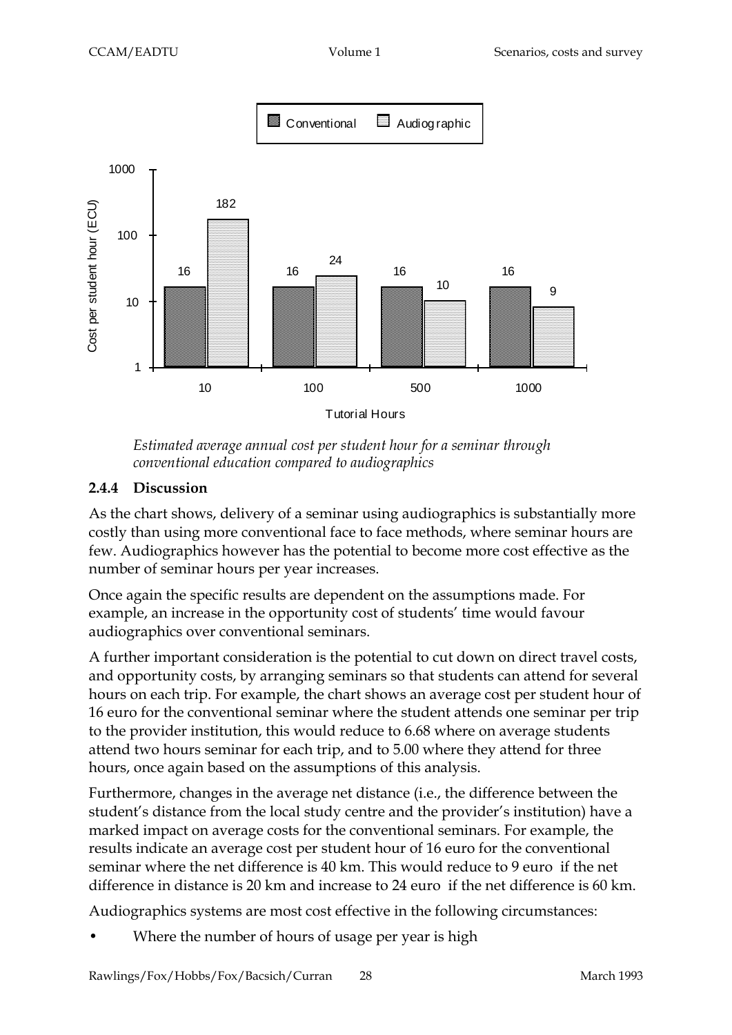| Tutorial Hours | Conventional | Audiographic |
|---|---|---|
| 10 | 16 | 182 |
| 100 | 16 | 24 |
| 500 | 16 | 10 |
| 1000 | 16 | 9 |

*Estimated average annual cost per student hour for a seminar through conventional education compared to audiographics*

### 2.4.4 Discussion

As the chart shows, delivery of a seminar using audiographics is substantially more costly than using more conventional face to face methods, where seminar hours are few. Audiographics however has the potential to become more cost effective as the number of seminar hours per year increases.

Once again the specific results are dependent on the assumptions made. For example, an increase in the opportunity cost of students' time would favour audiographics over conventional seminars.

A further important consideration is the potential to cut down on direct travel costs, and opportunity costs, by arranging seminars so that students can attend for several hours on each trip. For example, the chart shows an average cost per student hour of 16 euro for the conventional seminar where the student attends one seminar per trip to the provider institution, this would reduce to 6.68 where on average students attend two hours seminar for each trip, and to 5.00 where they attend for three hours, once again based on the assumptions of this analysis.

Furthermore, changes in the average net distance (i.e., the difference between the student's distance from the local study centre and the provider's institution) have a marked impact on average costs for the conventional seminars. For example, the results indicate an average cost per student hour of 16 euro for the conventional seminar where the net difference is 40 km. This would reduce to 9 euro if the net difference in distance is 20 km and increase to 24 euro if the net difference is 60 km.

Audiographics systems are most cost effective in the following circumstances:

- Where the number of hours of usage per year is high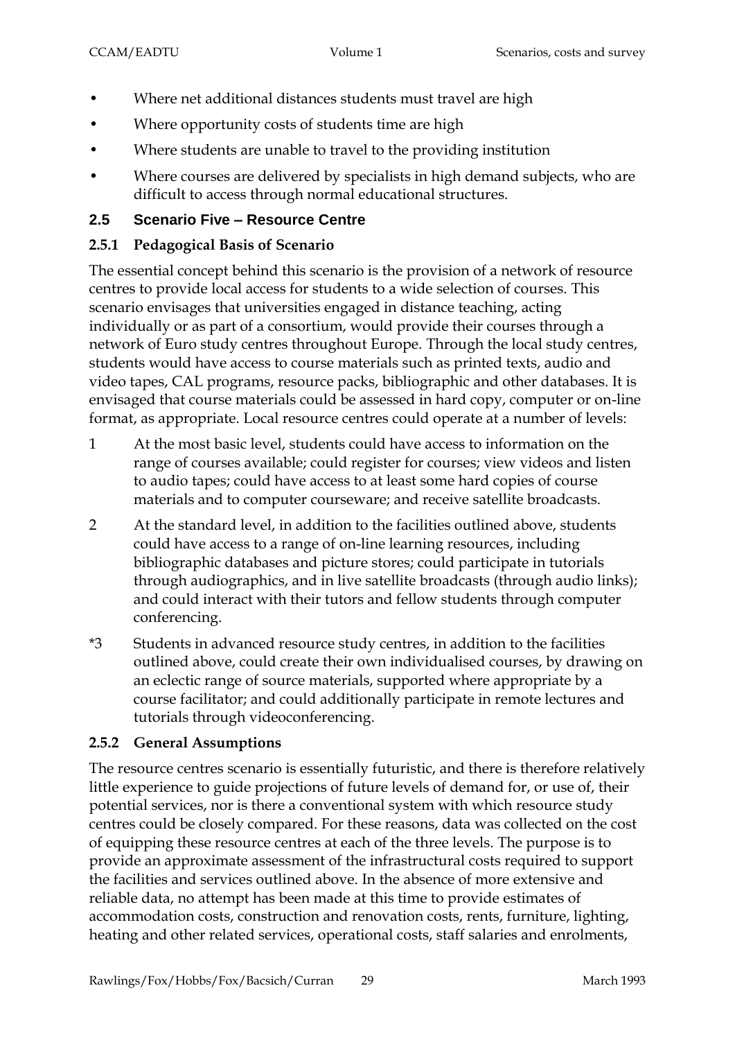- Where net additional distances students must travel are high
- Where opportunity costs of students time are high
- Where students are unable to travel to the providing institution
- Where courses are delivered by specialists in high demand subjects, who are difficult to access through normal educational structures.

## 2.5 Scenario Five – Resource Centre

### 2.5.1 Pedagogical Basis of Scenario

The essential concept behind this scenario is the provision of a network of resource centres to provide local access for students to a wide selection of courses. This scenario envisages that universities engaged in distance teaching, acting individually or as part of a consortium, would provide their courses through a network of Euro study centres throughout Europe. Through the local study centres, students would have access to course materials such as printed texts, audio and video tapes, CAL programs, resource packs, bibliographic and other databases. It is envisaged that course materials could be assessed in hard copy, computer or on-line format, as appropriate. Local resource centres could operate at a number of levels:

1 At the most basic level, students could have access to information on the range of courses available; could register for courses; view videos and listen to audio tapes; could have access to at least some hard copies of course materials and to computer courseware; and receive satellite broadcasts.

2 At the standard level, in addition to the facilities outlined above, students could have access to a range of on-line learning resources, including bibliographic databases and picture stores; could participate in tutorials through audiographics, and in live satellite broadcasts (through audio links); and could interact with their tutors and fellow students through computer conferencing.

*3 Students in advanced resource study centres, in addition to the facilities outlined above, could create their own individualised courses, by drawing on an eclectic range of source materials, supported where appropriate by a course facilitator; and could additionally participate in remote lectures and tutorials through videoconferencing.

### 2.5.2 General Assumptions

The resource centres scenario is essentially futuristic, and there is therefore relatively little experience to guide projections of future levels of demand for, or use of, their potential services, nor is there a conventional system with which resource study centres could be closely compared. For these reasons, data was collected on the cost of equipping these resource centres at each of the three levels. The purpose is to provide an approximate assessment of the infrastructural costs required to support the facilities and services outlined above. In the absence of more extensive and reliable data, no attempt has been made at this time to provide estimates of accommodation costs, construction and renovation costs, rents, furniture, lighting, heating and other related services, operational costs, staff salaries and enrolments,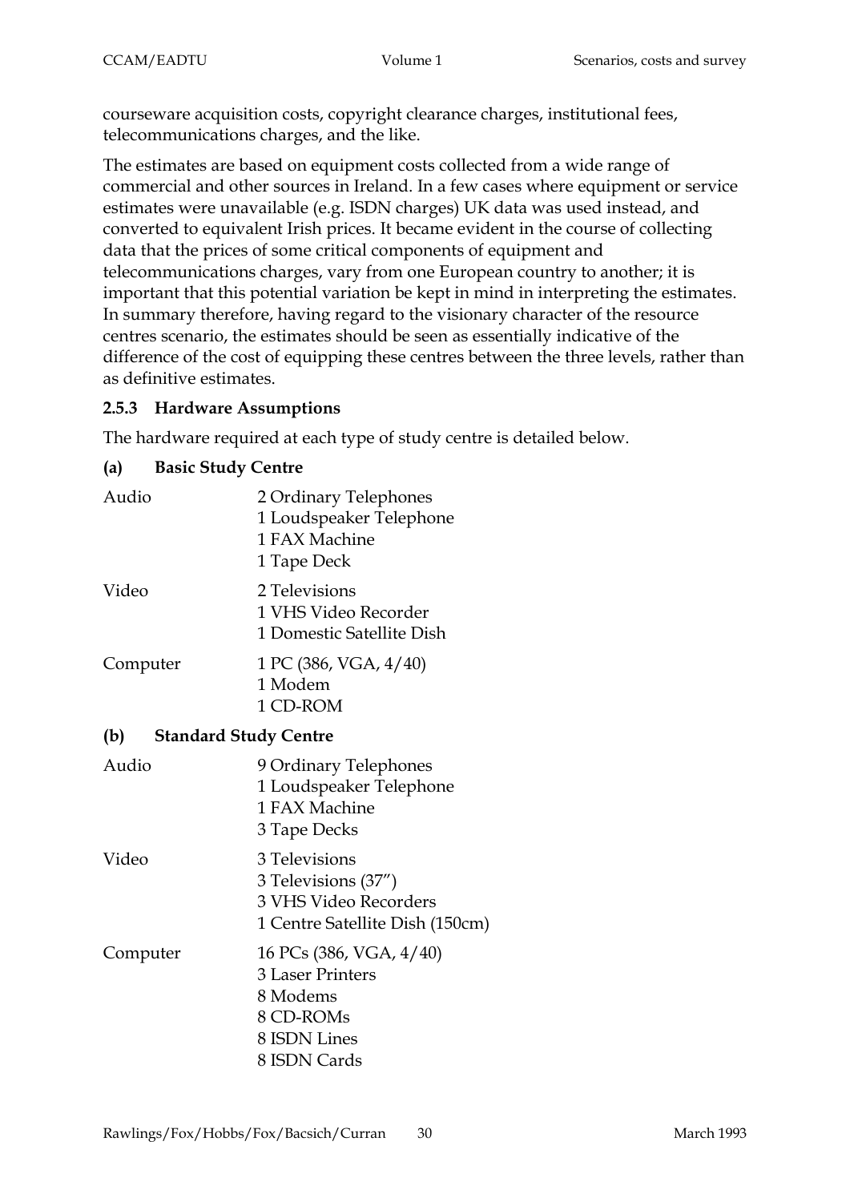courseware acquisition costs, copyright clearance charges, institutional fees, telecommunications charges, and the like.

The estimates are based on equipment costs collected from a wide range of commercial and other sources in Ireland. In a few cases where equipment or service estimates were unavailable (e.g. ISDN charges) UK data was used instead, and converted to equivalent Irish prices. It became evident in the course of collecting data that the prices of some critical components of equipment and telecommunications charges, vary from one European country to another; it is important that this potential variation be kept in mind in interpreting the estimates. In summary therefore, having regard to the visionary character of the resource centres scenario, the estimates should be seen as essentially indicative of the difference of the cost of equipping these centres between the three levels, rather than as definitive estimates.

### 2.5.3 Hardware Assumptions

The hardware required at each type of study centre is detailed below.

#### (a) Basic Study Centre

Audio
- 2 Ordinary Telephones
- 1 Loudspeaker Telephone
- 1 FAX Machine
- 1 Tape Deck

Video
- 2 Televisions
- 1 VHS Video Recorder
- 1 Domestic Satellite Dish

Computer
- 1 PC (386, VGA, 4/40)
- 1 Modem
- 1 CD-ROM

#### (b) Standard Study Centre

Audio
- 9 Ordinary Telephones
- 1 Loudspeaker Telephone
- 1 FAX Machine
- 3 Tape Decks

Video
- 3 Televisions
- 3 Televisions (37")
- 3 VHS Video Recorders
- 1 Centre Satellite Dish (150cm)

Computer
- 16 PCs (386, VGA, 4/40)
- 3 Laser Printers
- 8 Modems
- 8 CD-ROMs
- 8 ISDN Lines
- 8 ISDN Cards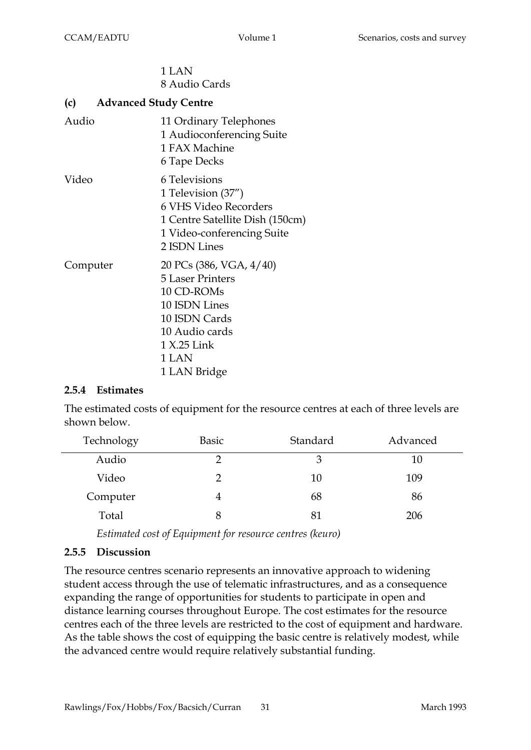1 LAN
8 Audio Cards

**(c) Advanced Study Centre**

Audio
- 11 Ordinary Telephones
- 1 Audioconferencing Suite
- 1 FAX Machine
- 6 Tape Decks

Video
- 6 Televisions
- 1 Television (37")
- 6 VHS Video Recorders
- 1 Centre Satellite Dish (150cm)
- 1 Video-conferencing Suite
- 2 ISDN Lines

Computer
- 20 PCs (386, VGA, 4/40)
- 5 Laser Printers
- 10 CD-ROMs
- 10 ISDN Lines
- 10 ISDN Cards
- 10 Audio cards
- 1 X.25 Link
- 1 LAN
- 1 LAN Bridge

### 2.5.4 Estimates

The estimated costs of equipment for the resource centres at each of three levels are shown below.

| Technology | Basic | Standard | Advanced |
|---|---|---|---|
| Audio | 2 | 3 | 10 |
| Video | 2 | 10 | 109 |
| Computer | 4 | 68 | 86 |
| Total | 8 | 81 | 206 |

*Estimated cost of Equipment for resource centres (keuro)*

### 2.5.5 Discussion

The resource centres scenario represents an innovative approach to widening student access through the use of telematic infrastructures, and as a consequence expanding the range of opportunities for students to participate in open and distance learning courses throughout Europe. The cost estimates for the resource centres each of the three levels are restricted to the cost of equipment and hardware. As the table shows the cost of equipping the basic centre is relatively modest, while the advanced centre would require relatively substantial funding.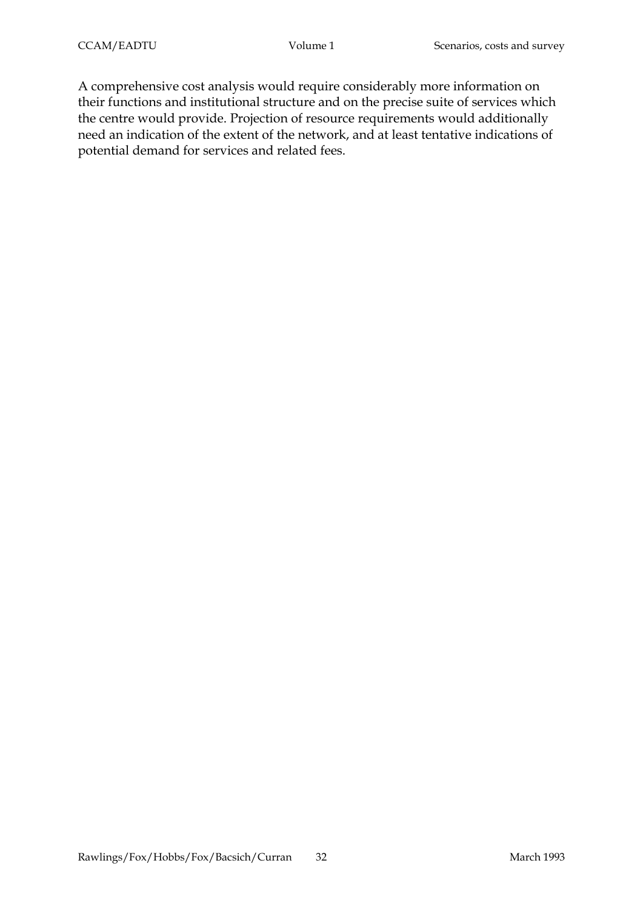A comprehensive cost analysis would require considerably more information on their functions and institutional structure and on the precise suite of services which the centre would provide. Projection of resource requirements would additionally need an indication of the extent of the network, and at least tentative indications of potential demand for services and related fees.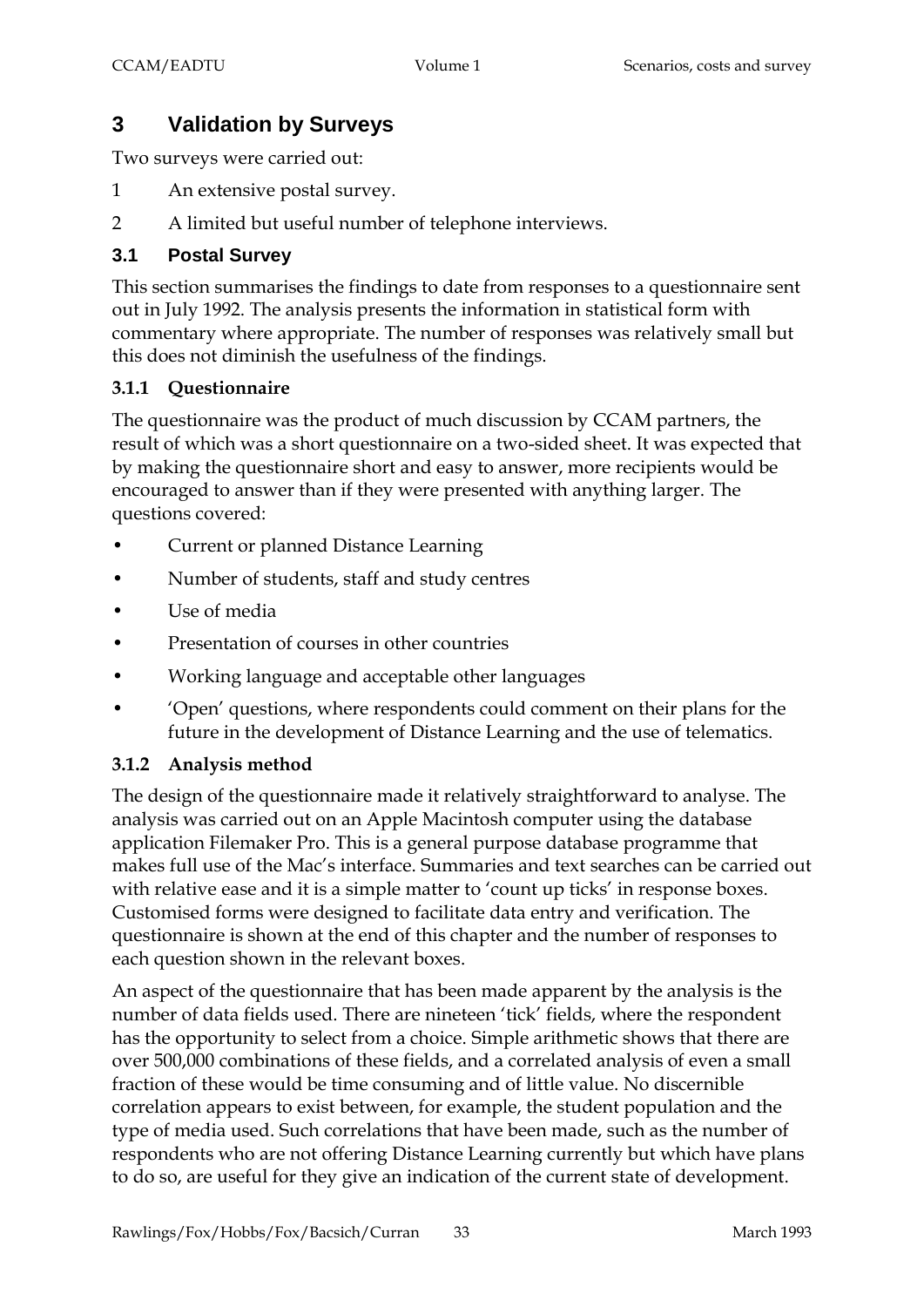# 3 Validation by Surveys

Two surveys were carried out:

1. An extensive postal survey.
2. A limited but useful number of telephone interviews.

## 3.1 Postal Survey

This section summarises the findings to date from responses to a questionnaire sent out in July 1992. The analysis presents the information in statistical form with commentary where appropriate. The number of responses was relatively small but this does not diminish the usefulness of the findings.

### 3.1.1 Questionnaire

The questionnaire was the product of much discussion by CCAM partners, the result of which was a short questionnaire on a two-sided sheet. It was expected that by making the questionnaire short and easy to answer, more recipients would be encouraged to answer than if they were presented with anything larger. The questions covered:

- Current or planned Distance Learning
- Number of students, staff and study centres
- Use of media
- Presentation of courses in other countries
- Working language and acceptable other languages
- 'Open' questions, where respondents could comment on their plans for the future in the development of Distance Learning and the use of telematics.

### 3.1.2 Analysis method

The design of the questionnaire made it relatively straightforward to analyse. The analysis was carried out on an Apple Macintosh computer using the database application Filemaker Pro. This is a general purpose database programme that makes full use of the Mac's interface. Summaries and text searches can be carried out with relative ease and it is a simple matter to 'count up ticks' in response boxes. Customised forms were designed to facilitate data entry and verification. The questionnaire is shown at the end of this chapter and the number of responses to each question shown in the relevant boxes.

An aspect of the questionnaire that has been made apparent by the analysis is the number of data fields used. There are nineteen 'tick' fields, where the respondent has the opportunity to select from a choice. Simple arithmetic shows that there are over 500,000 combinations of these fields, and a correlated analysis of even a small fraction of these would be time consuming and of little value. No discernible correlation appears to exist between, for example, the student population and the type of media used. Such correlations that have been made, such as the number of respondents who are not offering Distance Learning currently but which have plans to do so, are useful for they give an indication of the current state of development.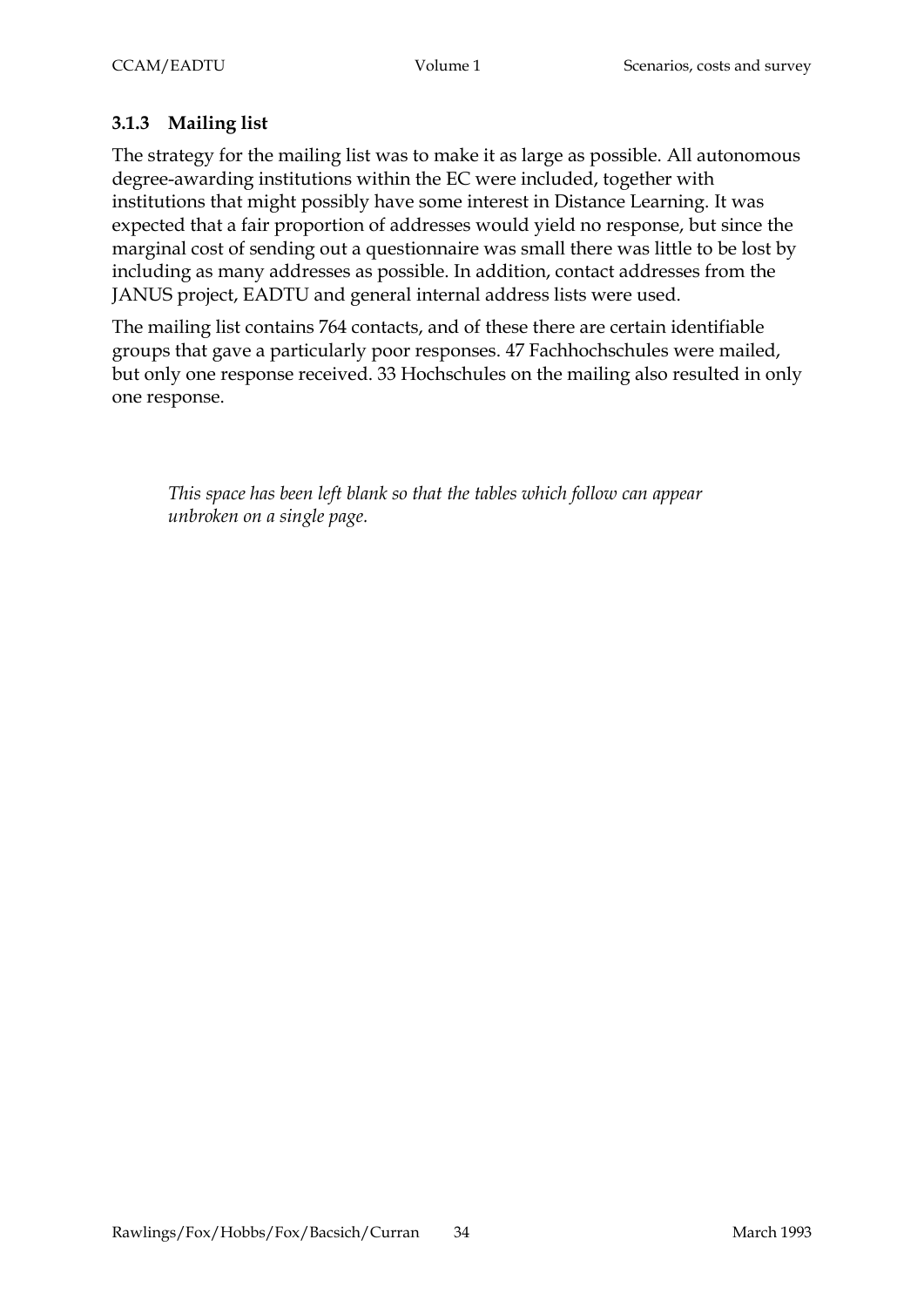### 3.1.3 Mailing list

The strategy for the mailing list was to make it as large as possible. All autonomous degree-awarding institutions within the EC were included, together with institutions that might possibly have some interest in Distance Learning. It was expected that a fair proportion of addresses would yield no response, but since the marginal cost of sending out a questionnaire was small there was little to be lost by including as many addresses as possible. In addition, contact addresses from the JANUS project, EADTU and general internal address lists were used.

The mailing list contains 764 contacts, and of these there are certain identifiable groups that gave a particularly poor responses. 47 Fachhochschules were mailed, but only one response received. 33 Hochschules on the mailing also resulted in only one response.

*This space has been left blank so that the tables which follow can appear unbroken on a single page.*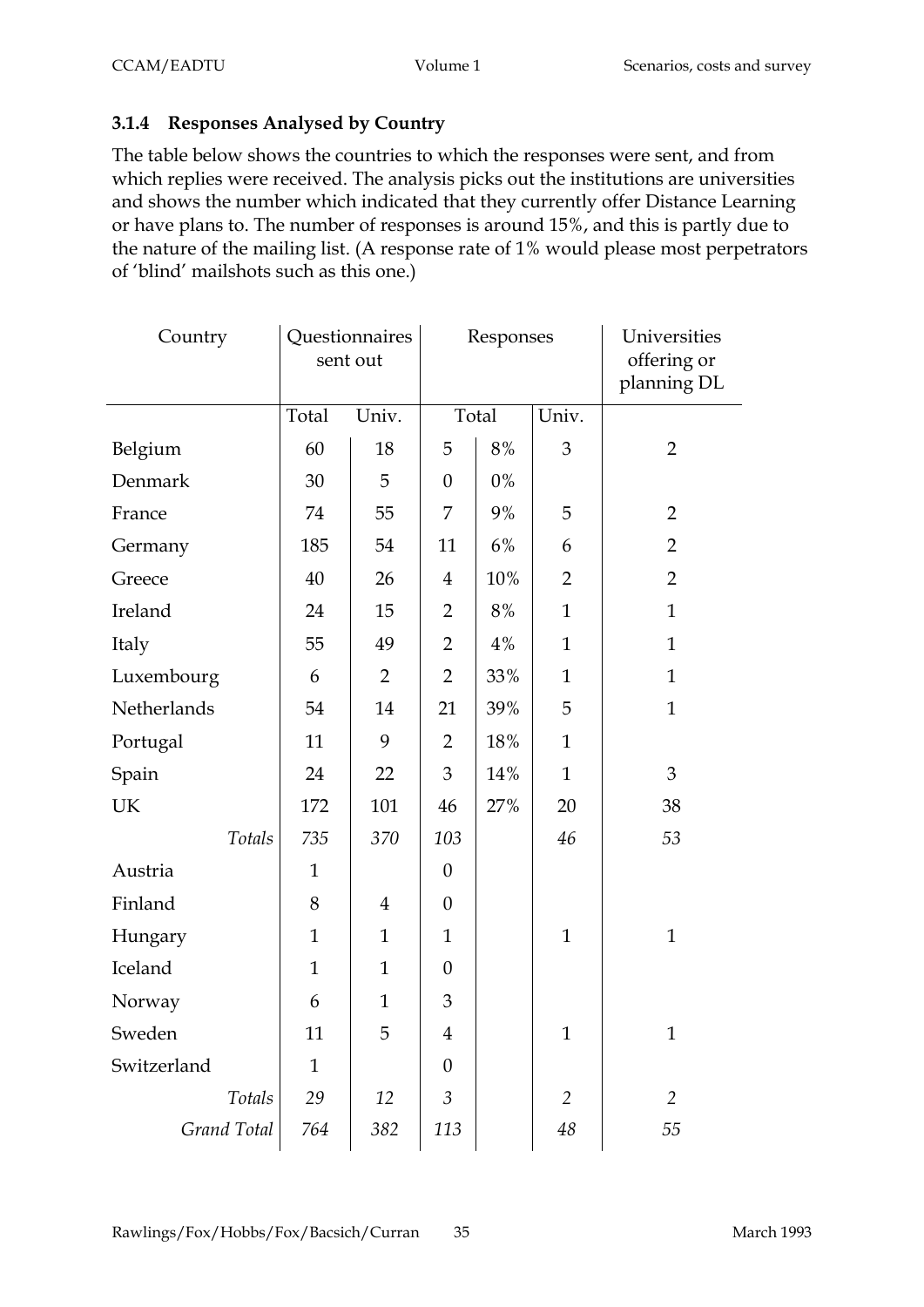### 3.1.4 Responses Analysed by Country

The table below shows the countries to which the responses were sent, and from which replies were received. The analysis picks out the institutions are universities and shows the number which indicated that they currently offer Distance Learning or have plans to. The number of responses is around 15%, and this is partly due to the nature of the mailing list. (A response rate of 1% would please most perpetrators of 'blind' mailshots such as this one.)

| Country | Questionnaires sent out | | Responses | | | Universities offering or planning DL |
|---|---|---|---|---|---|---|
| | Total | Univ. | Total | | Univ. | |
| Belgium | 60 | 18 | 5 | 8% | 3 | 2 |
| Denmark | 30 | 5 | 0 | 0% | | |
| France | 74 | 55 | 7 | 9% | 5 | 2 |
| Germany | 185 | 54 | 11 | 6% | 6 | 2 |
| Greece | 40 | 26 | 4 | 10% | 2 | 2 |
| Ireland | 24 | 15 | 2 | 8% | 1 | 1 |
| Italy | 55 | 49 | 2 | 4% | 1 | 1 |
| Luxembourg | 6 | 2 | 2 | 33% | 1 | 1 |
| Netherlands | 54 | 14 | 21 | 39% | 5 | 1 |
| Portugal | 11 | 9 | 2 | 18% | 1 | |
| Spain | 24 | 22 | 3 | 14% | 1 | 3 |
| UK | 172 | 101 | 46 | 27% | 20 | 38 |
| *Totals* | *735* | *370* | *103* | | *46* | *53* |
| Austria | 1 | | 0 | | | |
| Finland | 8 | 4 | 0 | | | |
| Hungary | 1 | 1 | 1 | | 1 | 1 |
| Iceland | 1 | 1 | 0 | | | |
| Norway | 6 | 1 | 3 | | | |
| Sweden | 11 | 5 | 4 | | 1 | 1 |
| Switzerland | 1 | | 0 | | | |
| *Totals* | *29* | *12* | *3* | | *2* | *2* |
| *Grand Total* | *764* | *382* | *113* | | *48* | *55* |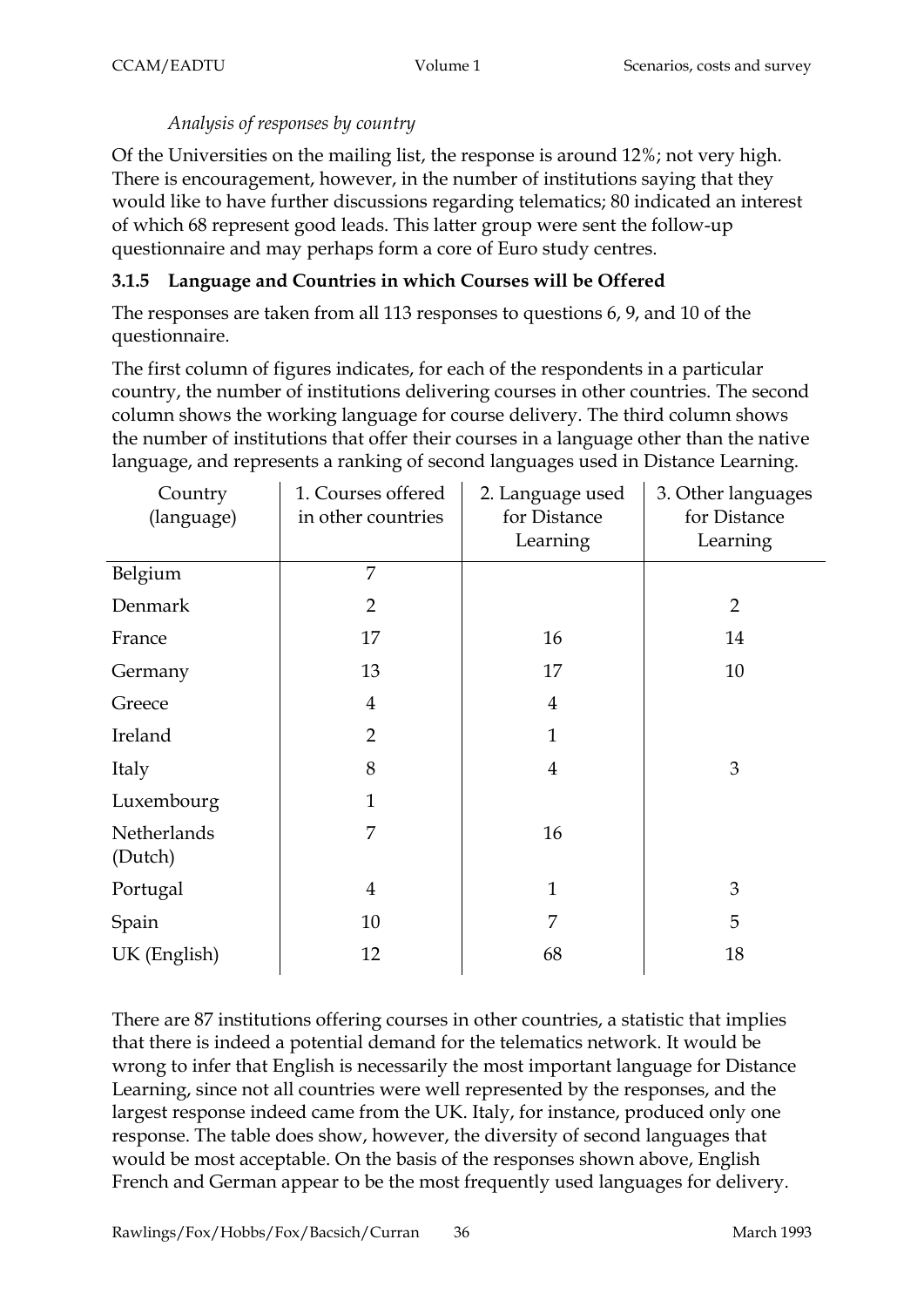*Analysis of responses by country*

Of the Universities on the mailing list, the response is around 12%; not very high. There is encouragement, however, in the number of institutions saying that they would like to have further discussions regarding telematics; 80 indicated an interest of which 68 represent good leads. This latter group were sent the follow-up questionnaire and may perhaps form a core of Euro study centres.

### 3.1.5 Language and Countries in which Courses will be Offered

The responses are taken from all 113 responses to questions 6, 9, and 10 of the questionnaire.

The first column of figures indicates, for each of the respondents in a particular country, the number of institutions delivering courses in other countries. The second column shows the working language for course delivery. The third column shows the number of institutions that offer their courses in a language other than the native language, and represents a ranking of second languages used in Distance Learning.

| Country (language) | 1. Courses offered in other countries | 2. Language used for Distance Learning | 3. Other languages for Distance Learning |
|---|---|---|---|
| Belgium | 7 | | |
| Denmark | 2 | | 2 |
| France | 17 | 16 | 14 |
| Germany | 13 | 17 | 10 |
| Greece | 4 | 4 | |
| Ireland | 2 | 1 | |
| Italy | 8 | 4 | 3 |
| Luxembourg | 1 | | |
| Netherlands (Dutch) | 7 | 16 | |
| Portugal | 4 | 1 | 3 |
| Spain | 10 | 7 | 5 |
| UK (English) | 12 | 68 | 18 |

There are 87 institutions offering courses in other countries, a statistic that implies that there is indeed a potential demand for the telematics network. It would be wrong to infer that English is necessarily the most important language for Distance Learning, since not all countries were well represented by the responses, and the largest response indeed came from the UK. Italy, for instance, produced only one response. The table does show, however, the diversity of second languages that would be most acceptable. On the basis of the responses shown above, English French and German appear to be the most frequently used languages for delivery.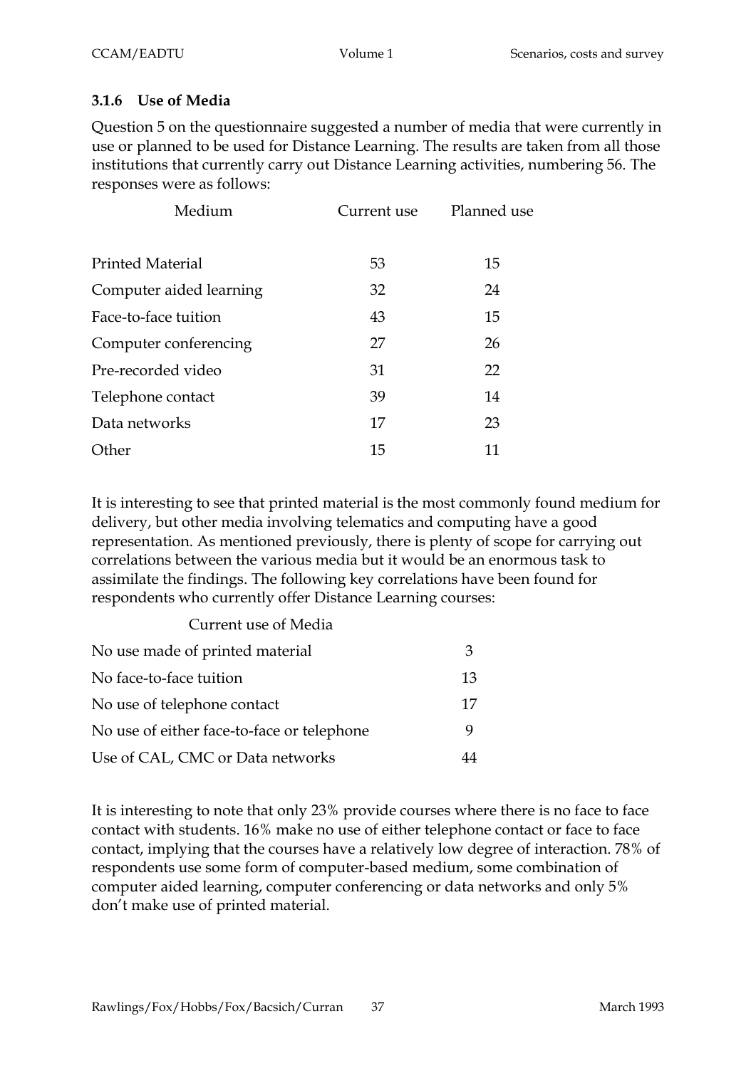### 3.1.6 Use of Media

Question 5 on the questionnaire suggested a number of media that were currently in use or planned to be used for Distance Learning. The results are taken from all those institutions that currently carry out Distance Learning activities, numbering 56. The responses were as follows:

| Medium | Current use | Planned use |
|---|---|---|
| Printed Material | 53 | 15 |
| Computer aided learning | 32 | 24 |
| Face-to-face tuition | 43 | 15 |
| Computer conferencing | 27 | 26 |
| Pre-recorded video | 31 | 22 |
| Telephone contact | 39 | 14 |
| Data networks | 17 | 23 |
| Other | 15 | 11 |

It is interesting to see that printed material is the most commonly found medium for delivery, but other media involving telematics and computing have a good representation. As mentioned previously, there is plenty of scope for carrying out correlations between the various media but it would be an enormous task to assimilate the findings. The following key correlations have been found for respondents who currently offer Distance Learning courses:

| Current use of Media | |
|---|---|
| No use made of printed material | 3 |
| No face-to-face tuition | 13 |
| No use of telephone contact | 17 |
| No use of either face-to-face or telephone | 9 |
| Use of CAL, CMC or Data networks | 44 |

It is interesting to note that only 23% provide courses where there is no face to face contact with students. 16% make no use of either telephone contact or face to face contact, implying that the courses have a relatively low degree of interaction. 78% of respondents use some form of computer-based medium, some combination of computer aided learning, computer conferencing or data networks and only 5% don't make use of printed material.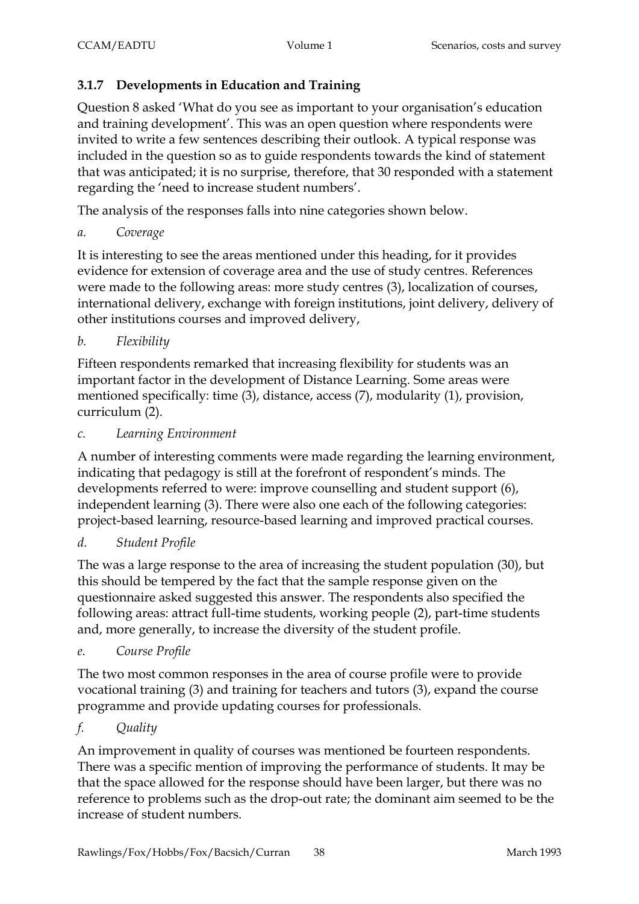### 3.1.7 Developments in Education and Training

Question 8 asked 'What do you see as important to your organisation's education and training development'. This was an open question where respondents were invited to write a few sentences describing their outlook. A typical response was included in the question so as to guide respondents towards the kind of statement that was anticipated; it is no surprise, therefore, that 30 responded with a statement regarding the 'need to increase student numbers'.

The analysis of the responses falls into nine categories shown below.

*a. Coverage*

It is interesting to see the areas mentioned under this heading, for it provides evidence for extension of coverage area and the use of study centres. References were made to the following areas: more study centres (3), localization of courses, international delivery, exchange with foreign institutions, joint delivery, delivery of other institutions courses and improved delivery,

*b. Flexibility*

Fifteen respondents remarked that increasing flexibility for students was an important factor in the development of Distance Learning. Some areas were mentioned specifically: time (3), distance, access (7), modularity (1), provision, curriculum (2).

*c. Learning Environment*

A number of interesting comments were made regarding the learning environment, indicating that pedagogy is still at the forefront of respondent's minds. The developments referred to were: improve counselling and student support (6), independent learning (3). There were also one each of the following categories: project-based learning, resource-based learning and improved practical courses.

*d. Student Profile*

The was a large response to the area of increasing the student population (30), but this should be tempered by the fact that the sample response given on the questionnaire asked suggested this answer. The respondents also specified the following areas: attract full-time students, working people (2), part-time students and, more generally, to increase the diversity of the student profile.

*e. Course Profile*

The two most common responses in the area of course profile were to provide vocational training (3) and training for teachers and tutors (3), expand the course programme and provide updating courses for professionals.

*f. Quality*

An improvement in quality of courses was mentioned be fourteen respondents. There was a specific mention of improving the performance of students. It may be that the space allowed for the response should have been larger, but there was no reference to problems such as the drop-out rate; the dominant aim seemed to be the increase of student numbers.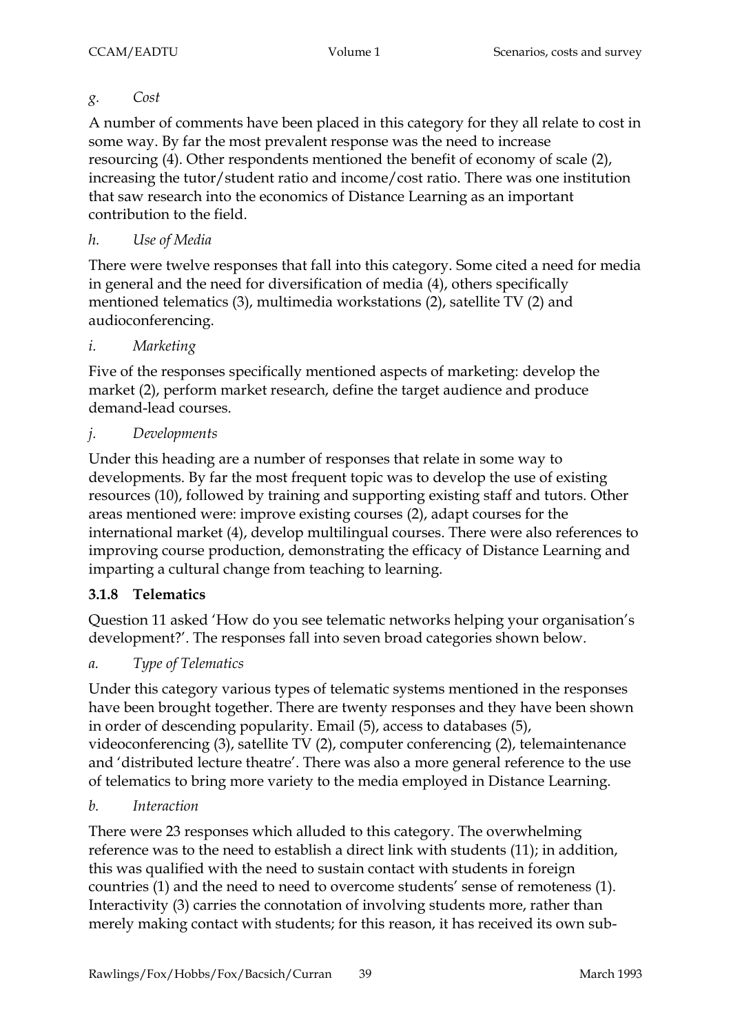*g. Cost*

A number of comments have been placed in this category for they all relate to cost in some way. By far the most prevalent response was the need to increase resourcing (4). Other respondents mentioned the benefit of economy of scale (2), increasing the tutor/student ratio and income/cost ratio. There was one institution that saw research into the economics of Distance Learning as an important contribution to the field.

*h. Use of Media*

There were twelve responses that fall into this category. Some cited a need for media in general and the need for diversification of media (4), others specifically mentioned telematics (3), multimedia workstations (2), satellite TV (2) and audioconferencing.

*i. Marketing*

Five of the responses specifically mentioned aspects of marketing: develop the market (2), perform market research, define the target audience and produce demand-lead courses.

*j. Developments*

Under this heading are a number of responses that relate in some way to developments. By far the most frequent topic was to develop the use of existing resources (10), followed by training and supporting existing staff and tutors. Other areas mentioned were: improve existing courses (2), adapt courses for the international market (4), develop multilingual courses. There were also references to improving course production, demonstrating the efficacy of Distance Learning and imparting a cultural change from teaching to learning.

### 3.1.8 Telematics

Question 11 asked 'How do you see telematic networks helping your organisation's development?'. The responses fall into seven broad categories shown below.

*a. Type of Telematics*

Under this category various types of telematic systems mentioned in the responses have been brought together. There are twenty responses and they have been shown in order of descending popularity. Email (5), access to databases (5), videoconferencing (3), satellite TV (2), computer conferencing (2), telemaintenance and 'distributed lecture theatre'. There was also a more general reference to the use of telematics to bring more variety to the media employed in Distance Learning.

*b. Interaction*

There were 23 responses which alluded to this category. The overwhelming reference was to the need to establish a direct link with students (11); in addition, this was qualified with the need to sustain contact with students in foreign countries (1) and the need to need to overcome students' sense of remoteness (1). Interactivity (3) carries the connotation of involving students more, rather than merely making contact with students; for this reason, it has received its own sub-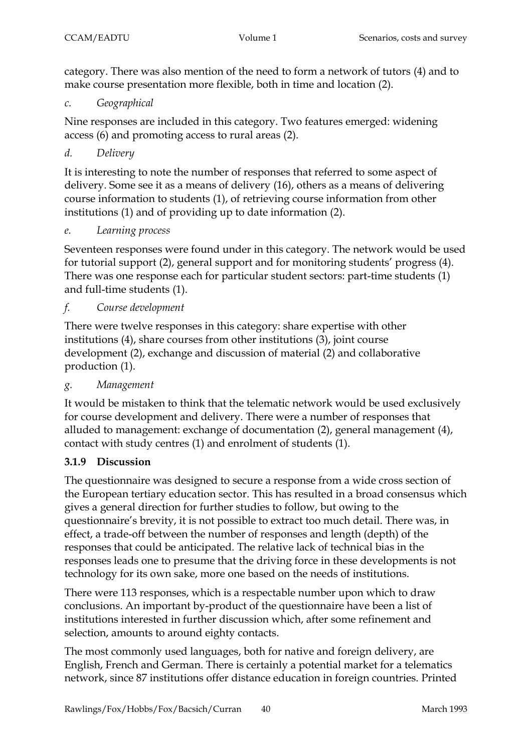category. There was also mention of the need to form a network of tutors (4) and to make course presentation more flexible, both in time and location (2).

*c. Geographical*

Nine responses are included in this category. Two features emerged: widening access (6) and promoting access to rural areas (2).

*d. Delivery*

It is interesting to note the number of responses that referred to some aspect of delivery. Some see it as a means of delivery (16), others as a means of delivering course information to students (1), of retrieving course information from other institutions (1) and of providing up to date information (2).

*e. Learning process*

Seventeen responses were found under in this category. The network would be used for tutorial support (2), general support and for monitoring students' progress (4). There was one response each for particular student sectors: part-time students (1) and full-time students (1).

*f. Course development*

There were twelve responses in this category: share expertise with other institutions (4), share courses from other institutions (3), joint course development (2), exchange and discussion of material (2) and collaborative production (1).

*g. Management*

It would be mistaken to think that the telematic network would be used exclusively for course development and delivery. There were a number of responses that alluded to management: exchange of documentation (2), general management (4), contact with study centres (1) and enrolment of students (1).

### 3.1.9 Discussion

The questionnaire was designed to secure a response from a wide cross section of the European tertiary education sector. This has resulted in a broad consensus which gives a general direction for further studies to follow, but owing to the questionnaire's brevity, it is not possible to extract too much detail. There was, in effect, a trade-off between the number of responses and length (depth) of the responses that could be anticipated. The relative lack of technical bias in the responses leads one to presume that the driving force in these developments is not technology for its own sake, more one based on the needs of institutions.

There were 113 responses, which is a respectable number upon which to draw conclusions. An important by-product of the questionnaire have been a list of institutions interested in further discussion which, after some refinement and selection, amounts to around eighty contacts.

The most commonly used languages, both for native and foreign delivery, are English, French and German. There is certainly a potential market for a telematics network, since 87 institutions offer distance education in foreign countries. Printed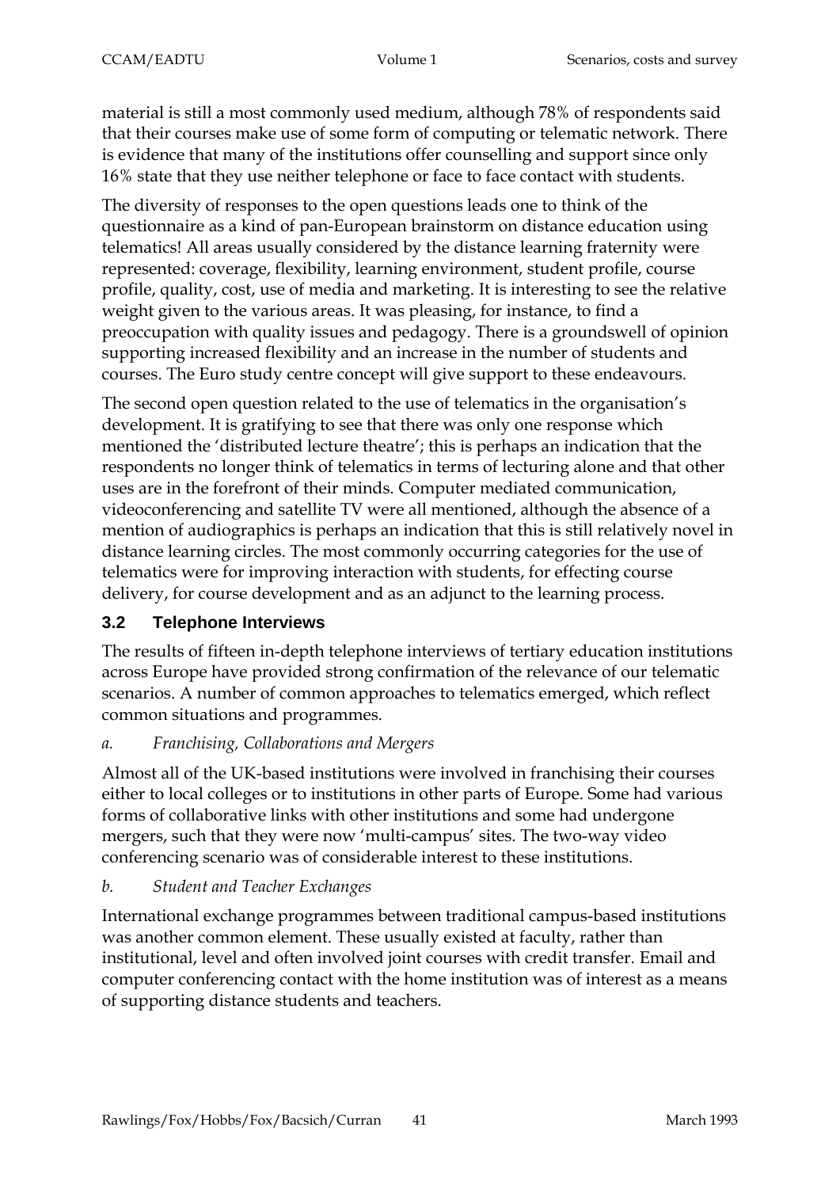material is still a most commonly used medium, although 78% of respondents said that their courses make use of some form of computing or telematic network. There is evidence that many of the institutions offer counselling and support since only 16% state that they use neither telephone or face to face contact with students.

The diversity of responses to the open questions leads one to think of the questionnaire as a kind of pan-European brainstorm on distance education using telematics! All areas usually considered by the distance learning fraternity were represented: coverage, flexibility, learning environment, student profile, course profile, quality, cost, use of media and marketing. It is interesting to see the relative weight given to the various areas. It was pleasing, for instance, to find a preoccupation with quality issues and pedagogy. There is a groundswell of opinion supporting increased flexibility and an increase in the number of students and courses. The Euro study centre concept will give support to these endeavours.

The second open question related to the use of telematics in the organisation's development. It is gratifying to see that there was only one response which mentioned the 'distributed lecture theatre'; this is perhaps an indication that the respondents no longer think of telematics in terms of lecturing alone and that other uses are in the forefront of their minds. Computer mediated communication, videoconferencing and satellite TV were all mentioned, although the absence of a mention of audiographics is perhaps an indication that this is still relatively novel in distance learning circles. The most commonly occurring categories for the use of telematics were for improving interaction with students, for effecting course delivery, for course development and as an adjunct to the learning process.

### 3.2 Telephone Interviews

The results of fifteen in-depth telephone interviews of tertiary education institutions across Europe have provided strong confirmation of the relevance of our telematic scenarios. A number of common approaches to telematics emerged, which reflect common situations and programmes.

*a. Franchising, Collaborations and Mergers*

Almost all of the UK-based institutions were involved in franchising their courses either to local colleges or to institutions in other parts of Europe. Some had various forms of collaborative links with other institutions and some had undergone mergers, such that they were now 'multi-campus' sites. The two-way video conferencing scenario was of considerable interest to these institutions.

*b. Student and Teacher Exchanges*

International exchange programmes between traditional campus-based institutions was another common element. These usually existed at faculty, rather than institutional, level and often involved joint courses with credit transfer. Email and computer conferencing contact with the home institution was of interest as a means of supporting distance students and teachers.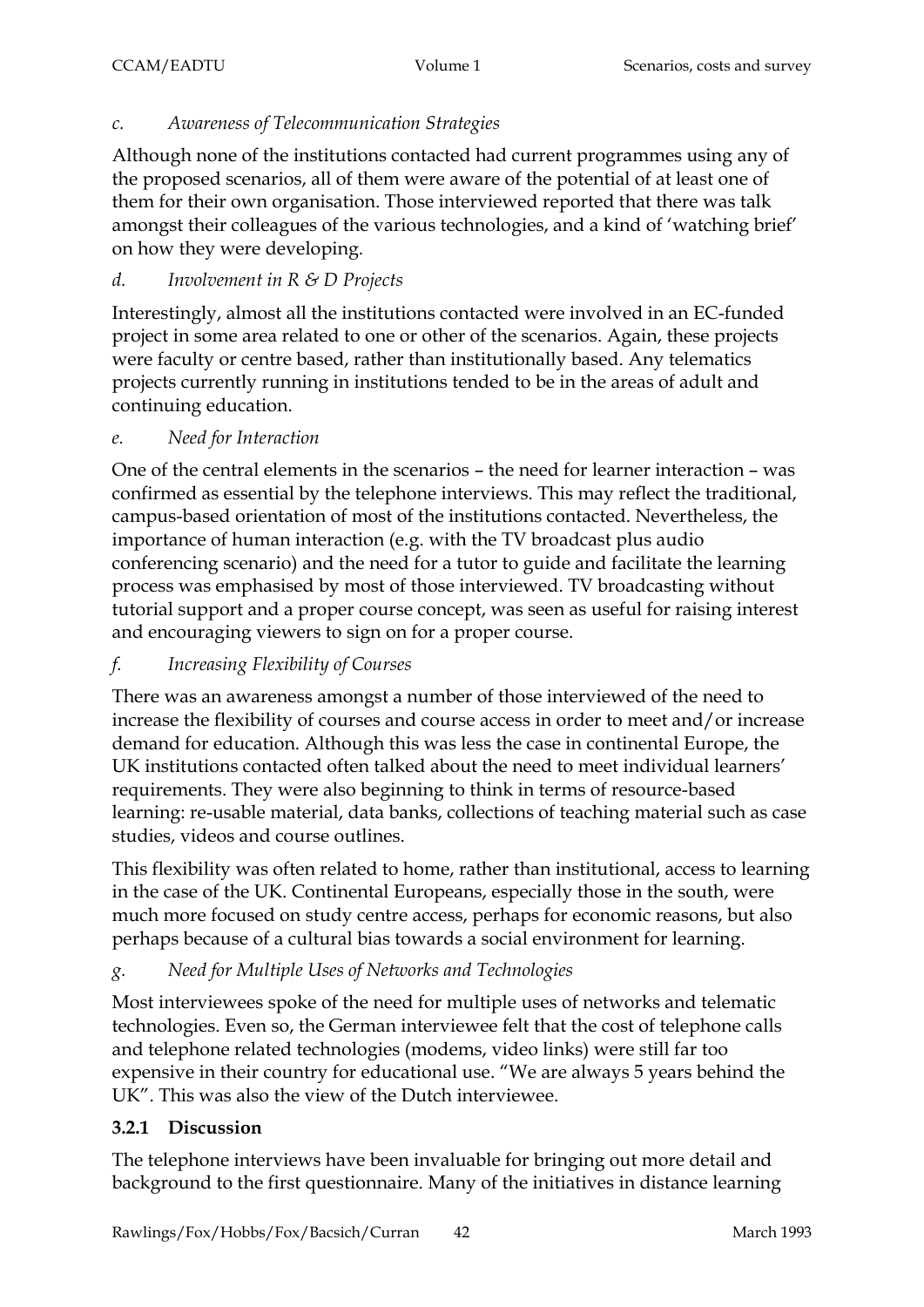*c. Awareness of Telecommunication Strategies*

Although none of the institutions contacted had current programmes using any of the proposed scenarios, all of them were aware of the potential of at least one of them for their own organisation. Those interviewed reported that there was talk amongst their colleagues of the various technologies, and a kind of 'watching brief' on how they were developing.

*d. Involvement in R & D Projects*

Interestingly, almost all the institutions contacted were involved in an EC-funded project in some area related to one or other of the scenarios. Again, these projects were faculty or centre based, rather than institutionally based. Any telematics projects currently running in institutions tended to be in the areas of adult and continuing education.

*e. Need for Interaction*

One of the central elements in the scenarios – the need for learner interaction – was confirmed as essential by the telephone interviews. This may reflect the traditional, campus-based orientation of most of the institutions contacted. Nevertheless, the importance of human interaction (e.g. with the TV broadcast plus audio conferencing scenario) and the need for a tutor to guide and facilitate the learning process was emphasised by most of those interviewed. TV broadcasting without tutorial support and a proper course concept, was seen as useful for raising interest and encouraging viewers to sign on for a proper course.

*f. Increasing Flexibility of Courses*

There was an awareness amongst a number of those interviewed of the need to increase the flexibility of courses and course access in order to meet and/or increase demand for education. Although this was less the case in continental Europe, the UK institutions contacted often talked about the need to meet individual learners' requirements. They were also beginning to think in terms of resource-based learning: re-usable material, data banks, collections of teaching material such as case studies, videos and course outlines.

This flexibility was often related to home, rather than institutional, access to learning in the case of the UK. Continental Europeans, especially those in the south, were much more focused on study centre access, perhaps for economic reasons, but also perhaps because of a cultural bias towards a social environment for learning.

*g. Need for Multiple Uses of Networks and Technologies*

Most interviewees spoke of the need for multiple uses of networks and telematic technologies. Even so, the German interviewee felt that the cost of telephone calls and telephone related technologies (modems, video links) were still far too expensive in their country for educational use. "We are always 5 years behind the UK". This was also the view of the Dutch interviewee.

### 3.2.1 Discussion

The telephone interviews have been invaluable for bringing out more detail and background to the first questionnaire. Many of the initiatives in distance learning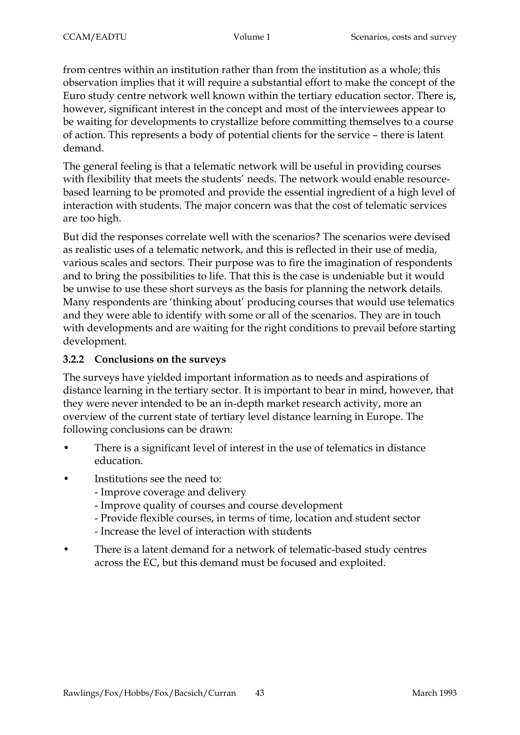from centres within an institution rather than from the institution as a whole; this observation implies that it will require a substantial effort to make the concept of the Euro study centre network well known within the tertiary education sector. There is, however, significant interest in the concept and most of the interviewees appear to be waiting for developments to crystallize before committing themselves to a course of action. This represents a body of potential clients for the service – there is latent demand.

The general feeling is that a telematic network will be useful in providing courses with flexibility that meets the students' needs. The network would enable resource-based learning to be promoted and provide the essential ingredient of a high level of interaction with students. The major concern was that the cost of telematic services are too high.

But did the responses correlate well with the scenarios? The scenarios were devised as realistic uses of a telematic network, and this is reflected in their use of media, various scales and sectors. Their purpose was to fire the imagination of respondents and to bring the possibilities to life. That this is the case is undeniable but it would be unwise to use these short surveys as the basis for planning the network details. Many respondents are 'thinking about' producing courses that would use telematics and they were able to identify with some or all of the scenarios. They are in touch with developments and are waiting for the right conditions to prevail before starting development.

### 3.2.2 Conclusions on the surveys

The surveys have yielded important information as to needs and aspirations of distance learning in the tertiary sector. It is important to bear in mind, however, that they were never intended to be an in-depth market research activity, more an overview of the current state of tertiary level distance learning in Europe. The following conclusions can be drawn:

- There is a significant level of interest in the use of telematics in distance education.
- Institutions see the need to:
  - Improve coverage and delivery
  - Improve quality of courses and course development
  - Provide flexible courses, in terms of time, location and student sector
  - Increase the level of interaction with students
- There is a latent demand for a network of telematic-based study centres across the EC, but this demand must be focused and exploited.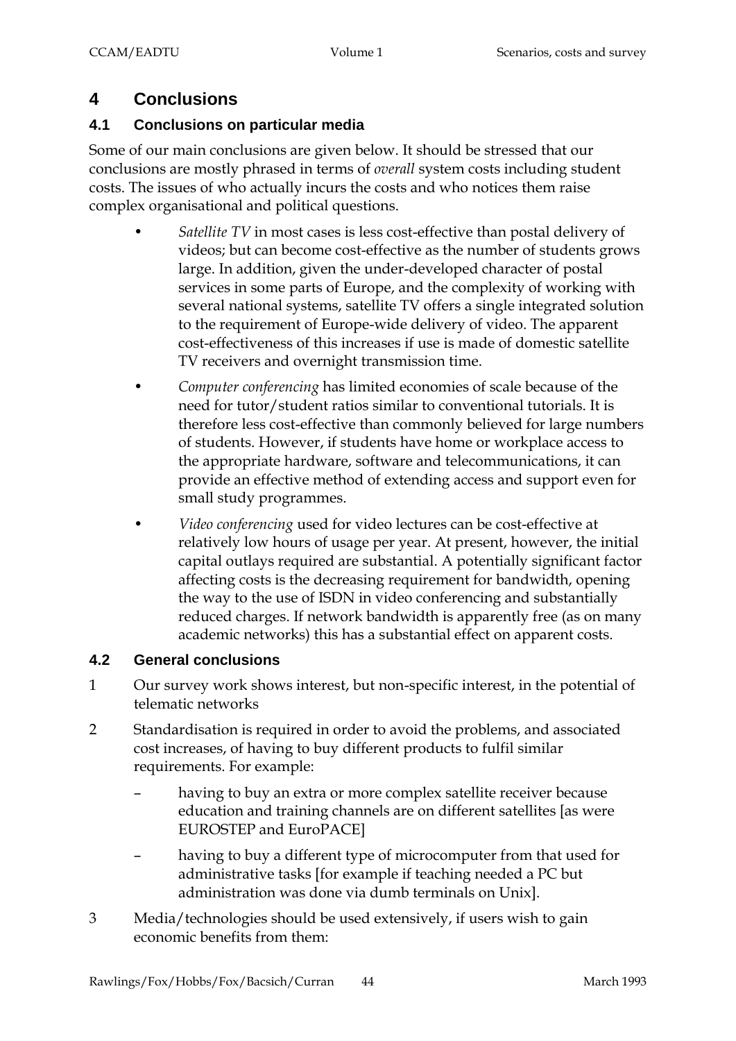# 4 Conclusions

## 4.1 Conclusions on particular media

Some of our main conclusions are given below. It should be stressed that our conclusions are mostly phrased in terms of *overall* system costs including student costs. The issues of who actually incurs the costs and who notices them raise complex organisational and political questions.

- *Satellite TV* in most cases is less cost-effective than postal delivery of videos; but can become cost-effective as the number of students grows large. In addition, given the under-developed character of postal services in some parts of Europe, and the complexity of working with several national systems, satellite TV offers a single integrated solution to the requirement of Europe-wide delivery of video. The apparent cost-effectiveness of this increases if use is made of domestic satellite TV receivers and overnight transmission time.
- *Computer conferencing* has limited economies of scale because of the need for tutor/student ratios similar to conventional tutorials. It is therefore less cost-effective than commonly believed for large numbers of students. However, if students have home or workplace access to the appropriate hardware, software and telecommunications, it can provide an effective method of extending access and support even for small study programmes.
- *Video conferencing* used for video lectures can be cost-effective at relatively low hours of usage per year. At present, however, the initial capital outlays required are substantial. A potentially significant factor affecting costs is the decreasing requirement for bandwidth, opening the way to the use of ISDN in video conferencing and substantially reduced charges. If network bandwidth is apparently free (as on many academic networks) this has a substantial effect on apparent costs.

## 4.2 General conclusions

1. Our survey work shows interest, but non-specific interest, in the potential of telematic networks
2. Standardisation is required in order to avoid the problems, and associated cost increases, of having to buy different products to fulfil similar requirements. For example:
   - having to buy an extra or more complex satellite receiver because education and training channels are on different satellites [as were EUROSTEP and EuroPACE]
   - having to buy a different type of microcomputer from that used for administrative tasks [for example if teaching needed a PC but administration was done via dumb terminals on Unix].
3. Media/technologies should be used extensively, if users wish to gain economic benefits from them: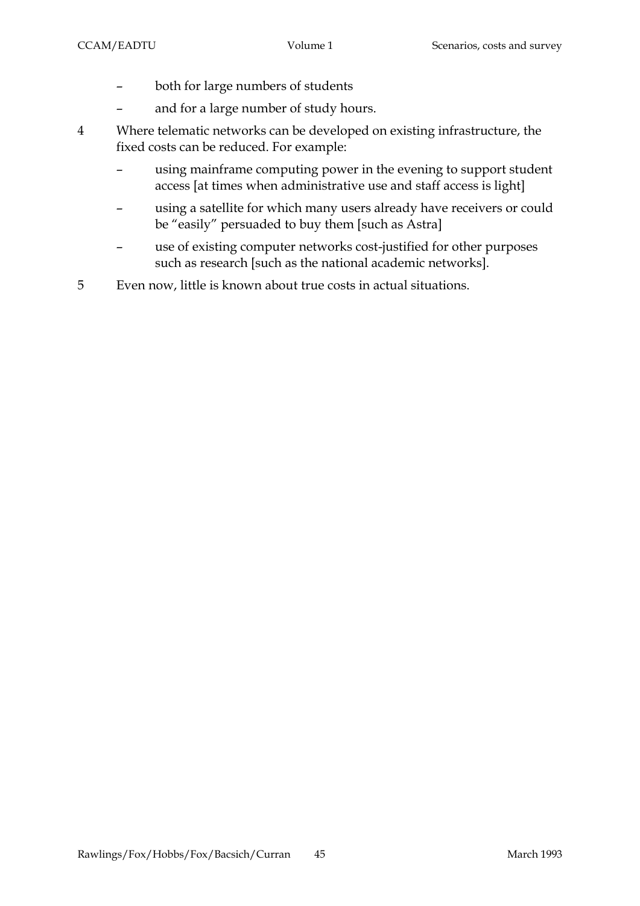- both for large numbers of students
- and for a large number of study hours.

4. Where telematic networks can be developed on existing infrastructure, the fixed costs can be reduced. For example:
   - using mainframe computing power in the evening to support student access [at times when administrative use and staff access is light]
   - using a satellite for which many users already have receivers or could be "easily" persuaded to buy them [such as Astra]
   - use of existing computer networks cost-justified for other purposes such as research [such as the national academic networks].

5. Even now, little is known about true costs in actual situations.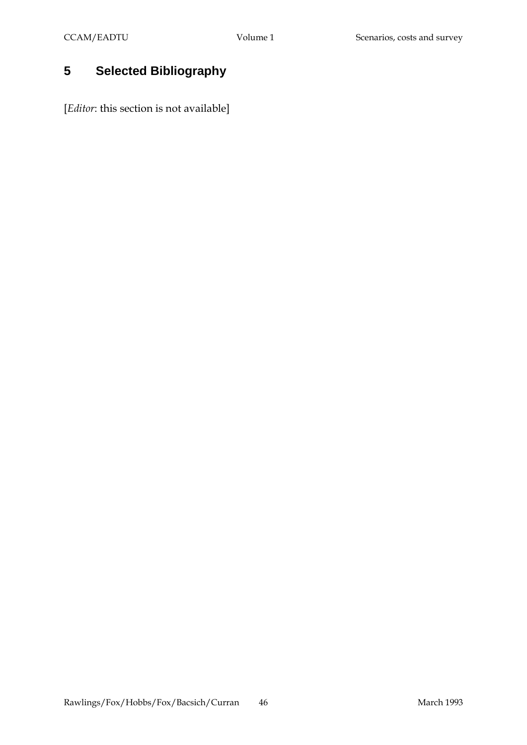# 5 Selected Bibliography

[*Editor*: this section is not available]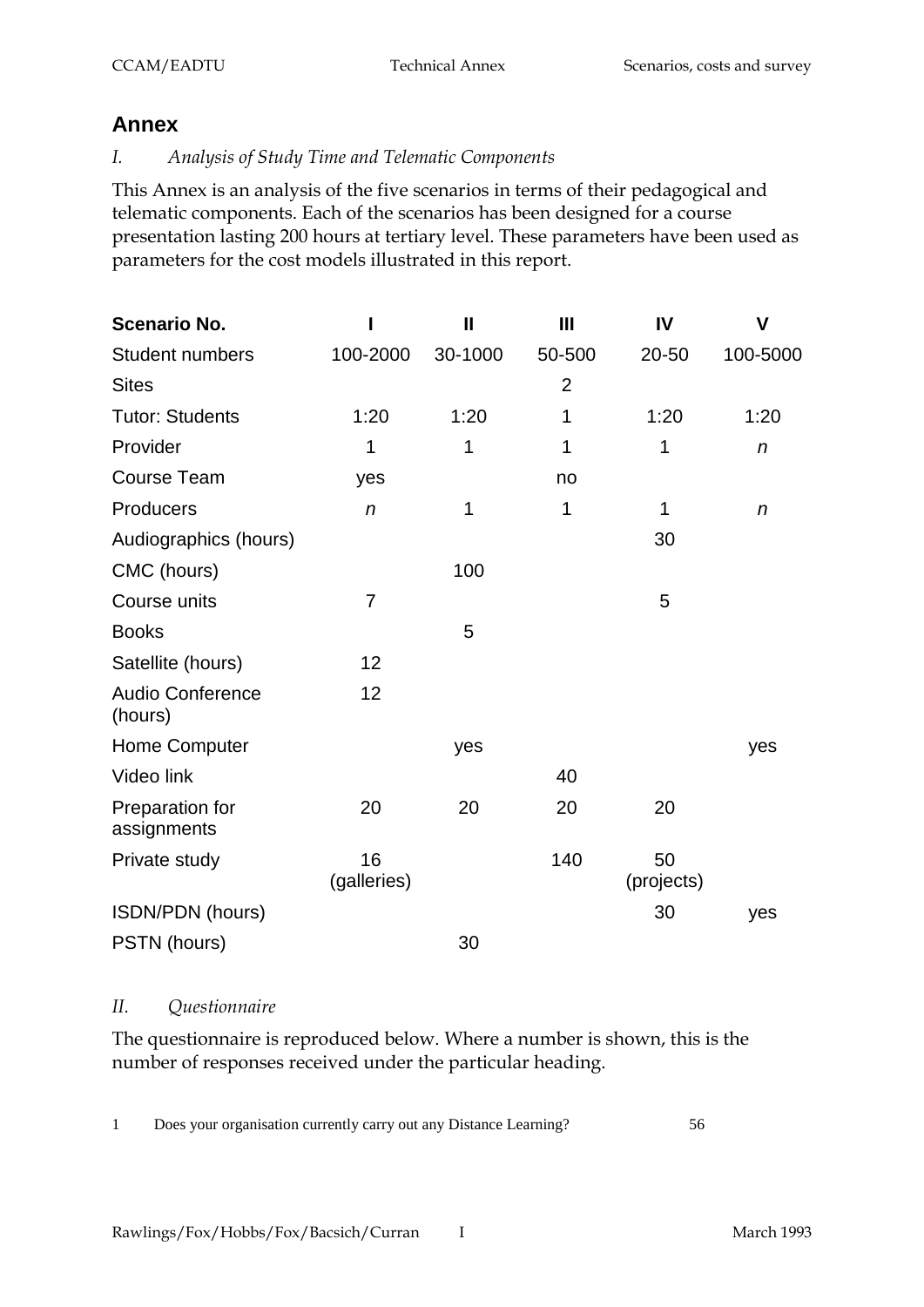# Annex

*I. Analysis of Study Time and Telematic Components*

This Annex is an analysis of the five scenarios in terms of their pedagogical and telematic components. Each of the scenarios has been designed for a course presentation lasting 200 hours at tertiary level. These parameters have been used as parameters for the cost models illustrated in this report.

| Scenario No. | I | II | III | IV | V |
|---|---|---|---|---|---|
| Student numbers | 100-2000 | 30-1000 | 50-500 | 20-50 | 100-5000 |
| Sites | | | 2 | | |
| Tutor: Students | 1:20 | 1:20 | 1 | 1:20 | 1:20 |
| Provider | 1 | 1 | 1 | 1 | *n* |
| Course Team | yes | | no | | |
| Producers | *n* | 1 | 1 | 1 | *n* |
| Audiographics (hours) | | | | 30 | |
| CMC (hours) | | 100 | | | |
| Course units | 7 | | | 5 | |
| Books | | 5 | | | |
| Satellite (hours) | 12 | | | | |
| Audio Conference (hours) | 12 | | | | |
| Home Computer | | yes | | | yes |
| Video link | | | 40 | | |
| Preparation for assignments | 20 | 20 | 20 | 20 | |
| Private study | 16 (galleries) | | 140 | 50 (projects) | |
| ISDN/PDN (hours) | | | | 30 | yes |
| PSTN (hours) | | 30 | | | |

*II. Questionnaire*

The questionnaire is reproduced below. Where a number is shown, this is the number of responses received under the particular heading.

1 Does your organisation currently carry out any Distance Learning? 56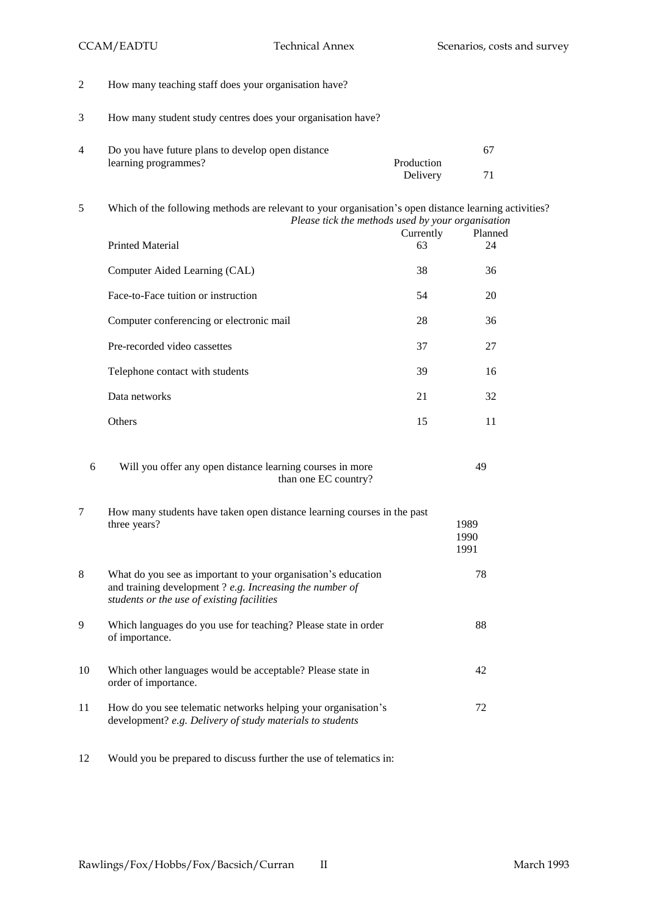2 How many teaching staff does your organisation have?

3 How many student study centres does your organisation have?

4 Do you have future plans to develop open distance learning programmes?

| | | |
|---|---|---|
| | Production | 67 |
| | Delivery | 71 |

5 Which of the following methods are relevant to your organisation's open distance learning activities?

*Please tick the methods used by your organisation*

| | Currently | Planned |
|---|---|---|
| Printed Material | 63 | 24 |
| Computer Aided Learning (CAL) | 38 | 36 |
| Face-to-Face tuition or instruction | 54 | 20 |
| Computer conferencing or electronic mail | 28 | 36 |
| Pre-recorded video cassettes | 37 | 27 |
| Telephone contact with students | 39 | 16 |
| Data networks | 21 | 32 |
| Others | 15 | 11 |

6 Will you offer any open distance learning courses in more than one EC country? 49

7 How many students have taken open distance learning courses in the past three years?

1989
1990
1991

8 What do you see as important to your organisation's education and training development ? *e.g. Increasing the number of students or the use of existing facilities* 78

9 Which languages do you use for teaching? Please state in order of importance. 88

10 Which other languages would be acceptable? Please state in order of importance. 42

11 How do you see telematic networks helping your organisation's development? *e.g. Delivery of study materials to students* 72

12 Would you be prepared to discuss further the use of telematics in: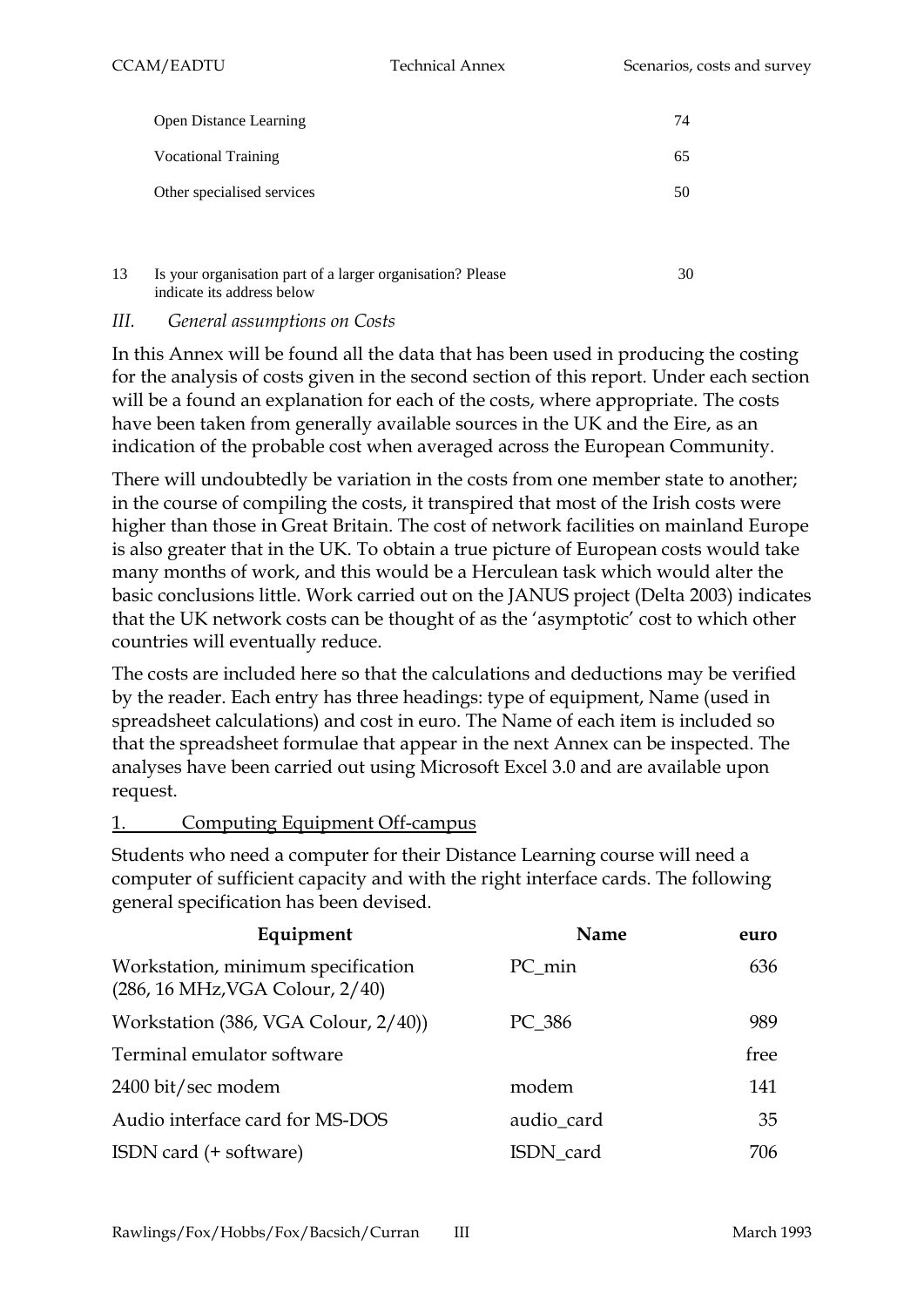| | | |
|---|---|---|
| | Open Distance Learning | 74 |
| | Vocational Training | 65 |
| | Other specialised services | 50 |
| 13 | Is your organisation part of a larger organisation? Please indicate its address below | 30 |

### *III. General assumptions on Costs*

In this Annex will be found all the data that has been used in producing the costing for the analysis of costs given in the second section of this report. Under each section will be a found an explanation for each of the costs, where appropriate. The costs have been taken from generally available sources in the UK and the Eire, as an indication of the probable cost when averaged across the European Community.

There will undoubtedly be variation in the costs from one member state to another; in the course of compiling the costs, it transpired that most of the Irish costs were higher than those in Great Britain. The cost of network facilities on mainland Europe is also greater that in the UK. To obtain a true picture of European costs would take many months of work, and this would be a Herculean task which would alter the basic conclusions little. Work carried out on the JANUS project (Delta 2003) indicates that the UK network costs can be thought of as the 'asymptotic' cost to which other countries will eventually reduce.

The costs are included here so that the calculations and deductions may be verified by the reader. Each entry has three headings: type of equipment, Name (used in spreadsheet calculations) and cost in euro. The Name of each item is included so that the spreadsheet formulae that appear in the next Annex can be inspected. The analyses have been carried out using Microsoft Excel 3.0 and are available upon request.

#### 1. Computing Equipment Off-campus

Students who need a computer for their Distance Learning course will need a computer of sufficient capacity and with the right interface cards. The following general specification has been devised.

| Equipment | Name | euro |
|---|---|---|
| Workstation, minimum specification (286, 16 MHz,VGA Colour, 2/40) | PC_min | 636 |
| Workstation (386, VGA Colour, 2/40)) | PC_386 | 989 |
| Terminal emulator software | | free |
| 2400 bit/sec modem | modem | 141 |
| Audio interface card for MS-DOS | audio_card | 35 |
| ISDN card (+ software) | ISDN_card | 706 |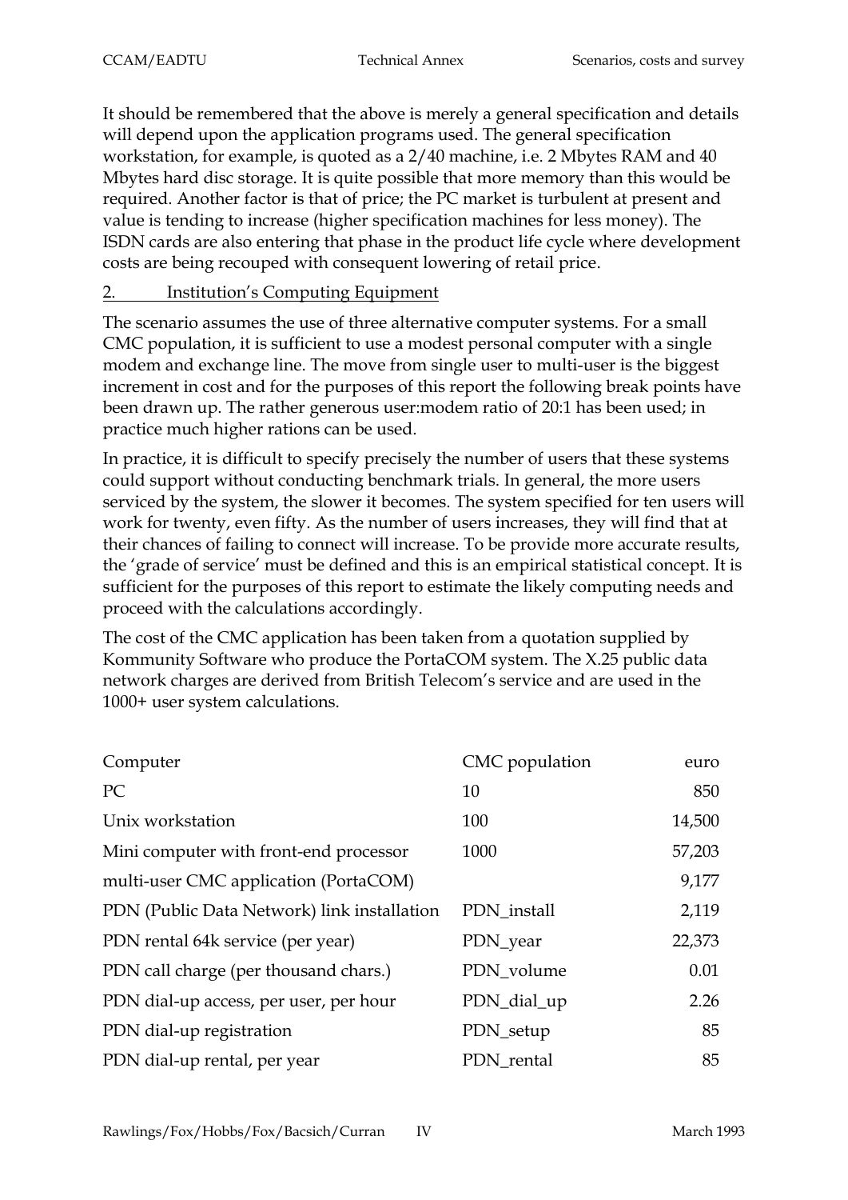It should be remembered that the above is merely a general specification and details will depend upon the application programs used. The general specification workstation, for example, is quoted as a 2/40 machine, i.e. 2 Mbytes RAM and 40 Mbytes hard disc storage. It is quite possible that more memory than this would be required. Another factor is that of price; the PC market is turbulent at present and value is tending to increase (higher specification machines for less money). The ISDN cards are also entering that phase in the product life cycle where development costs are being recouped with consequent lowering of retail price.

## 2. Institution's Computing Equipment

The scenario assumes the use of three alternative computer systems. For a small CMC population, it is sufficient to use a modest personal computer with a single modem and exchange line. The move from single user to multi-user is the biggest increment in cost and for the purposes of this report the following break points have been drawn up. The rather generous user:modem ratio of 20:1 has been used; in practice much higher rations can be used.

In practice, it is difficult to specify precisely the number of users that these systems could support without conducting benchmark trials. In general, the more users serviced by the system, the slower it becomes. The system specified for ten users will work for twenty, even fifty. As the number of users increases, they will find that at their chances of failing to connect will increase. To be provide more accurate results, the 'grade of service' must be defined and this is an empirical statistical concept. It is sufficient for the purposes of this report to estimate the likely computing needs and proceed with the calculations accordingly.

The cost of the CMC application has been taken from a quotation supplied by Kommunity Software who produce the PortaCOM system. The X.25 public data network charges are derived from British Telecom's service and are used in the 1000+ user system calculations.

| Computer | CMC population | euro |
|---|---|---:|
| PC | 10 | 850 |
| Unix workstation | 100 | 14,500 |
| Mini computer with front-end processor | 1000 | 57,203 |
| multi-user CMC application (PortaCOM) | | 9,177 |
| PDN (Public Data Network) link installation | PDN_install | 2,119 |
| PDN rental 64k service (per year) | PDN_year | 22,373 |
| PDN call charge (per thousand chars.) | PDN_volume | 0.01 |
| PDN dial-up access, per user, per hour | PDN_dial_up | 2.26 |
| PDN dial-up registration | PDN_setup | 85 |
| PDN dial-up rental, per year | PDN_rental | 85 |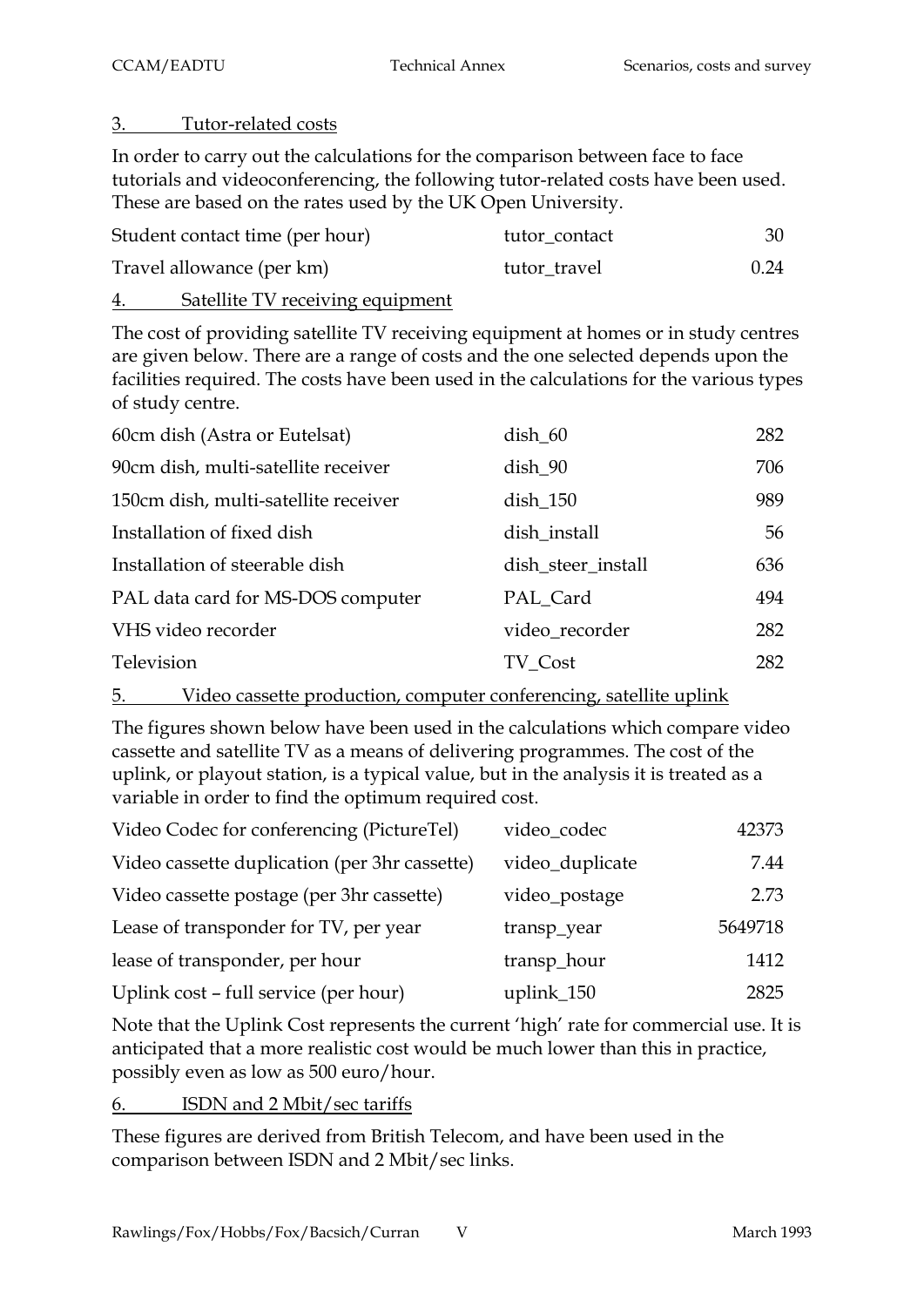## 3. Tutor-related costs

In order to carry out the calculations for the comparison between face to face tutorials and videoconferencing, the following tutor-related costs have been used. These are based on the rates used by the UK Open University.

| | | |
|---|---|---|
| Student contact time (per hour) | tutor_contact | 30 |
| Travel allowance (per km) | tutor_travel | 0.24 |

## 4. Satellite TV receiving equipment

The cost of providing satellite TV receiving equipment at homes or in study centres are given below. There are a range of costs and the one selected depends upon the facilities required. The costs have been used in the calculations for the various types of study centre.

| | | |
|---|---|---|
| 60cm dish (Astra or Eutelsat) | dish_60 | 282 |
| 90cm dish, multi-satellite receiver | dish_90 | 706 |
| 150cm dish, multi-satellite receiver | dish_150 | 989 |
| Installation of fixed dish | dish_install | 56 |
| Installation of steerable dish | dish_steer_install | 636 |
| PAL data card for MS-DOS computer | PAL_Card | 494 |
| VHS video recorder | video_recorder | 282 |
| Television | TV_Cost | 282 |

## 5. Video cassette production, computer conferencing, satellite uplink

The figures shown below have been used in the calculations which compare video cassette and satellite TV as a means of delivering programmes. The cost of the uplink, or playout station, is a typical value, but in the analysis it is treated as a variable in order to find the optimum required cost.

| | | |
|---|---|---|
| Video Codec for conferencing (PictureTel) | video_codec | 42373 |
| Video cassette duplication (per 3hr cassette) | video_duplicate | 7.44 |
| Video cassette postage (per 3hr cassette) | video_postage | 2.73 |
| Lease of transponder for TV, per year | transp_year | 5649718 |
| lease of transponder, per hour | transp_hour | 1412 |
| Uplink cost – full service (per hour) | uplink_150 | 2825 |

Note that the Uplink Cost represents the current 'high' rate for commercial use. It is anticipated that a more realistic cost would be much lower than this in practice, possibly even as low as 500 euro/hour.

## 6. ISDN and 2 Mbit/sec tariffs

These figures are derived from British Telecom, and have been used in the comparison between ISDN and 2 Mbit/sec links.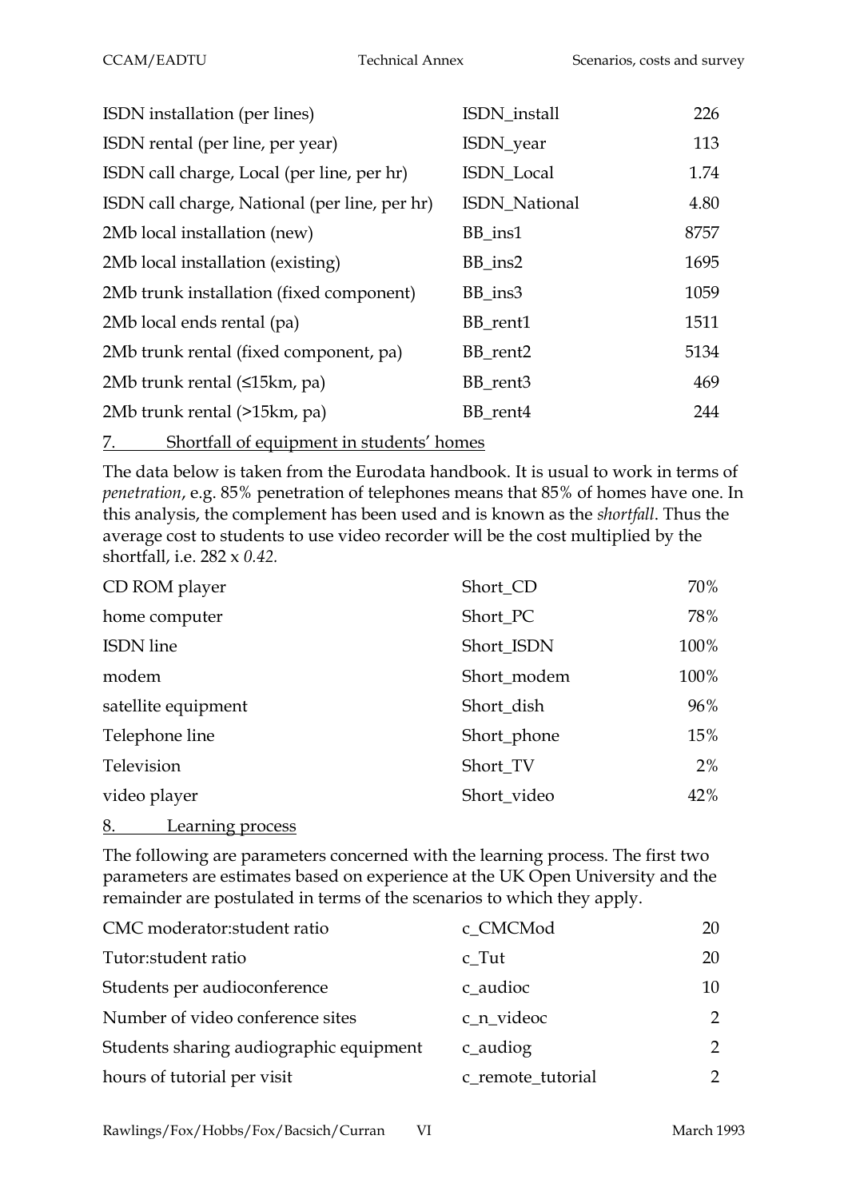| | | |
|---|---|---|
| ISDN installation (per lines) | ISDN_install | 226 |
| ISDN rental (per line, per year) | ISDN_year | 113 |
| ISDN call charge, Local (per line, per hr) | ISDN_Local | 1.74 |
| ISDN call charge, National (per line, per hr) | ISDN_National | 4.80 |
| 2Mb local installation (new) | BB_ins1 | 8757 |
| 2Mb local installation (existing) | BB_ins2 | 1695 |
| 2Mb trunk installation (fixed component) | BB_ins3 | 1059 |
| 2Mb local ends rental (pa) | BB_rent1 | 1511 |
| 2Mb trunk rental (fixed component, pa) | BB_rent2 | 5134 |
| 2Mb trunk rental (≤15km, pa) | BB_rent3 | 469 |
| 2Mb trunk rental (>15km, pa) | BB_rent4 | 244 |

## 7. Shortfall of equipment in students' homes

The data below is taken from the Eurodata handbook. It is usual to work in terms of *penetration*, e.g. 85% penetration of telephones means that 85% of homes have one. In this analysis, the complement has been used and is known as the *shortfall*. Thus the average cost to students to use video recorder will be the cost multiplied by the shortfall, i.e. 282 x *0.42*.

| | | |
|---|---|---|
| CD ROM player | Short_CD | 70% |
| home computer | Short_PC | 78% |
| ISDN line | Short_ISDN | 100% |
| modem | Short_modem | 100% |
| satellite equipment | Short_dish | 96% |
| Telephone line | Short_phone | 15% |
| Television | Short_TV | 2% |
| video player | Short_video | 42% |

## 8. Learning process

The following are parameters concerned with the learning process. The first two parameters are estimates based on experience at the UK Open University and the remainder are postulated in terms of the scenarios to which they apply.

| | | |
|---|---|---|
| CMC moderator:student ratio | c_CMCMod | 20 |
| Tutor:student ratio | c_Tut | 20 |
| Students per audioconference | c_audioc | 10 |
| Number of video conference sites | c_n_videoc | 2 |
| Students sharing audiographic equipment | c_audiog | 2 |
| hours of tutorial per visit | c_remote_tutorial | 2 |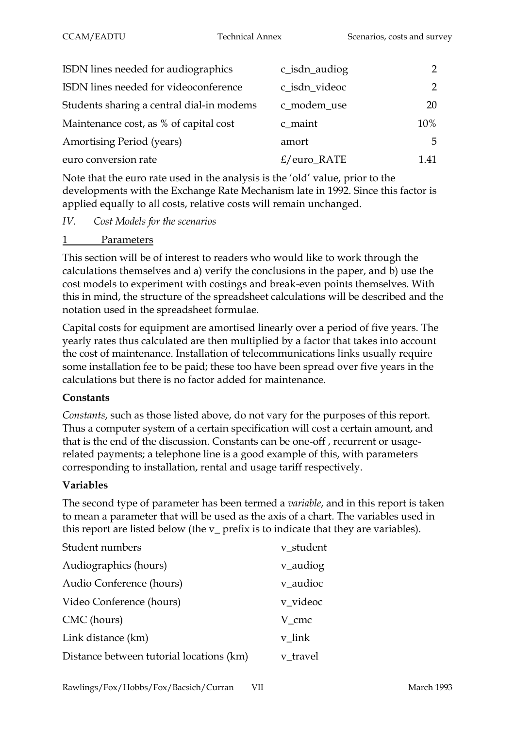| | | |
|---|---|---|
| ISDN lines needed for audiographics | c_isdn_audiog | 2 |
| ISDN lines needed for videoconference | c_isdn_videoc | 2 |
| Students sharing a central dial-in modems | c_modem_use | 20 |
| Maintenance cost, as % of capital cost | c_maint | 10% |
| Amortising Period (years) | amort | 5 |
| euro conversion rate | £/euro_RATE | 1.41 |

Note that the euro rate used in the analysis is the 'old' value, prior to the developments with the Exchange Rate Mechanism late in 1992. Since this factor is applied equally to all costs, relative costs will remain unchanged.

*IV. Cost Models for the scenarios*

1 Parameters

This section will be of interest to readers who would like to work through the calculations themselves and a) verify the conclusions in the paper, and b) use the cost models to experiment with costings and break-even points themselves. With this in mind, the structure of the spreadsheet calculations will be described and the notation used in the spreadsheet formulae.

Capital costs for equipment are amortised linearly over a period of five years. The yearly rates thus calculated are then multiplied by a factor that takes into account the cost of maintenance. Installation of telecommunications links usually require some installation fee to be paid; these too have been spread over five years in the calculations but there is no factor added for maintenance.

**Constants**

*Constants*, such as those listed above, do not vary for the purposes of this report. Thus a computer system of a certain specification will cost a certain amount, and that is the end of the discussion. Constants can be one-off , recurrent or usage-related payments; a telephone line is a good example of this, with parameters corresponding to installation, rental and usage tariff respectively.

**Variables**

The second type of parameter has been termed a *variable*, and in this report is taken to mean a parameter that will be used as the axis of a chart. The variables used in this report are listed below (the v_ prefix is to indicate that they are variables).

| | |
|---|---|
| Student numbers | v_student |
| Audiographics (hours) | v_audiog |
| Audio Conference (hours) | v_audioc |
| Video Conference (hours) | v_videoc |
| CMC (hours) | V_cmc |
| Link distance (km) | v_link |
| Distance between tutorial locations (km) | v_travel |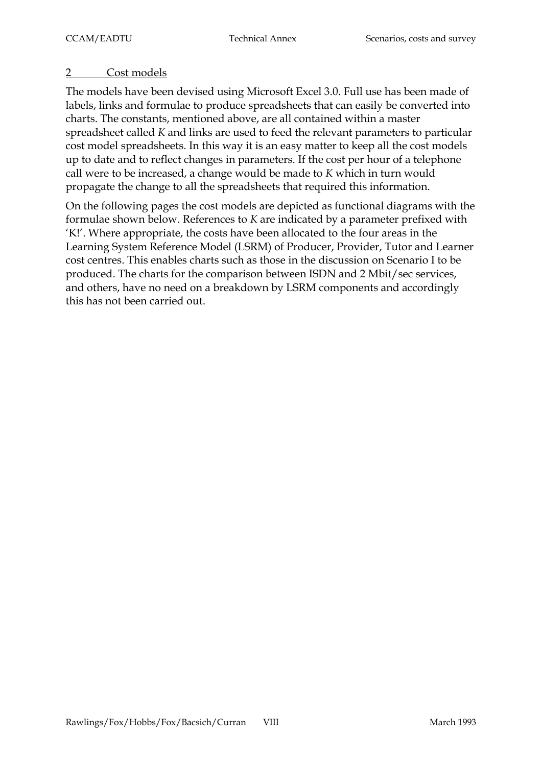## 2 Cost models

The models have been devised using Microsoft Excel 3.0. Full use has been made of labels, links and formulae to produce spreadsheets that can easily be converted into charts. The constants, mentioned above, are all contained within a master spreadsheet called *K* and links are used to feed the relevant parameters to particular cost model spreadsheets. In this way it is an easy matter to keep all the cost models up to date and to reflect changes in parameters. If the cost per hour of a telephone call were to be increased, a change would be made to *K* which in turn would propagate the change to all the spreadsheets that required this information.

On the following pages the cost models are depicted as functional diagrams with the formulae shown below. References to *K* are indicated by a parameter prefixed with 'K!'. Where appropriate, the costs have been allocated to the four areas in the Learning System Reference Model (LSRM) of Producer, Provider, Tutor and Learner cost centres. This enables charts such as those in the discussion on Scenario I to be produced. The charts for the comparison between ISDN and 2 Mbit/sec services, and others, have no need on a breakdown by LSRM components and accordingly this has not been carried out.